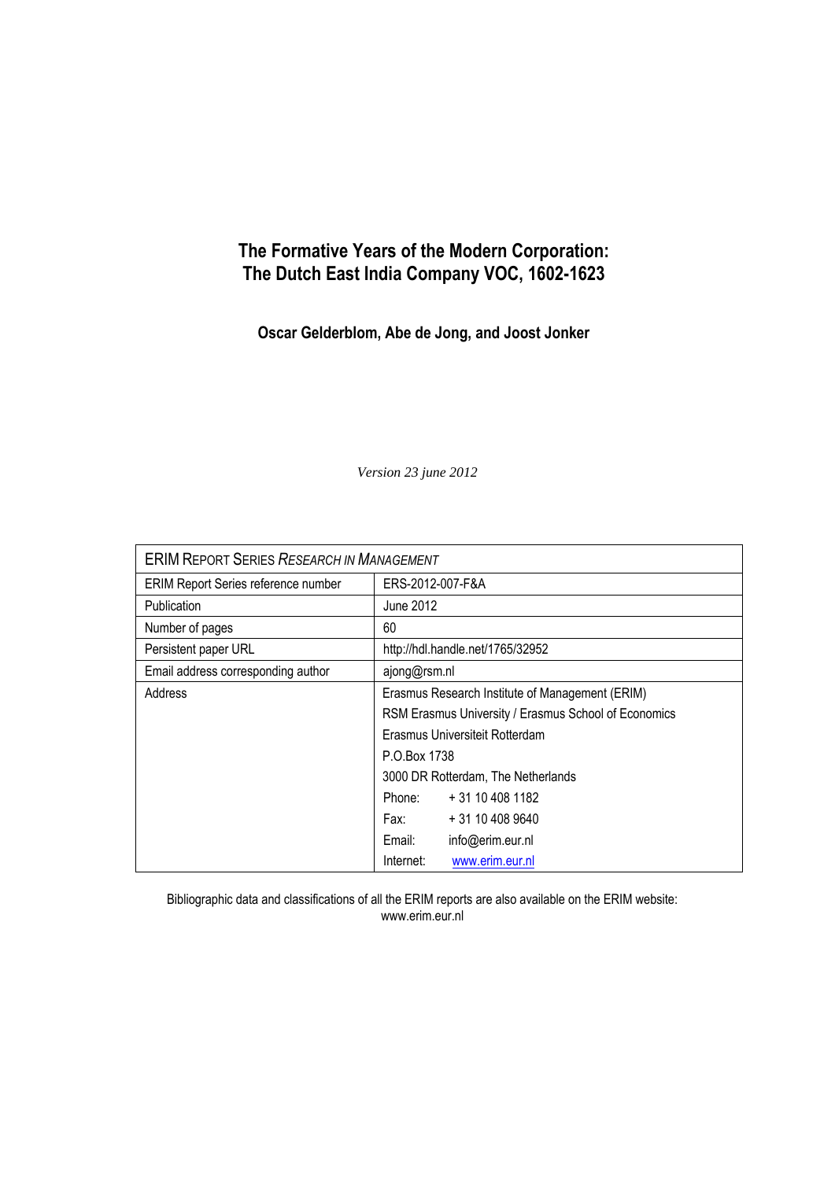# The Formative Years of the Modern Corporation: The Dutch East India Company VOC, 1602-1623

**Oscar Gelderblom, Abe de Jong, and Joost Jonker**

*Version 23 june 2012*

| ERIM Report Series *Research in Management* | |
|---|---|
| ERIM Report Series reference number | ERS-2012-007-F&A |
| Publication | June 2012 |
| Number of pages | 60 |
| Persistent paper URL | http://hdl.handle.net/1765/32952 |
| Email address corresponding author | ajong@rsm.nl |
| Address | Erasmus Research Institute of Management (ERIM) |
| | RSM Erasmus University / Erasmus School of Economics |
| | Erasmus Universiteit Rotterdam |
| | P.O.Box 1738 |
| | 3000 DR Rotterdam, The Netherlands |
| | Phone: + 31 10 408 1182 |
| | Fax: + 31 10 408 9640 |
| | Email: info@erim.eur.nl |
| | Internet: www.erim.eur.nl |

Bibliographic data and classifications of all the ERIM reports are also available on the ERIM website: www.erim.eur.nl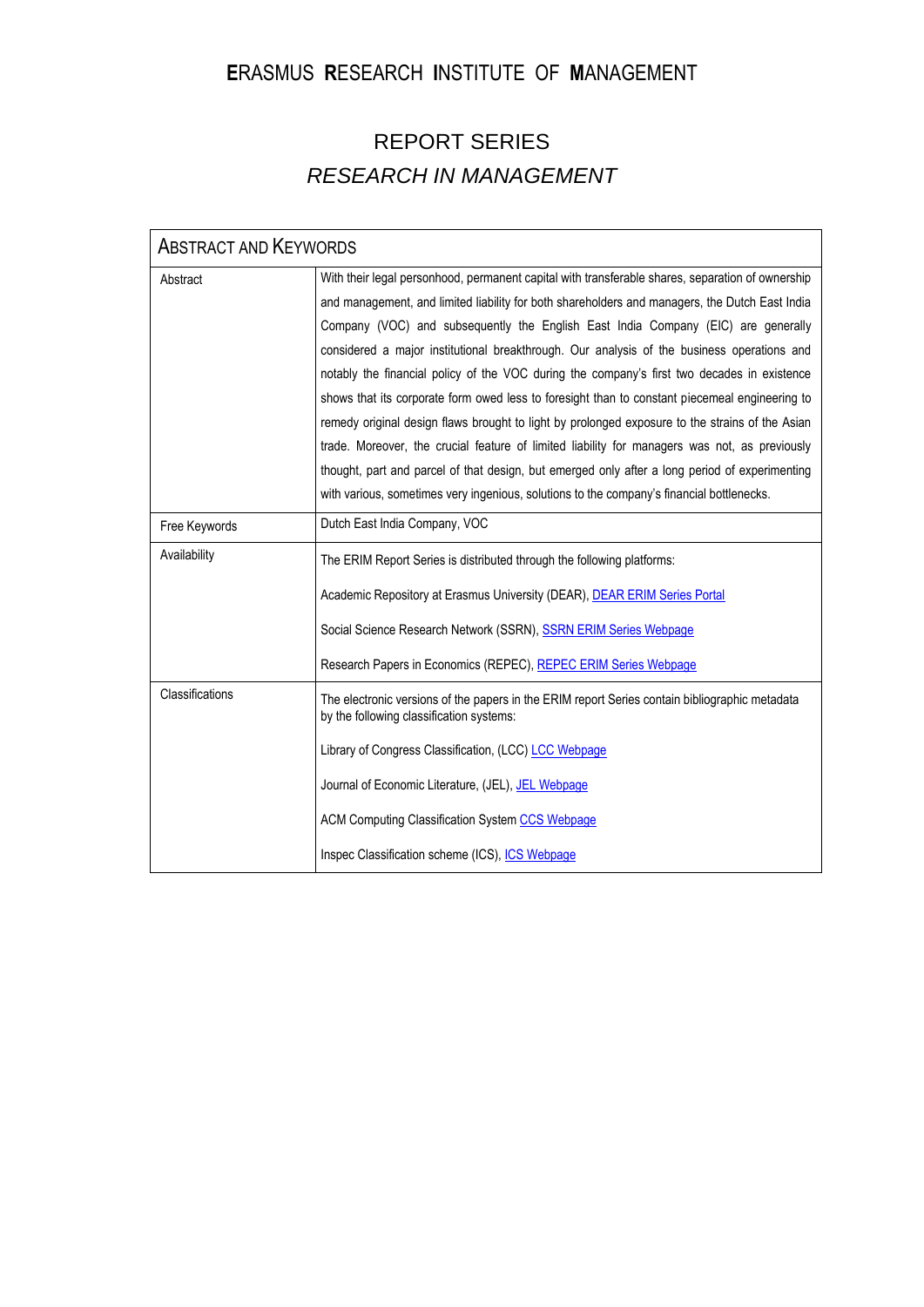# ERASMUS RESEARCH INSTITUTE OF MANAGEMENT

## REPORT SERIES
## *RESEARCH IN MANAGEMENT*

| ABSTRACT AND KEYWORDS | |
|---|---|
| Abstract | With their legal personhood, permanent capital with transferable shares, separation of ownership and management, and limited liability for both shareholders and managers, the Dutch East India Company (VOC) and subsequently the English East India Company (EIC) are generally considered a major institutional breakthrough. Our analysis of the business operations and notably the financial policy of the VOC during the company's first two decades in existence shows that its corporate form owed less to foresight than to constant piecemeal engineering to remedy original design flaws brought to light by prolonged exposure to the strains of the Asian trade. Moreover, the crucial feature of limited liability for managers was not, as previously thought, part and parcel of that design, but emerged only after a long period of experimenting with various, sometimes very ingenious, solutions to the company's financial bottlenecks. |
| Free Keywords | Dutch East India Company, VOC |
| Availability | The ERIM Report Series is distributed through the following platforms:<br><br>Academic Repository at Erasmus University (DEAR), DEAR ERIM Series Portal<br><br>Social Science Research Network (SSRN), SSRN ERIM Series Webpage<br><br>Research Papers in Economics (REPEC), REPEC ERIM Series Webpage |
| Classifications | The electronic versions of the papers in the ERIM report Series contain bibliographic metadata by the following classification systems:<br><br>Library of Congress Classification, (LCC) LCC Webpage<br><br>Journal of Economic Literature, (JEL), JEL Webpage<br><br>ACM Computing Classification System CCS Webpage<br><br>Inspec Classification scheme (ICS), ICS Webpage |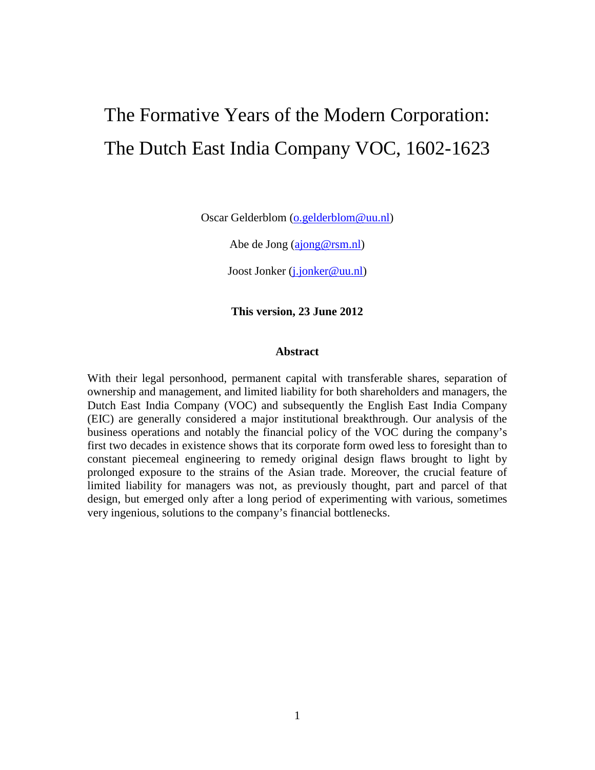# The Formative Years of the Modern Corporation: The Dutch East India Company VOC, 1602-1623

Oscar Gelderblom (o.gelderblom@uu.nl)

Abe de Jong (ajong@rsm.nl)

Joost Jonker (j.jonker@uu.nl)

**This version, 23 June 2012**

### Abstract

With their legal personhood, permanent capital with transferable shares, separation of ownership and management, and limited liability for both shareholders and managers, the Dutch East India Company (VOC) and subsequently the English East India Company (EIC) are generally considered a major institutional breakthrough. Our analysis of the business operations and notably the financial policy of the VOC during the company's first two decades in existence shows that its corporate form owed less to foresight than to constant piecemeal engineering to remedy original design flaws brought to light by prolonged exposure to the strains of the Asian trade. Moreover, the crucial feature of limited liability for managers was not, as previously thought, part and parcel of that design, but emerged only after a long period of experimenting with various, sometimes very ingenious, solutions to the company's financial bottlenecks.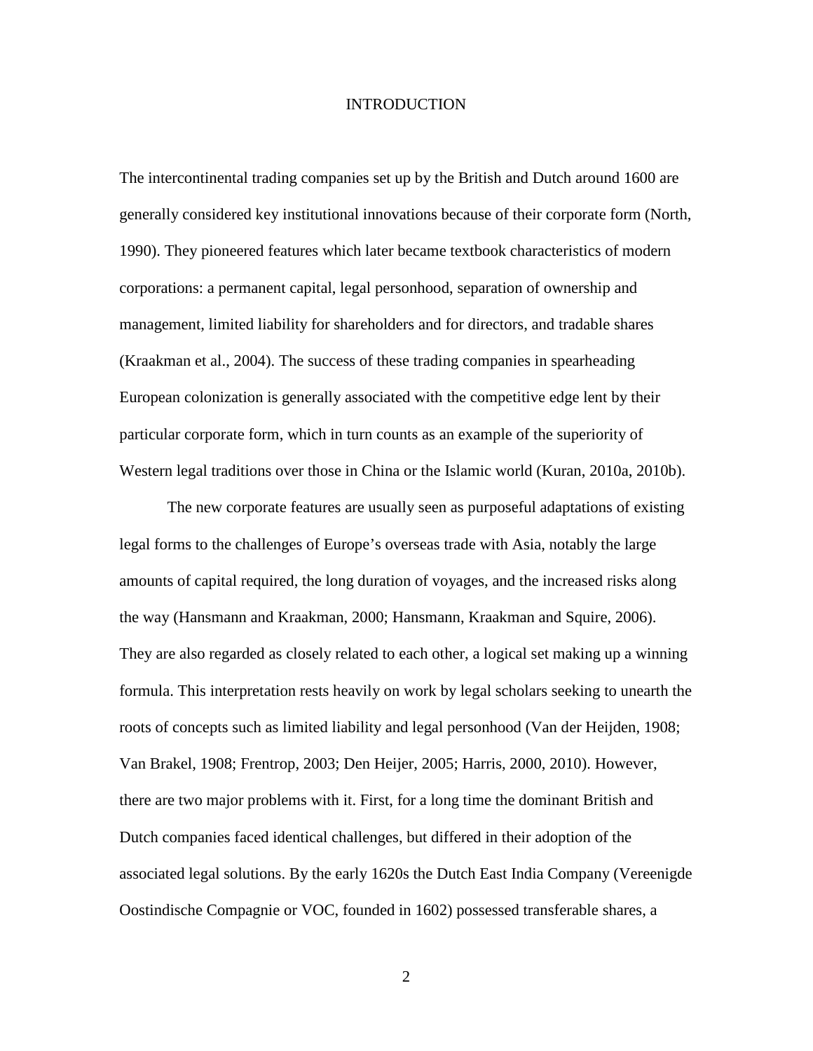# INTRODUCTION

The intercontinental trading companies set up by the British and Dutch around 1600 are generally considered key institutional innovations because of their corporate form (North, 1990). They pioneered features which later became textbook characteristics of modern corporations: a permanent capital, legal personhood, separation of ownership and management, limited liability for shareholders and for directors, and tradable shares (Kraakman et al., 2004). The success of these trading companies in spearheading European colonization is generally associated with the competitive edge lent by their particular corporate form, which in turn counts as an example of the superiority of Western legal traditions over those in China or the Islamic world (Kuran, 2010a, 2010b).

The new corporate features are usually seen as purposeful adaptations of existing legal forms to the challenges of Europe's overseas trade with Asia, notably the large amounts of capital required, the long duration of voyages, and the increased risks along the way (Hansmann and Kraakman, 2000; Hansmann, Kraakman and Squire, 2006). They are also regarded as closely related to each other, a logical set making up a winning formula. This interpretation rests heavily on work by legal scholars seeking to unearth the roots of concepts such as limited liability and legal personhood (Van der Heijden, 1908; Van Brakel, 1908; Frentrop, 2003; Den Heijer, 2005; Harris, 2000, 2010). However, there are two major problems with it. First, for a long time the dominant British and Dutch companies faced identical challenges, but differed in their adoption of the associated legal solutions. By the early 1620s the Dutch East India Company (Vereenigde Oostindische Compagnie or VOC, founded in 1602) possessed transferable shares, a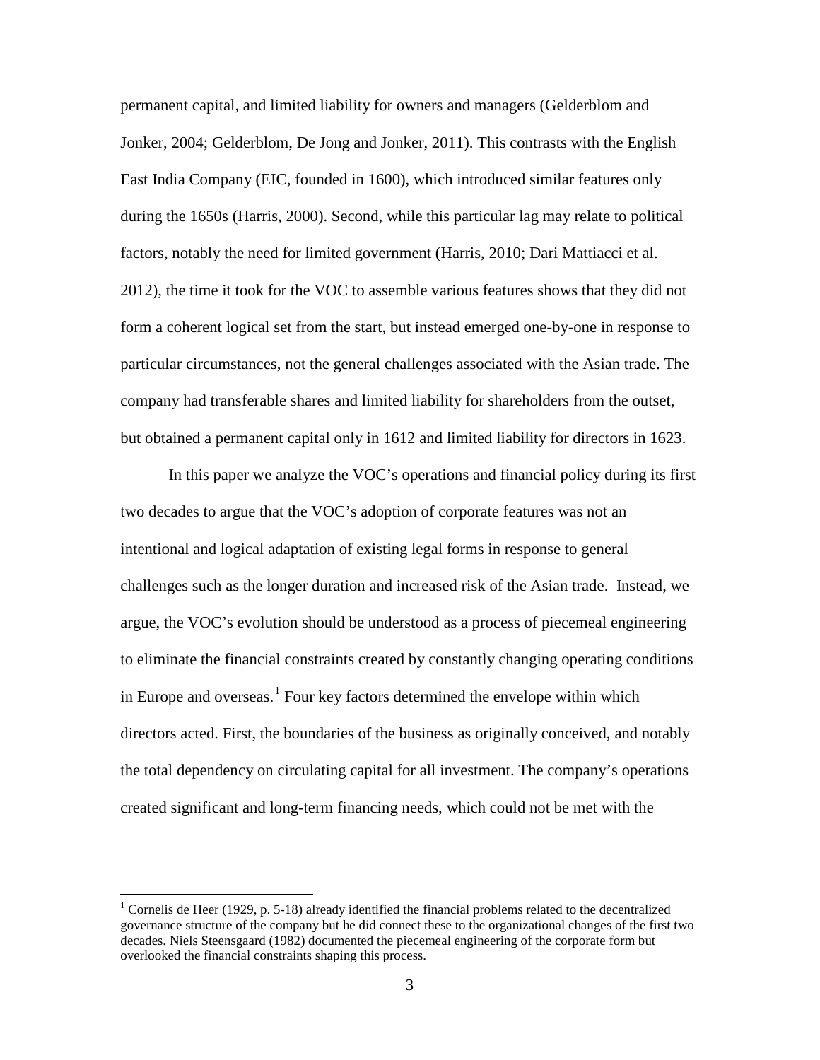permanent capital, and limited liability for owners and managers (Gelderblom and Jonker, 2004; Gelderblom, De Jong and Jonker, 2011). This contrasts with the English East India Company (EIC, founded in 1600), which introduced similar features only during the 1650s (Harris, 2000). Second, while this particular lag may relate to political factors, notably the need for limited government (Harris, 2010; Dari Mattiacci et al. 2012), the time it took for the VOC to assemble various features shows that they did not form a coherent logical set from the start, but instead emerged one-by-one in response to particular circumstances, not the general challenges associated with the Asian trade. The company had transferable shares and limited liability for shareholders from the outset, but obtained a permanent capital only in 1612 and limited liability for directors in 1623.

In this paper we analyze the VOC's operations and financial policy during its first two decades to argue that the VOC's adoption of corporate features was not an intentional and logical adaptation of existing legal forms in response to general challenges such as the longer duration and increased risk of the Asian trade. Instead, we argue, the VOC's evolution should be understood as a process of piecemeal engineering to eliminate the financial constraints created by constantly changing operating conditions in Europe and overseas.[1] Four key factors determined the envelope within which directors acted. First, the boundaries of the business as originally conceived, and notably the total dependency on circulating capital for all investment. The company's operations created significant and long-term financing needs, which could not be met with the

[1] Cornelis de Heer (1929, p. 5-18) already identified the financial problems related to the decentralized governance structure of the company but he did connect these to the organizational changes of the first two decades. Niels Steensgaard (1982) documented the piecemeal engineering of the corporate form but overlooked the financial constraints shaping this process.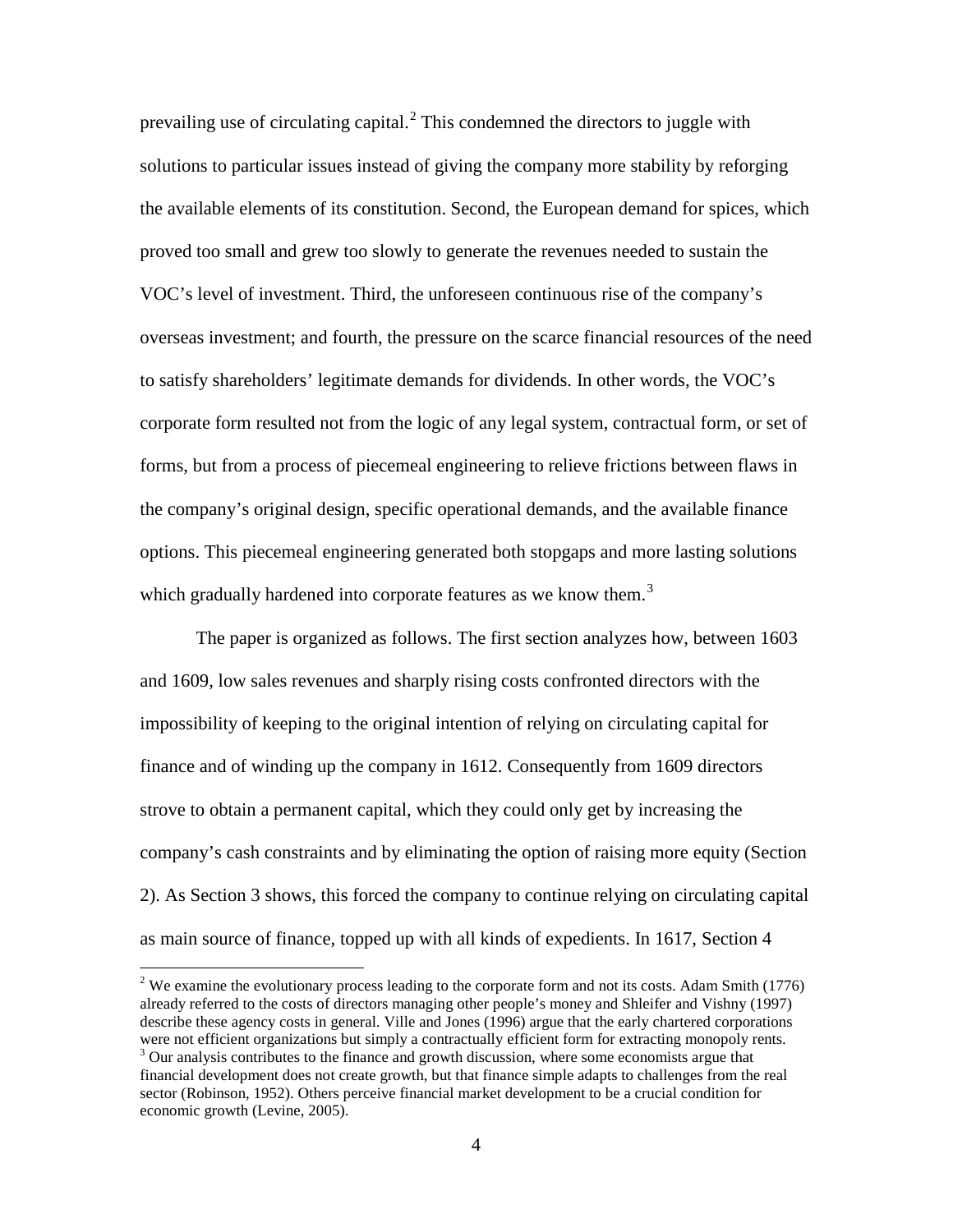prevailing use of circulating capital.[2] This condemned the directors to juggle with solutions to particular issues instead of giving the company more stability by reforging the available elements of its constitution. Second, the European demand for spices, which proved too small and grew too slowly to generate the revenues needed to sustain the VOC's level of investment. Third, the unforeseen continuous rise of the company's overseas investment; and fourth, the pressure on the scarce financial resources of the need to satisfy shareholders' legitimate demands for dividends. In other words, the VOC's corporate form resulted not from the logic of any legal system, contractual form, or set of forms, but from a process of piecemeal engineering to relieve frictions between flaws in the company's original design, specific operational demands, and the available finance options. This piecemeal engineering generated both stopgaps and more lasting solutions which gradually hardened into corporate features as we know them.[3]

The paper is organized as follows. The first section analyzes how, between 1603 and 1609, low sales revenues and sharply rising costs confronted directors with the impossibility of keeping to the original intention of relying on circulating capital for finance and of winding up the company in 1612. Consequently from 1609 directors strove to obtain a permanent capital, which they could only get by increasing the company's cash constraints and by eliminating the option of raising more equity (Section 2). As Section 3 shows, this forced the company to continue relying on circulating capital as main source of finance, topped up with all kinds of expedients. In 1617, Section 4

[2] We examine the evolutionary process leading to the corporate form and not its costs. Adam Smith (1776) already referred to the costs of directors managing other people's money and Shleifer and Vishny (1997) describe these agency costs in general. Ville and Jones (1996) argue that the early chartered corporations were not efficient organizations but simply a contractually efficient form for extracting monopoly rents.

[3] Our analysis contributes to the finance and growth discussion, where some economists argue that financial development does not create growth, but that finance simple adapts to challenges from the real sector (Robinson, 1952). Others perceive financial market development to be a crucial condition for economic growth (Levine, 2005).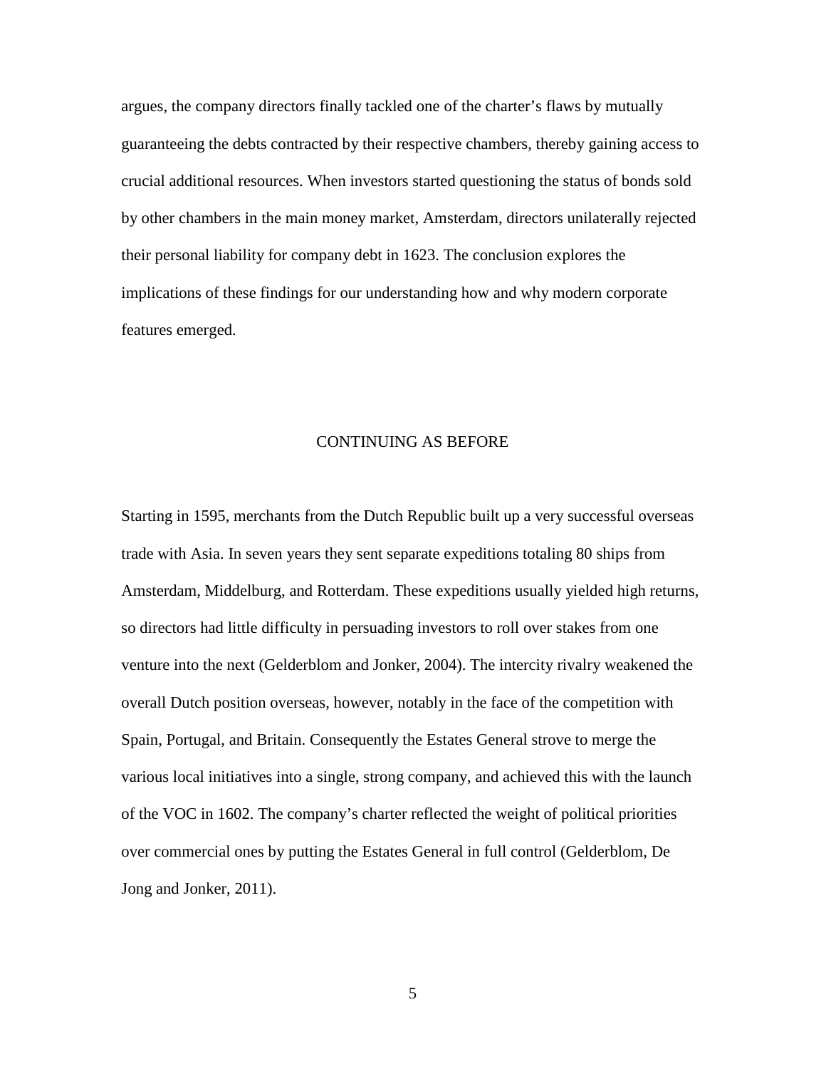argues, the company directors finally tackled one of the charter's flaws by mutually guaranteeing the debts contracted by their respective chambers, thereby gaining access to crucial additional resources. When investors started questioning the status of bonds sold by other chambers in the main money market, Amsterdam, directors unilaterally rejected their personal liability for company debt in 1623. The conclusion explores the implications of these findings for our understanding how and why modern corporate features emerged.

## CONTINUING AS BEFORE

Starting in 1595, merchants from the Dutch Republic built up a very successful overseas trade with Asia. In seven years they sent separate expeditions totaling 80 ships from Amsterdam, Middelburg, and Rotterdam. These expeditions usually yielded high returns, so directors had little difficulty in persuading investors to roll over stakes from one venture into the next (Gelderblom and Jonker, 2004). The intercity rivalry weakened the overall Dutch position overseas, however, notably in the face of the competition with Spain, Portugal, and Britain. Consequently the Estates General strove to merge the various local initiatives into a single, strong company, and achieved this with the launch of the VOC in 1602. The company's charter reflected the weight of political priorities over commercial ones by putting the Estates General in full control (Gelderblom, De Jong and Jonker, 2011).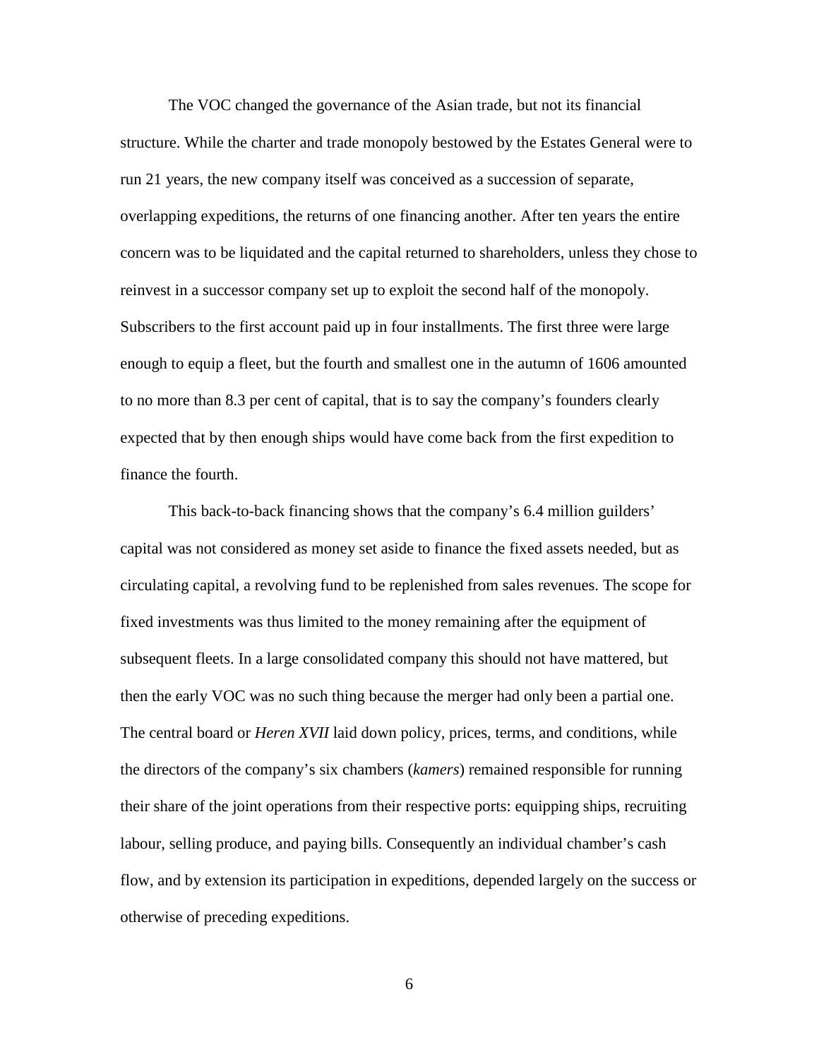The VOC changed the governance of the Asian trade, but not its financial structure. While the charter and trade monopoly bestowed by the Estates General were to run 21 years, the new company itself was conceived as a succession of separate, overlapping expeditions, the returns of one financing another. After ten years the entire concern was to be liquidated and the capital returned to shareholders, unless they chose to reinvest in a successor company set up to exploit the second half of the monopoly. Subscribers to the first account paid up in four installments. The first three were large enough to equip a fleet, but the fourth and smallest one in the autumn of 1606 amounted to no more than 8.3 per cent of capital, that is to say the company's founders clearly expected that by then enough ships would have come back from the first expedition to finance the fourth.

This back-to-back financing shows that the company's 6.4 million guilders' capital was not considered as money set aside to finance the fixed assets needed, but as circulating capital, a revolving fund to be replenished from sales revenues. The scope for fixed investments was thus limited to the money remaining after the equipment of subsequent fleets. In a large consolidated company this should not have mattered, but then the early VOC was no such thing because the merger had only been a partial one. The central board or *Heren XVII* laid down policy, prices, terms, and conditions, while the directors of the company's six chambers (*kamers*) remained responsible for running their share of the joint operations from their respective ports: equipping ships, recruiting labour, selling produce, and paying bills. Consequently an individual chamber's cash flow, and by extension its participation in expeditions, depended largely on the success or otherwise of preceding expeditions.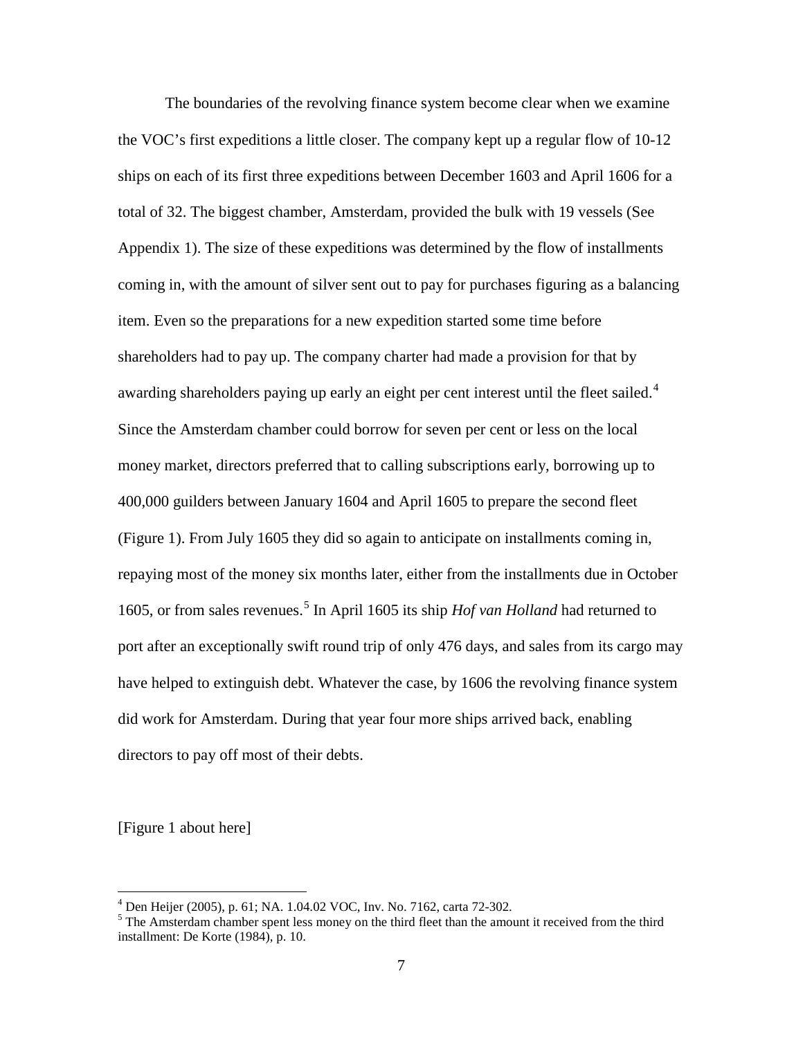The boundaries of the revolving finance system become clear when we examine the VOC's first expeditions a little closer. The company kept up a regular flow of 10-12 ships on each of its first three expeditions between December 1603 and April 1606 for a total of 32. The biggest chamber, Amsterdam, provided the bulk with 19 vessels (See Appendix 1). The size of these expeditions was determined by the flow of installments coming in, with the amount of silver sent out to pay for purchases figuring as a balancing item. Even so the preparations for a new expedition started some time before shareholders had to pay up. The company charter had made a provision for that by awarding shareholders paying up early an eight per cent interest until the fleet sailed.[4] Since the Amsterdam chamber could borrow for seven per cent or less on the local money market, directors preferred that to calling subscriptions early, borrowing up to 400,000 guilders between January 1604 and April 1605 to prepare the second fleet (Figure 1). From July 1605 they did so again to anticipate on installments coming in, repaying most of the money six months later, either from the installments due in October 1605, or from sales revenues.[5] In April 1605 its ship *Hof van Holland* had returned to port after an exceptionally swift round trip of only 476 days, and sales from its cargo may have helped to extinguish debt. Whatever the case, by 1606 the revolving finance system did work for Amsterdam. During that year four more ships arrived back, enabling directors to pay off most of their debts.

[Figure 1 about here]

---

[4] Den Heijer (2005), p. 61; NA. 1.04.02 VOC, Inv. No. 7162, carta 72-302.

[5] The Amsterdam chamber spent less money on the third fleet than the amount it received from the third installment: De Korte (1984), p. 10.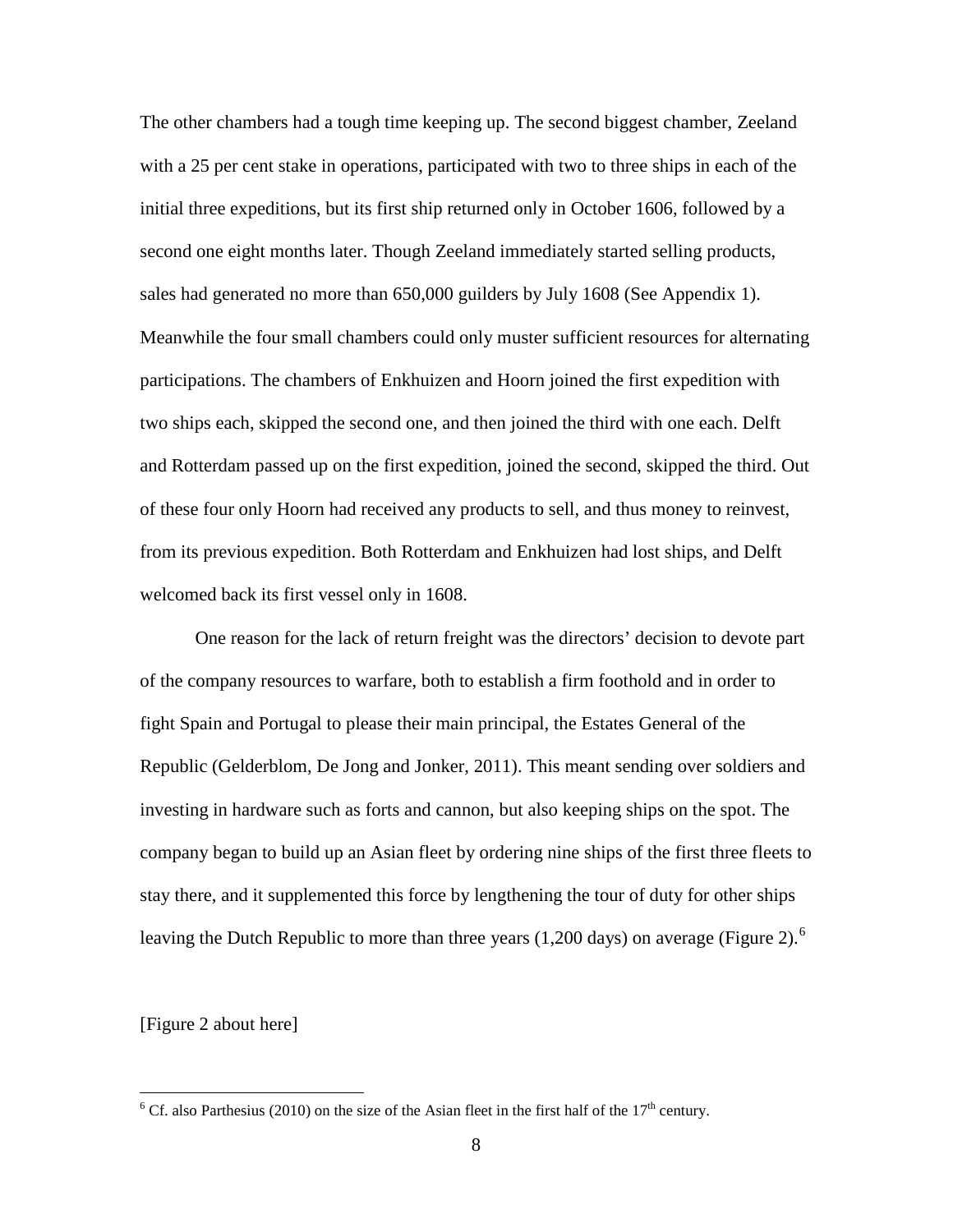The other chambers had a tough time keeping up. The second biggest chamber, Zeeland with a 25 per cent stake in operations, participated with two to three ships in each of the initial three expeditions, but its first ship returned only in October 1606, followed by a second one eight months later. Though Zeeland immediately started selling products, sales had generated no more than 650,000 guilders by July 1608 (See Appendix 1). Meanwhile the four small chambers could only muster sufficient resources for alternating participations. The chambers of Enkhuizen and Hoorn joined the first expedition with two ships each, skipped the second one, and then joined the third with one each. Delft and Rotterdam passed up on the first expedition, joined the second, skipped the third. Out of these four only Hoorn had received any products to sell, and thus money to reinvest, from its previous expedition. Both Rotterdam and Enkhuizen had lost ships, and Delft welcomed back its first vessel only in 1608.

One reason for the lack of return freight was the directors' decision to devote part of the company resources to warfare, both to establish a firm foothold and in order to fight Spain and Portugal to please their main principal, the Estates General of the Republic (Gelderblom, De Jong and Jonker, 2011). This meant sending over soldiers and investing in hardware such as forts and cannon, but also keeping ships on the spot. The company began to build up an Asian fleet by ordering nine ships of the first three fleets to stay there, and it supplemented this force by lengthening the tour of duty for other ships leaving the Dutch Republic to more than three years (1,200 days) on average (Figure 2).[6]

[Figure 2 about here]

[6] Cf. also Parthesius (2010) on the size of the Asian fleet in the first half of the 17th century.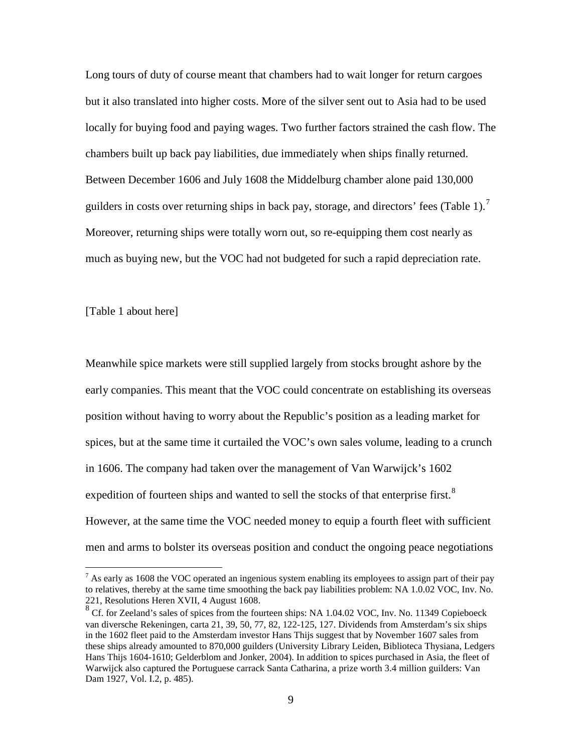Long tours of duty of course meant that chambers had to wait longer for return cargoes but it also translated into higher costs. More of the silver sent out to Asia had to be used locally for buying food and paying wages. Two further factors strained the cash flow. The chambers built up back pay liabilities, due immediately when ships finally returned. Between December 1606 and July 1608 the Middelburg chamber alone paid 130,000 guilders in costs over returning ships in back pay, storage, and directors' fees (Table 1).[7] Moreover, returning ships were totally worn out, so re-equipping them cost nearly as much as buying new, but the VOC had not budgeted for such a rapid depreciation rate.

[Table 1 about here]

Meanwhile spice markets were still supplied largely from stocks brought ashore by the early companies. This meant that the VOC could concentrate on establishing its overseas position without having to worry about the Republic's position as a leading market for spices, but at the same time it curtailed the VOC's own sales volume, leading to a crunch in 1606. The company had taken over the management of Van Warwijck's 1602 expedition of fourteen ships and wanted to sell the stocks of that enterprise first.[8] However, at the same time the VOC needed money to equip a fourth fleet with sufficient men and arms to bolster its overseas position and conduct the ongoing peace negotiations

[7] As early as 1608 the VOC operated an ingenious system enabling its employees to assign part of their pay to relatives, thereby at the same time smoothing the back pay liabilities problem: NA 1.0.02 VOC, Inv. No. 221, Resolutions Heren XVII, 4 August 1608.

[8] Cf. for Zeeland's sales of spices from the fourteen ships: NA 1.04.02 VOC, Inv. No. 11349 Copieboeck van diversche Rekeningen, carta 21, 39, 50, 77, 82, 122-125, 127. Dividends from Amsterdam's six ships in the 1602 fleet paid to the Amsterdam investor Hans Thijs suggest that by November 1607 sales from these ships already amounted to 870,000 guilders (University Library Leiden, Biblioteca Thysiana, Ledgers Hans Thijs 1604-1610; Gelderblom and Jonker, 2004). In addition to spices purchased in Asia, the fleet of Warwijck also captured the Portuguese carrack Santa Catharina, a prize worth 3.4 million guilders: Van Dam 1927, Vol. I.2, p. 485).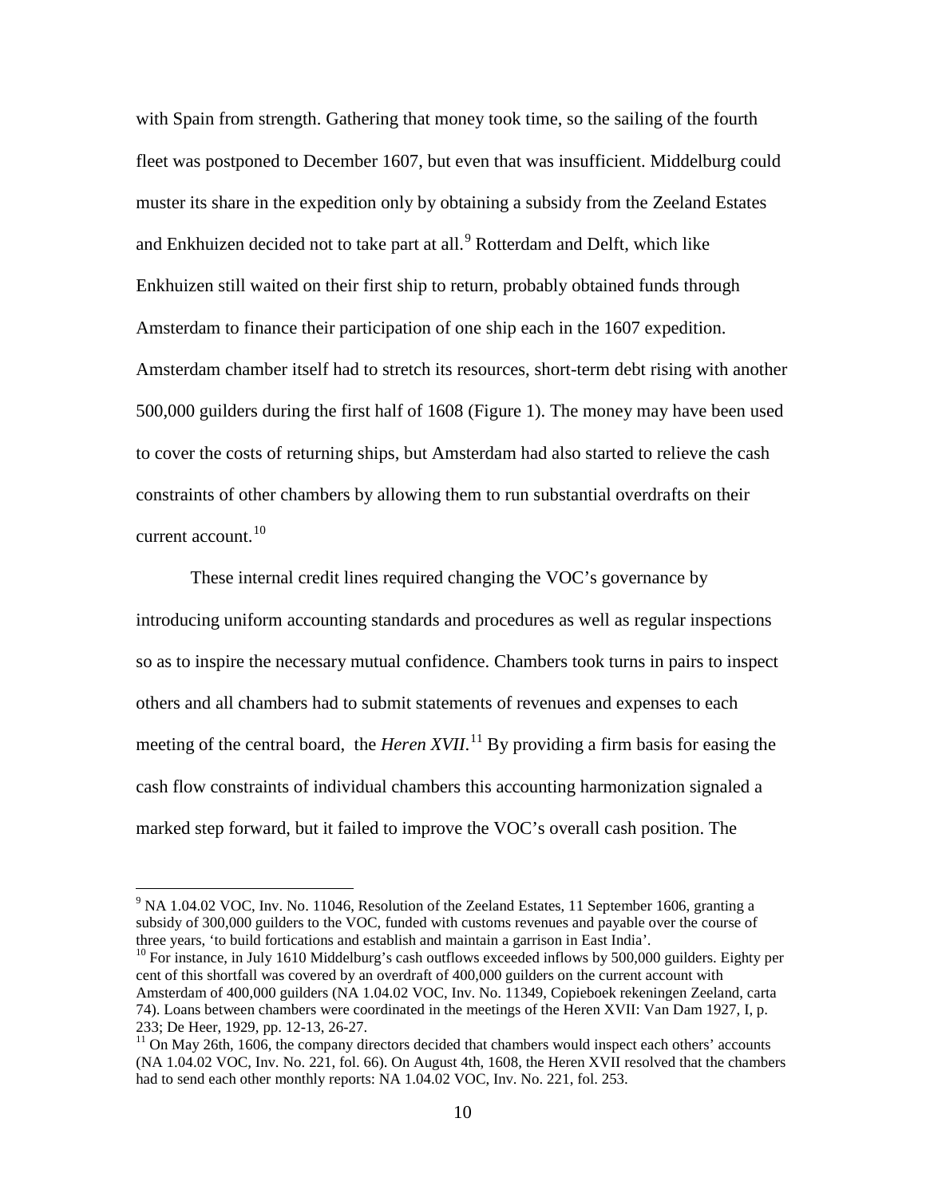with Spain from strength. Gathering that money took time, so the sailing of the fourth fleet was postponed to December 1607, but even that was insufficient. Middelburg could muster its share in the expedition only by obtaining a subsidy from the Zeeland Estates and Enkhuizen decided not to take part at all.[9] Rotterdam and Delft, which like Enkhuizen still waited on their first ship to return, probably obtained funds through Amsterdam to finance their participation of one ship each in the 1607 expedition. Amsterdam chamber itself had to stretch its resources, short-term debt rising with another 500,000 guilders during the first half of 1608 (Figure 1). The money may have been used to cover the costs of returning ships, but Amsterdam had also started to relieve the cash constraints of other chambers by allowing them to run substantial overdrafts on their current account.[10]

These internal credit lines required changing the VOC's governance by introducing uniform accounting standards and procedures as well as regular inspections so as to inspire the necessary mutual confidence. Chambers took turns in pairs to inspect others and all chambers had to submit statements of revenues and expenses to each meeting of the central board, the *Heren XVII*.[11] By providing a firm basis for easing the cash flow constraints of individual chambers this accounting harmonization signaled a marked step forward, but it failed to improve the VOC's overall cash position. The

---

[9] NA 1.04.02 VOC, Inv. No. 11046, Resolution of the Zeeland Estates, 11 September 1606, granting a subsidy of 300,000 guilders to the VOC, funded with customs revenues and payable over the course of three years, 'to build fortications and establish and maintain a garrison in East India'.

[10] For instance, in July 1610 Middelburg's cash outflows exceeded inflows by 500,000 guilders. Eighty per cent of this shortfall was covered by an overdraft of 400,000 guilders on the current account with Amsterdam of 400,000 guilders (NA 1.04.02 VOC, Inv. No. 11349, Copieboek rekeningen Zeeland, carta 74). Loans between chambers were coordinated in the meetings of the Heren XVII: Van Dam 1927, I, p. 233; De Heer, 1929, pp. 12-13, 26-27.

[11] On May 26th, 1606, the company directors decided that chambers would inspect each others' accounts (NA 1.04.02 VOC, Inv. No. 221, fol. 66). On August 4th, 1608, the Heren XVII resolved that the chambers had to send each other monthly reports: NA 1.04.02 VOC, Inv. No. 221, fol. 253.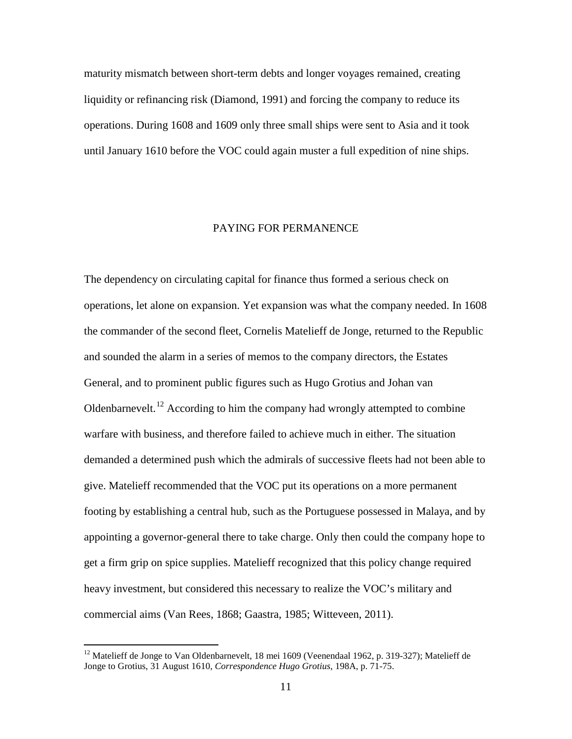maturity mismatch between short-term debts and longer voyages remained, creating liquidity or refinancing risk (Diamond, 1991) and forcing the company to reduce its operations. During 1608 and 1609 only three small ships were sent to Asia and it took until January 1610 before the VOC could again muster a full expedition of nine ships.

## PAYING FOR PERMANENCE

The dependency on circulating capital for finance thus formed a serious check on operations, let alone on expansion. Yet expansion was what the company needed. In 1608 the commander of the second fleet, Cornelis Matelieff de Jonge, returned to the Republic and sounded the alarm in a series of memos to the company directors, the Estates General, and to prominent public figures such as Hugo Grotius and Johan van Oldenbarnevelt.[12] According to him the company had wrongly attempted to combine warfare with business, and therefore failed to achieve much in either. The situation demanded a determined push which the admirals of successive fleets had not been able to give. Matelieff recommended that the VOC put its operations on a more permanent footing by establishing a central hub, such as the Portuguese possessed in Malaya, and by appointing a governor-general there to take charge. Only then could the company hope to get a firm grip on spice supplies. Matelieff recognized that this policy change required heavy investment, but considered this necessary to realize the VOC's military and commercial aims (Van Rees, 1868; Gaastra, 1985; Witteveen, 2011).

[12] Matelieff de Jonge to Van Oldenbarnevelt, 18 mei 1609 (Veenendaal 1962, p. 319-327); Matelieff de Jonge to Grotius, 31 August 1610, *Correspondence Hugo Grotius*, 198A, p. 71-75.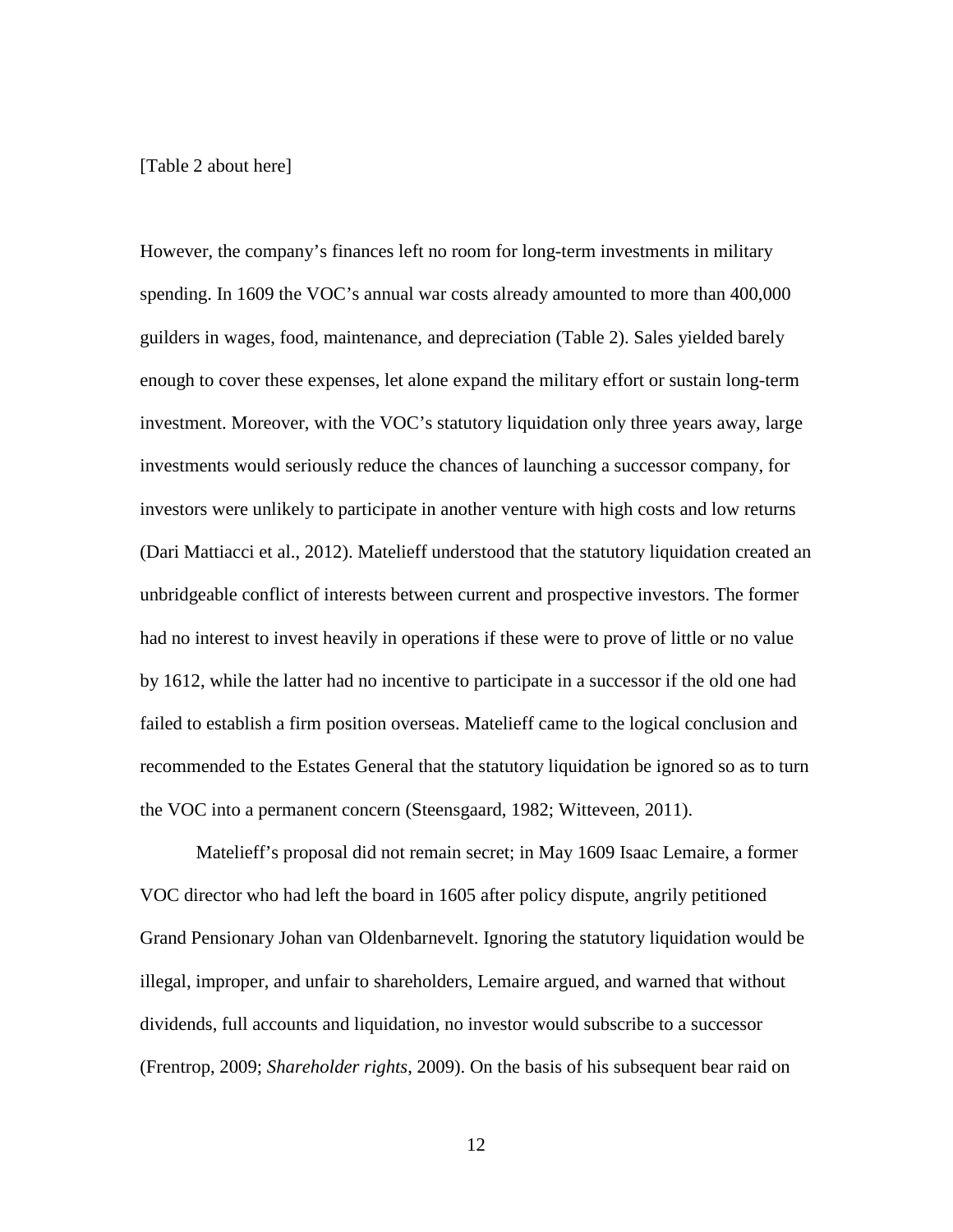[Table 2 about here]

However, the company's finances left no room for long-term investments in military spending. In 1609 the VOC's annual war costs already amounted to more than 400,000 guilders in wages, food, maintenance, and depreciation (Table 2). Sales yielded barely enough to cover these expenses, let alone expand the military effort or sustain long-term investment. Moreover, with the VOC's statutory liquidation only three years away, large investments would seriously reduce the chances of launching a successor company, for investors were unlikely to participate in another venture with high costs and low returns (Dari Mattiacci et al., 2012). Matelieff understood that the statutory liquidation created an unbridgeable conflict of interests between current and prospective investors. The former had no interest to invest heavily in operations if these were to prove of little or no value by 1612, while the latter had no incentive to participate in a successor if the old one had failed to establish a firm position overseas. Matelieff came to the logical conclusion and recommended to the Estates General that the statutory liquidation be ignored so as to turn the VOC into a permanent concern (Steensgaard, 1982; Witteveen, 2011).

Matelieff's proposal did not remain secret; in May 1609 Isaac Lemaire, a former VOC director who had left the board in 1605 after policy dispute, angrily petitioned Grand Pensionary Johan van Oldenbarnevelt. Ignoring the statutory liquidation would be illegal, improper, and unfair to shareholders, Lemaire argued, and warned that without dividends, full accounts and liquidation, no investor would subscribe to a successor (Frentrop, 2009; *Shareholder rights*, 2009). On the basis of his subsequent bear raid on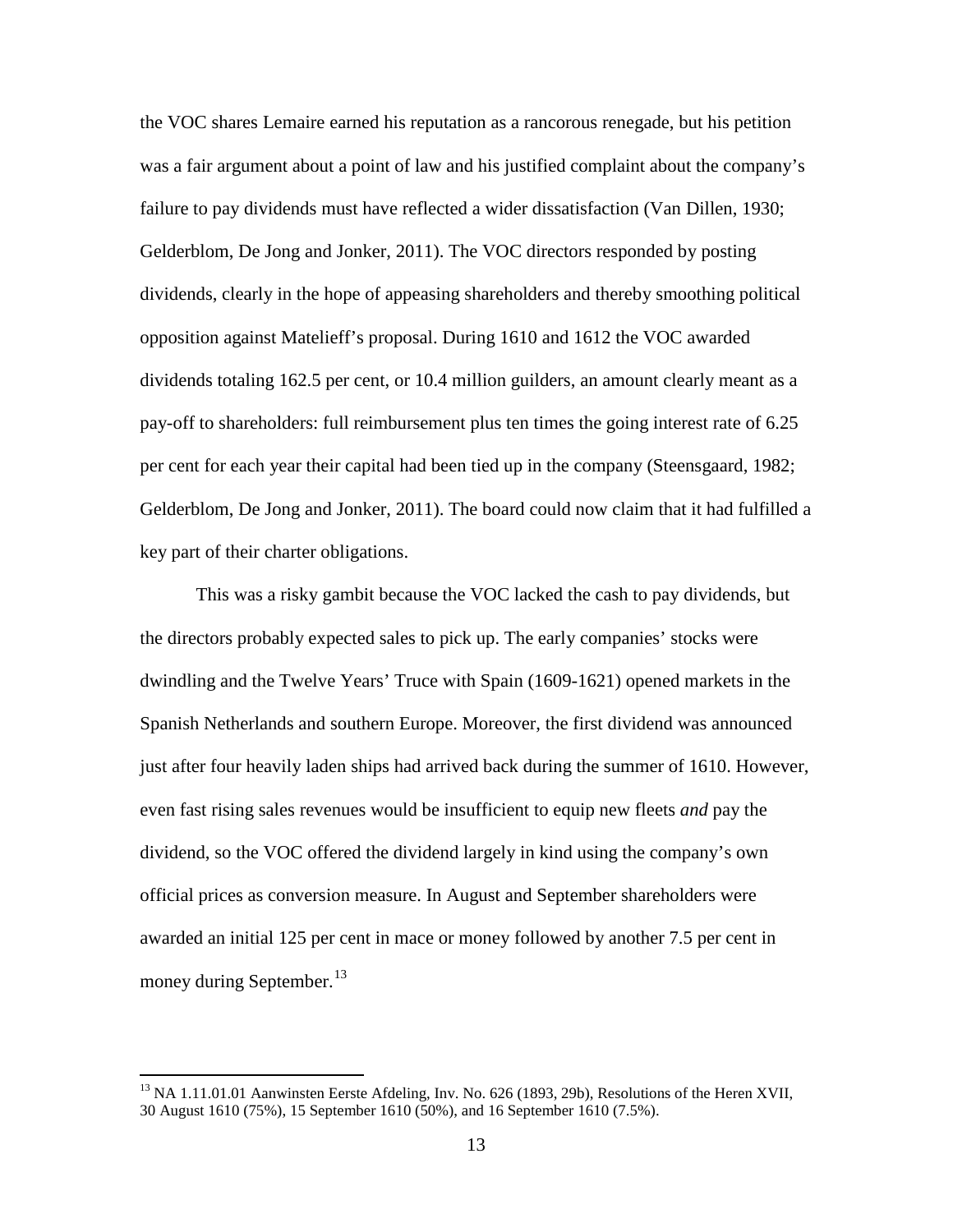the VOC shares Lemaire earned his reputation as a rancorous renegade, but his petition was a fair argument about a point of law and his justified complaint about the company's failure to pay dividends must have reflected a wider dissatisfaction (Van Dillen, 1930; Gelderblom, De Jong and Jonker, 2011). The VOC directors responded by posting dividends, clearly in the hope of appeasing shareholders and thereby smoothing political opposition against Matelieff's proposal. During 1610 and 1612 the VOC awarded dividends totaling 162.5 per cent, or 10.4 million guilders, an amount clearly meant as a pay-off to shareholders: full reimbursement plus ten times the going interest rate of 6.25 per cent for each year their capital had been tied up in the company (Steensgaard, 1982; Gelderblom, De Jong and Jonker, 2011). The board could now claim that it had fulfilled a key part of their charter obligations.

This was a risky gambit because the VOC lacked the cash to pay dividends, but the directors probably expected sales to pick up. The early companies' stocks were dwindling and the Twelve Years' Truce with Spain (1609-1621) opened markets in the Spanish Netherlands and southern Europe. Moreover, the first dividend was announced just after four heavily laden ships had arrived back during the summer of 1610. However, even fast rising sales revenues would be insufficient to equip new fleets *and* pay the dividend, so the VOC offered the dividend largely in kind using the company's own official prices as conversion measure. In August and September shareholders were awarded an initial 125 per cent in mace or money followed by another 7.5 per cent in money during September.[13]

---

[13] NA 1.11.01.01 Aanwinsten Eerste Afdeling, Inv. No. 626 (1893, 29b), Resolutions of the Heren XVII, 30 August 1610 (75%), 15 September 1610 (50%), and 16 September 1610 (7.5%).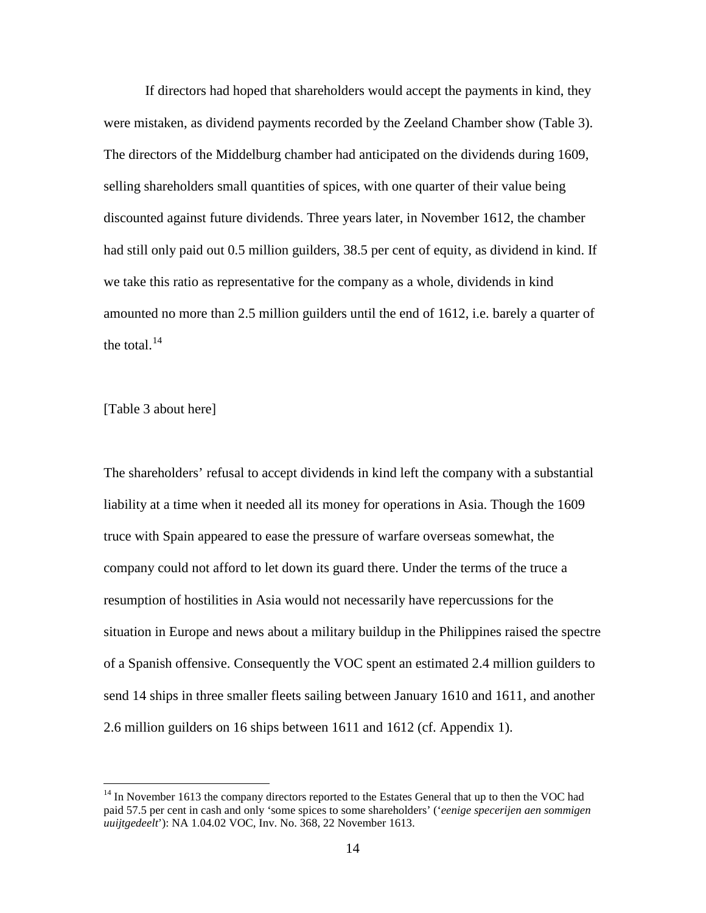If directors had hoped that shareholders would accept the payments in kind, they were mistaken, as dividend payments recorded by the Zeeland Chamber show (Table 3). The directors of the Middelburg chamber had anticipated on the dividends during 1609, selling shareholders small quantities of spices, with one quarter of their value being discounted against future dividends. Three years later, in November 1612, the chamber had still only paid out 0.5 million guilders, 38.5 per cent of equity, as dividend in kind. If we take this ratio as representative for the company as a whole, dividends in kind amounted no more than 2.5 million guilders until the end of 1612, i.e. barely a quarter of the total.[14]

[Table 3 about here]

The shareholders' refusal to accept dividends in kind left the company with a substantial liability at a time when it needed all its money for operations in Asia. Though the 1609 truce with Spain appeared to ease the pressure of warfare overseas somewhat, the company could not afford to let down its guard there. Under the terms of the truce a resumption of hostilities in Asia would not necessarily have repercussions for the situation in Europe and news about a military buildup in the Philippines raised the spectre of a Spanish offensive. Consequently the VOC spent an estimated 2.4 million guilders to send 14 ships in three smaller fleets sailing between January 1610 and 1611, and another 2.6 million guilders on 16 ships between 1611 and 1612 (cf. Appendix 1).

[14] In November 1613 the company directors reported to the Estates General that up to then the VOC had paid 57.5 per cent in cash and only 'some spices to some shareholders' ('*eenige specerijen aen sommigen uuijtgedeelt*'): NA 1.04.02 VOC, Inv. No. 368, 22 November 1613.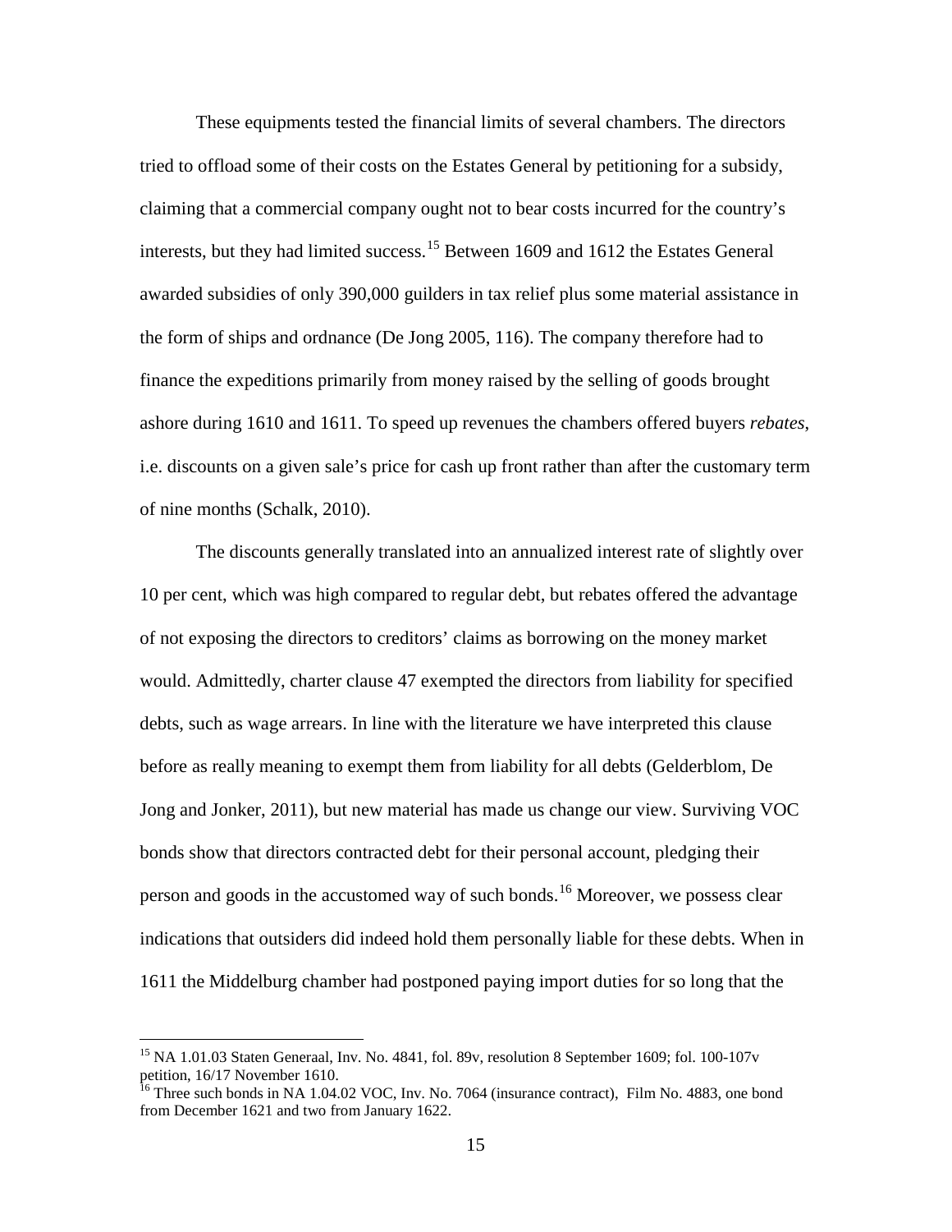These equipments tested the financial limits of several chambers. The directors tried to offload some of their costs on the Estates General by petitioning for a subsidy, claiming that a commercial company ought not to bear costs incurred for the country's interests, but they had limited success.[15] Between 1609 and 1612 the Estates General awarded subsidies of only 390,000 guilders in tax relief plus some material assistance in the form of ships and ordnance (De Jong 2005, 116). The company therefore had to finance the expeditions primarily from money raised by the selling of goods brought ashore during 1610 and 1611. To speed up revenues the chambers offered buyers *rebates*, i.e. discounts on a given sale's price for cash up front rather than after the customary term of nine months (Schalk, 2010).

The discounts generally translated into an annualized interest rate of slightly over 10 per cent, which was high compared to regular debt, but rebates offered the advantage of not exposing the directors to creditors' claims as borrowing on the money market would. Admittedly, charter clause 47 exempted the directors from liability for specified debts, such as wage arrears. In line with the literature we have interpreted this clause before as really meaning to exempt them from liability for all debts (Gelderblom, De Jong and Jonker, 2011), but new material has made us change our view. Surviving VOC bonds show that directors contracted debt for their personal account, pledging their person and goods in the accustomed way of such bonds.[16] Moreover, we possess clear indications that outsiders did indeed hold them personally liable for these debts. When in 1611 the Middelburg chamber had postponed paying import duties for so long that the

---

[15] NA 1.01.03 Staten Generaal, Inv. No. 4841, fol. 89v, resolution 8 September 1609; fol. 100-107v petition, 16/17 November 1610.

[16] Three such bonds in NA 1.04.02 VOC, Inv. No. 7064 (insurance contract), Film No. 4883, one bond from December 1621 and two from January 1622.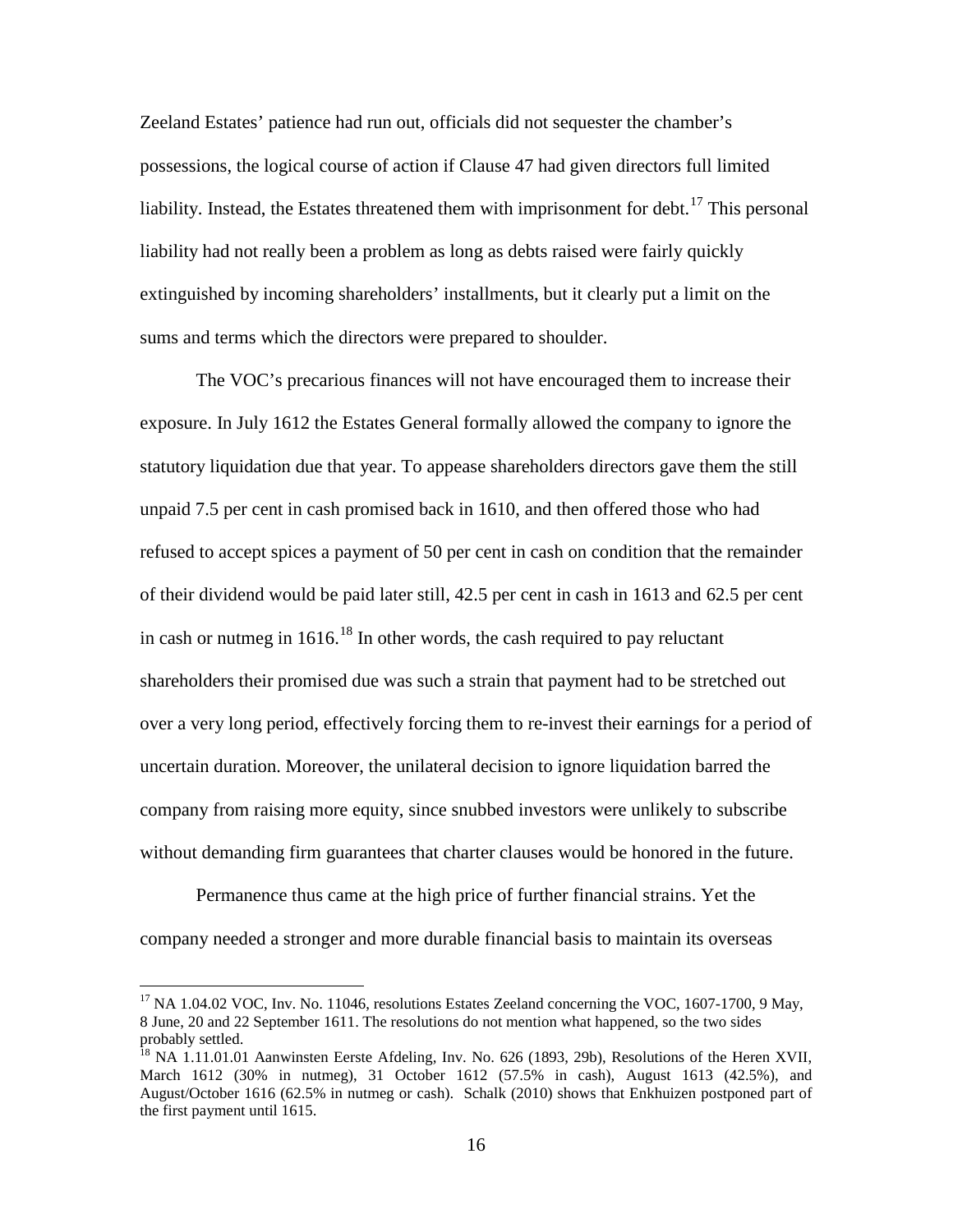Zeeland Estates' patience had run out, officials did not sequester the chamber's possessions, the logical course of action if Clause 47 had given directors full limited liability. Instead, the Estates threatened them with imprisonment for debt.[17] This personal liability had not really been a problem as long as debts raised were fairly quickly extinguished by incoming shareholders' installments, but it clearly put a limit on the sums and terms which the directors were prepared to shoulder.

The VOC's precarious finances will not have encouraged them to increase their exposure. In July 1612 the Estates General formally allowed the company to ignore the statutory liquidation due that year. To appease shareholders directors gave them the still unpaid 7.5 per cent in cash promised back in 1610, and then offered those who had refused to accept spices a payment of 50 per cent in cash on condition that the remainder of their dividend would be paid later still, 42.5 per cent in cash in 1613 and 62.5 per cent in cash or nutmeg in 1616.[18] In other words, the cash required to pay reluctant shareholders their promised due was such a strain that payment had to be stretched out over a very long period, effectively forcing them to re-invest their earnings for a period of uncertain duration. Moreover, the unilateral decision to ignore liquidation barred the company from raising more equity, since snubbed investors were unlikely to subscribe without demanding firm guarantees that charter clauses would be honored in the future.

Permanence thus came at the high price of further financial strains. Yet the company needed a stronger and more durable financial basis to maintain its overseas

---

[17] NA 1.04.02 VOC, Inv. No. 11046, resolutions Estates Zeeland concerning the VOC, 1607-1700, 9 May, 8 June, 20 and 22 September 1611. The resolutions do not mention what happened, so the two sides probably settled.

[18] NA 1.11.01.01 Aanwinsten Eerste Afdeling, Inv. No. 626 (1893, 29b), Resolutions of the Heren XVII, March 1612 (30% in nutmeg), 31 October 1612 (57.5% in cash), August 1613 (42.5%), and August/October 1616 (62.5% in nutmeg or cash). Schalk (2010) shows that Enkhuizen postponed part of the first payment until 1615.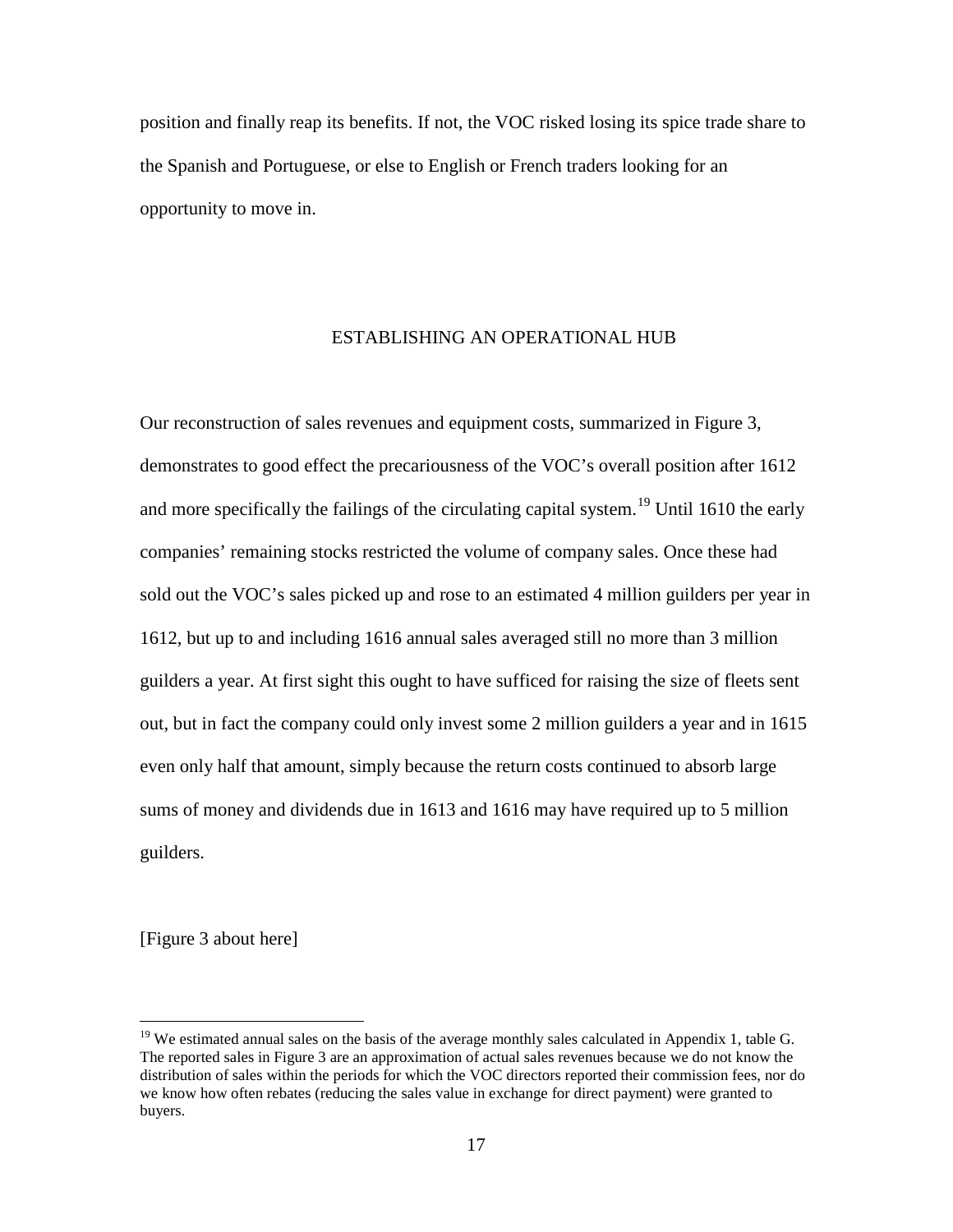position and finally reap its benefits. If not, the VOC risked losing its spice trade share to the Spanish and Portuguese, or else to English or French traders looking for an opportunity to move in.

## ESTABLISHING AN OPERATIONAL HUB

Our reconstruction of sales revenues and equipment costs, summarized in Figure 3, demonstrates to good effect the precariousness of the VOC's overall position after 1612 and more specifically the failings of the circulating capital system.[19] Until 1610 the early companies' remaining stocks restricted the volume of company sales. Once these had sold out the VOC's sales picked up and rose to an estimated 4 million guilders per year in 1612, but up to and including 1616 annual sales averaged still no more than 3 million guilders a year. At first sight this ought to have sufficed for raising the size of fleets sent out, but in fact the company could only invest some 2 million guilders a year and in 1615 even only half that amount, simply because the return costs continued to absorb large sums of money and dividends due in 1613 and 1616 may have required up to 5 million guilders.

[Figure 3 about here]

---

[19] We estimated annual sales on the basis of the average monthly sales calculated in Appendix 1, table G. The reported sales in Figure 3 are an approximation of actual sales revenues because we do not know the distribution of sales within the periods for which the VOC directors reported their commission fees, nor do we know how often rebates (reducing the sales value in exchange for direct payment) were granted to buyers.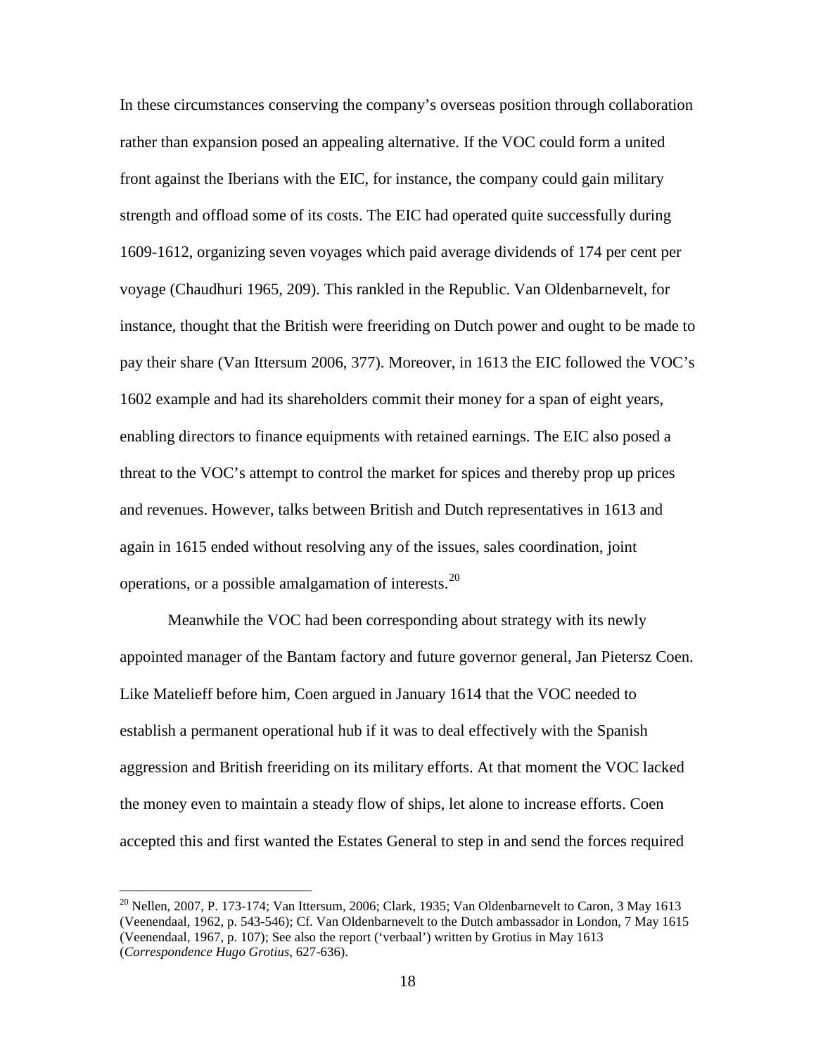In these circumstances conserving the company's overseas position through collaboration rather than expansion posed an appealing alternative. If the VOC could form a united front against the Iberians with the EIC, for instance, the company could gain military strength and offload some of its costs. The EIC had operated quite successfully during 1609-1612, organizing seven voyages which paid average dividends of 174 per cent per voyage (Chaudhuri 1965, 209). This rankled in the Republic. Van Oldenbarnevelt, for instance, thought that the British were freeriding on Dutch power and ought to be made to pay their share (Van Ittersum 2006, 377). Moreover, in 1613 the EIC followed the VOC's 1602 example and had its shareholders commit their money for a span of eight years, enabling directors to finance equipments with retained earnings. The EIC also posed a threat to the VOC's attempt to control the market for spices and thereby prop up prices and revenues. However, talks between British and Dutch representatives in 1613 and again in 1615 ended without resolving any of the issues, sales coordination, joint operations, or a possible amalgamation of interests.[20]

Meanwhile the VOC had been corresponding about strategy with its newly appointed manager of the Bantam factory and future governor general, Jan Pietersz Coen. Like Matelieff before him, Coen argued in January 1614 that the VOC needed to establish a permanent operational hub if it was to deal effectively with the Spanish aggression and British freeriding on its military efforts. At that moment the VOC lacked the money even to maintain a steady flow of ships, let alone to increase efforts. Coen accepted this and first wanted the Estates General to step in and send the forces required

[20] Nellen, 2007, P. 173-174; Van Ittersum, 2006; Clark, 1935; Van Oldenbarnevelt to Caron, 3 May 1613 (Veenendaal, 1962, p. 543-546); Cf. Van Oldenbarnevelt to the Dutch ambassador in London, 7 May 1615 (Veenendaal, 1967, p. 107); See also the report ('verbaal') written by Grotius in May 1613 (*Correspondence Hugo Grotius*, 627-636).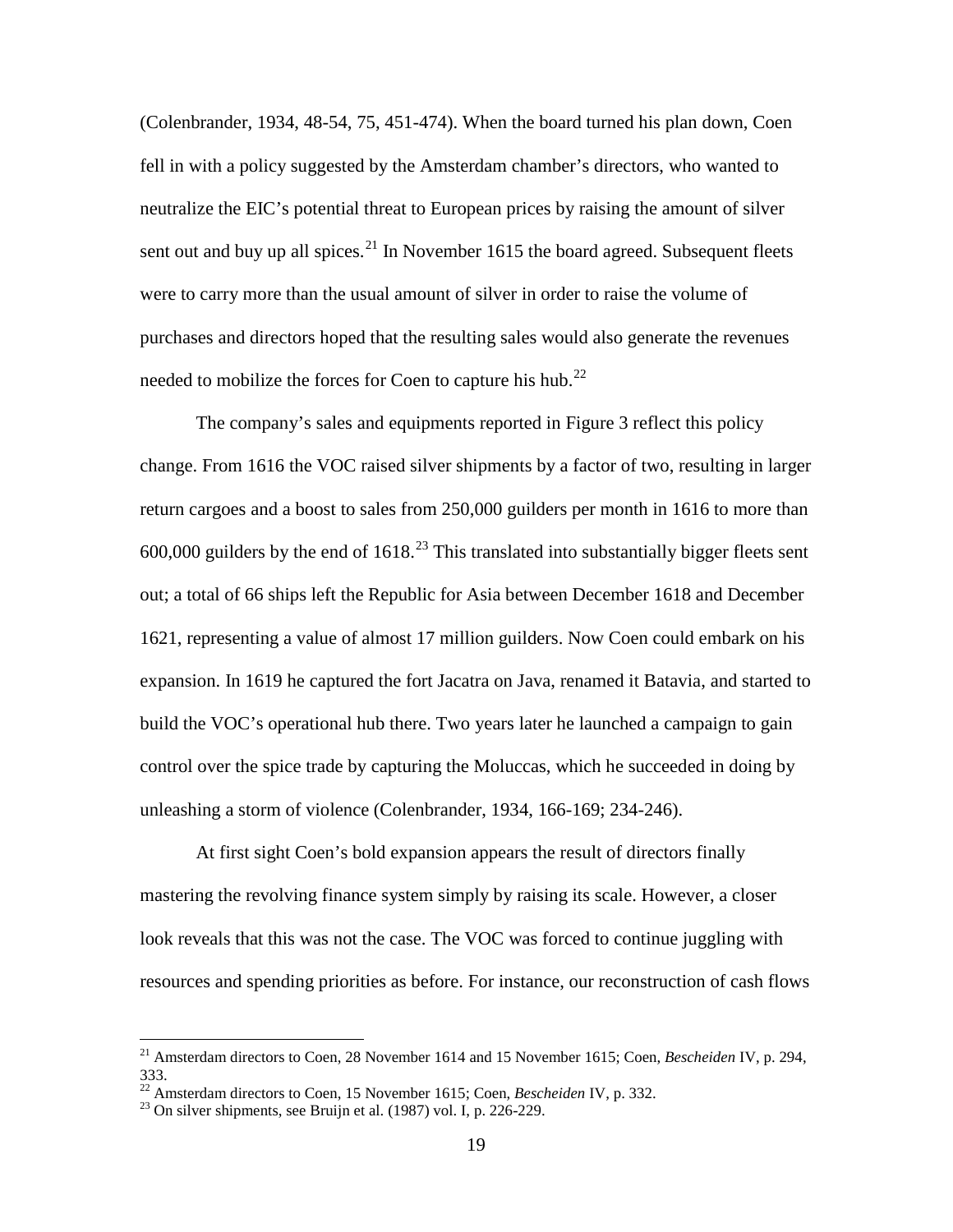(Colenbrander, 1934, 48-54, 75, 451-474). When the board turned his plan down, Coen fell in with a policy suggested by the Amsterdam chamber's directors, who wanted to neutralize the EIC's potential threat to European prices by raising the amount of silver sent out and buy up all spices.[21] In November 1615 the board agreed. Subsequent fleets were to carry more than the usual amount of silver in order to raise the volume of purchases and directors hoped that the resulting sales would also generate the revenues needed to mobilize the forces for Coen to capture his hub.[22]

The company's sales and equipments reported in Figure 3 reflect this policy change. From 1616 the VOC raised silver shipments by a factor of two, resulting in larger return cargoes and a boost to sales from 250,000 guilders per month in 1616 to more than 600,000 guilders by the end of 1618.[23] This translated into substantially bigger fleets sent out; a total of 66 ships left the Republic for Asia between December 1618 and December 1621, representing a value of almost 17 million guilders. Now Coen could embark on his expansion. In 1619 he captured the fort Jacatra on Java, renamed it Batavia, and started to build the VOC's operational hub there. Two years later he launched a campaign to gain control over the spice trade by capturing the Moluccas, which he succeeded in doing by unleashing a storm of violence (Colenbrander, 1934, 166-169; 234-246).

At first sight Coen's bold expansion appears the result of directors finally mastering the revolving finance system simply by raising its scale. However, a closer look reveals that this was not the case. The VOC was forced to continue juggling with resources and spending priorities as before. For instance, our reconstruction of cash flows

---

[21] Amsterdam directors to Coen, 28 November 1614 and 15 November 1615; Coen, *Bescheiden* IV, p. 294, 333.

[22] Amsterdam directors to Coen, 15 November 1615; Coen, *Bescheiden* IV, p. 332.

[23] On silver shipments, see Bruijn et al. (1987) vol. I, p. 226-229.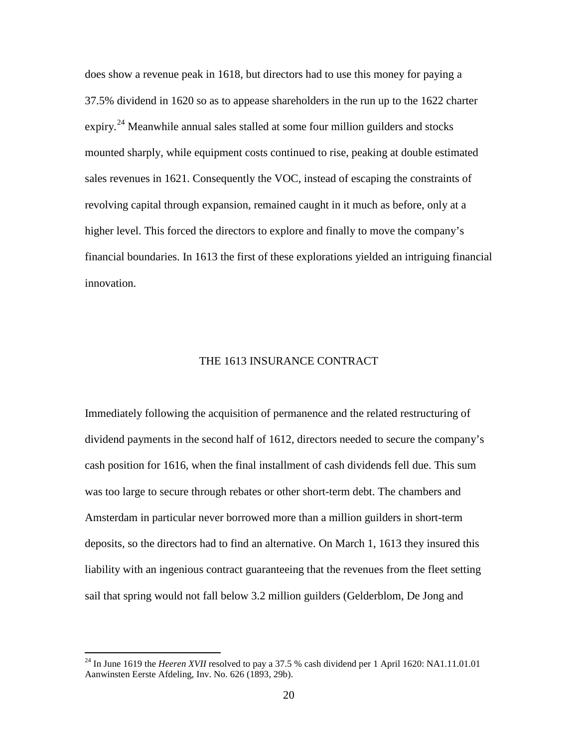does show a revenue peak in 1618, but directors had to use this money for paying a 37.5% dividend in 1620 so as to appease shareholders in the run up to the 1622 charter expiry.[24] Meanwhile annual sales stalled at some four million guilders and stocks mounted sharply, while equipment costs continued to rise, peaking at double estimated sales revenues in 1621. Consequently the VOC, instead of escaping the constraints of revolving capital through expansion, remained caught in it much as before, only at a higher level. This forced the directors to explore and finally to move the company's financial boundaries. In 1613 the first of these explorations yielded an intriguing financial innovation.

## THE 1613 INSURANCE CONTRACT

Immediately following the acquisition of permanence and the related restructuring of dividend payments in the second half of 1612, directors needed to secure the company's cash position for 1616, when the final installment of cash dividends fell due. This sum was too large to secure through rebates or other short-term debt. The chambers and Amsterdam in particular never borrowed more than a million guilders in short-term deposits, so the directors had to find an alternative. On March 1, 1613 they insured this liability with an ingenious contract guaranteeing that the revenues from the fleet setting sail that spring would not fall below 3.2 million guilders (Gelderblom, De Jong and

---

[24] In June 1619 the *Heeren XVII* resolved to pay a 37.5 % cash dividend per 1 April 1620: NA1.11.01.01 Aanwinsten Eerste Afdeling, Inv. No. 626 (1893, 29b).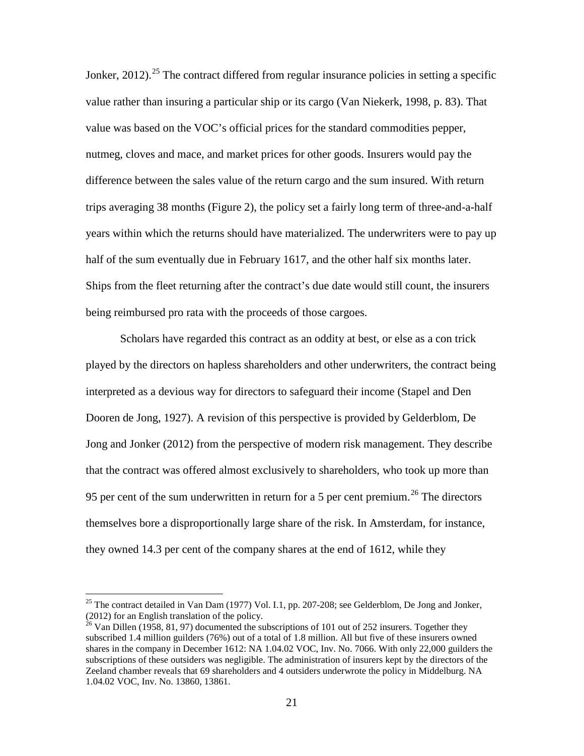Jonker, 2012).[25] The contract differed from regular insurance policies in setting a specific value rather than insuring a particular ship or its cargo (Van Niekerk, 1998, p. 83). That value was based on the VOC's official prices for the standard commodities pepper, nutmeg, cloves and mace, and market prices for other goods. Insurers would pay the difference between the sales value of the return cargo and the sum insured. With return trips averaging 38 months (Figure 2), the policy set a fairly long term of three-and-a-half years within which the returns should have materialized. The underwriters were to pay up half of the sum eventually due in February 1617, and the other half six months later. Ships from the fleet returning after the contract's due date would still count, the insurers being reimbursed pro rata with the proceeds of those cargoes.

Scholars have regarded this contract as an oddity at best, or else as a con trick played by the directors on hapless shareholders and other underwriters, the contract being interpreted as a devious way for directors to safeguard their income (Stapel and Den Dooren de Jong, 1927). A revision of this perspective is provided by Gelderblom, De Jong and Jonker (2012) from the perspective of modern risk management. They describe that the contract was offered almost exclusively to shareholders, who took up more than 95 per cent of the sum underwritten in return for a 5 per cent premium.[26] The directors themselves bore a disproportionally large share of the risk. In Amsterdam, for instance, they owned 14.3 per cent of the company shares at the end of 1612, while they

[25] The contract detailed in Van Dam (1977) Vol. I.1, pp. 207-208; see Gelderblom, De Jong and Jonker, (2012) for an English translation of the policy.

[26] Van Dillen (1958, 81, 97) documented the subscriptions of 101 out of 252 insurers. Together they subscribed 1.4 million guilders (76%) out of a total of 1.8 million. All but five of these insurers owned shares in the company in December 1612: NA 1.04.02 VOC, Inv. No. 7066. With only 22,000 guilders the subscriptions of these outsiders was negligible. The administration of insurers kept by the directors of the Zeeland chamber reveals that 69 shareholders and 4 outsiders underwrote the policy in Middelburg. NA 1.04.02 VOC, Inv. No. 13860, 13861.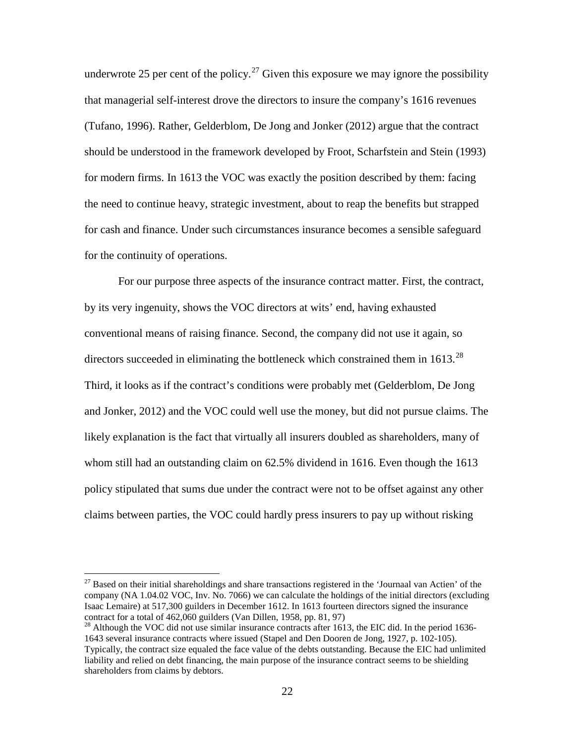underwrote 25 per cent of the policy.[27] Given this exposure we may ignore the possibility that managerial self-interest drove the directors to insure the company's 1616 revenues (Tufano, 1996). Rather, Gelderblom, De Jong and Jonker (2012) argue that the contract should be understood in the framework developed by Froot, Scharfstein and Stein (1993) for modern firms. In 1613 the VOC was exactly the position described by them: facing the need to continue heavy, strategic investment, about to reap the benefits but strapped for cash and finance. Under such circumstances insurance becomes a sensible safeguard for the continuity of operations.

For our purpose three aspects of the insurance contract matter. First, the contract, by its very ingenuity, shows the VOC directors at wits' end, having exhausted conventional means of raising finance. Second, the company did not use it again, so directors succeeded in eliminating the bottleneck which constrained them in 1613.[28] Third, it looks as if the contract's conditions were probably met (Gelderblom, De Jong and Jonker, 2012) and the VOC could well use the money, but did not pursue claims. The likely explanation is the fact that virtually all insurers doubled as shareholders, many of whom still had an outstanding claim on 62.5% dividend in 1616. Even though the 1613 policy stipulated that sums due under the contract were not to be offset against any other claims between parties, the VOC could hardly press insurers to pay up without risking

[27] Based on their initial shareholdings and share transactions registered in the 'Journaal van Actien' of the company (NA 1.04.02 VOC, Inv. No. 7066) we can calculate the holdings of the initial directors (excluding Isaac Lemaire) at 517,300 guilders in December 1612. In 1613 fourteen directors signed the insurance contract for a total of 462,060 guilders (Van Dillen, 1958, pp. 81, 97)

[28] Although the VOC did not use similar insurance contracts after 1613, the EIC did. In the period 1636-1643 several insurance contracts where issued (Stapel and Den Dooren de Jong, 1927, p. 102-105). Typically, the contract size equaled the face value of the debts outstanding. Because the EIC had unlimited liability and relied on debt financing, the main purpose of the insurance contract seems to be shielding shareholders from claims by debtors.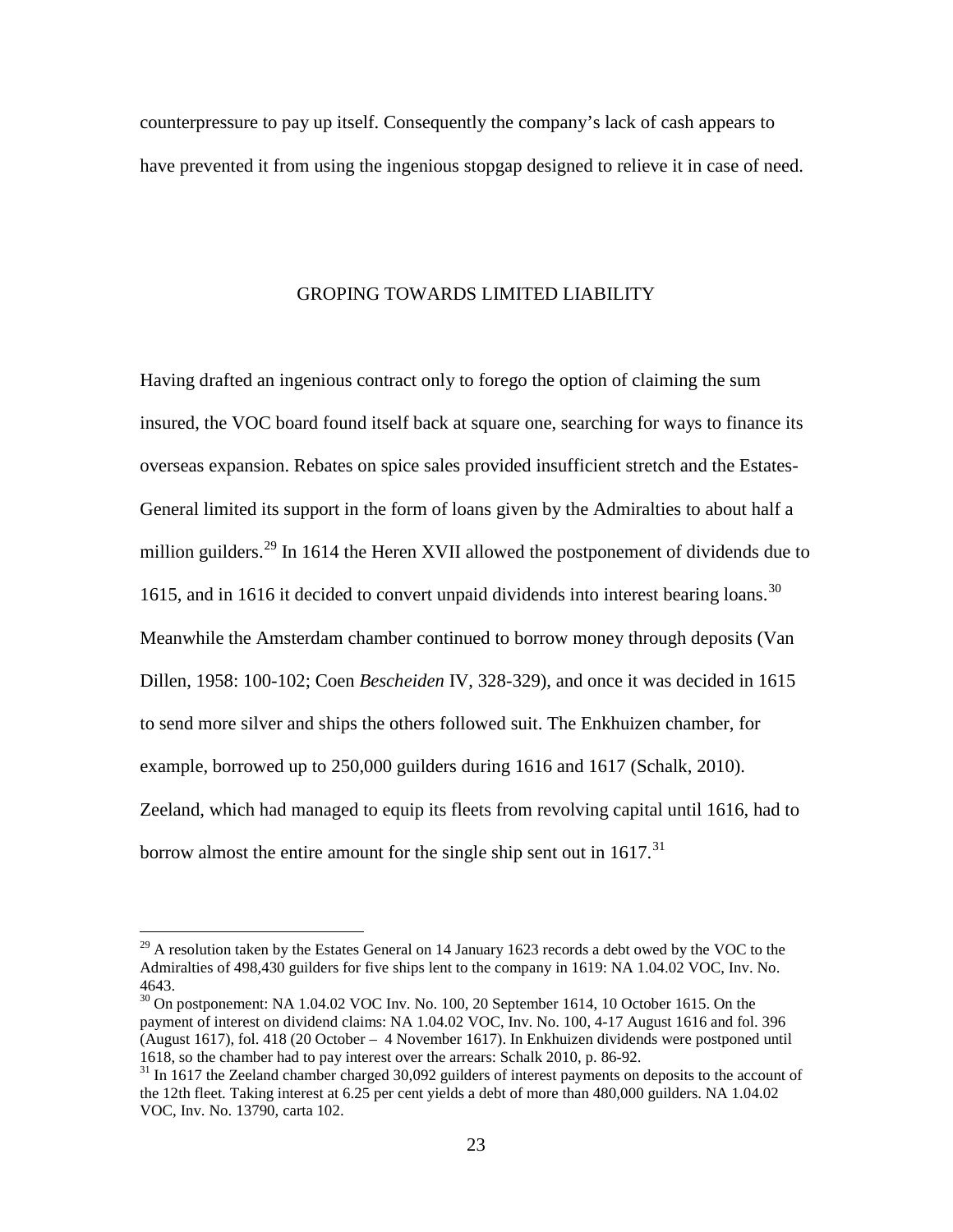counterpressure to pay up itself. Consequently the company's lack of cash appears to have prevented it from using the ingenious stopgap designed to relieve it in case of need.

## GROPING TOWARDS LIMITED LIABILITY

Having drafted an ingenious contract only to forego the option of claiming the sum insured, the VOC board found itself back at square one, searching for ways to finance its overseas expansion. Rebates on spice sales provided insufficient stretch and the Estates-General limited its support in the form of loans given by the Admiralties to about half a million guilders.[29] In 1614 the Heren XVII allowed the postponement of dividends due to 1615, and in 1616 it decided to convert unpaid dividends into interest bearing loans.[30] Meanwhile the Amsterdam chamber continued to borrow money through deposits (Van Dillen, 1958: 100-102; Coen *Bescheiden* IV, 328-329), and once it was decided in 1615 to send more silver and ships the others followed suit. The Enkhuizen chamber, for example, borrowed up to 250,000 guilders during 1616 and 1617 (Schalk, 2010). Zeeland, which had managed to equip its fleets from revolving capital until 1616, had to borrow almost the entire amount for the single ship sent out in 1617.[31]

---

[29] A resolution taken by the Estates General on 14 January 1623 records a debt owed by the VOC to the Admiralties of 498,430 guilders for five ships lent to the company in 1619: NA 1.04.02 VOC, Inv. No. 4643.

[30] On postponement: NA 1.04.02 VOC Inv. No. 100, 20 September 1614, 10 October 1615. On the payment of interest on dividend claims: NA 1.04.02 VOC, Inv. No. 100, 4-17 August 1616 and fol. 396 (August 1617), fol. 418 (20 October – 4 November 1617). In Enkhuizen dividends were postponed until 1618, so the chamber had to pay interest over the arrears: Schalk 2010, p. 86-92.

[31] In 1617 the Zeeland chamber charged 30,092 guilders of interest payments on deposits to the account of the 12th fleet. Taking interest at 6.25 per cent yields a debt of more than 480,000 guilders. NA 1.04.02 VOC, Inv. No. 13790, carta 102.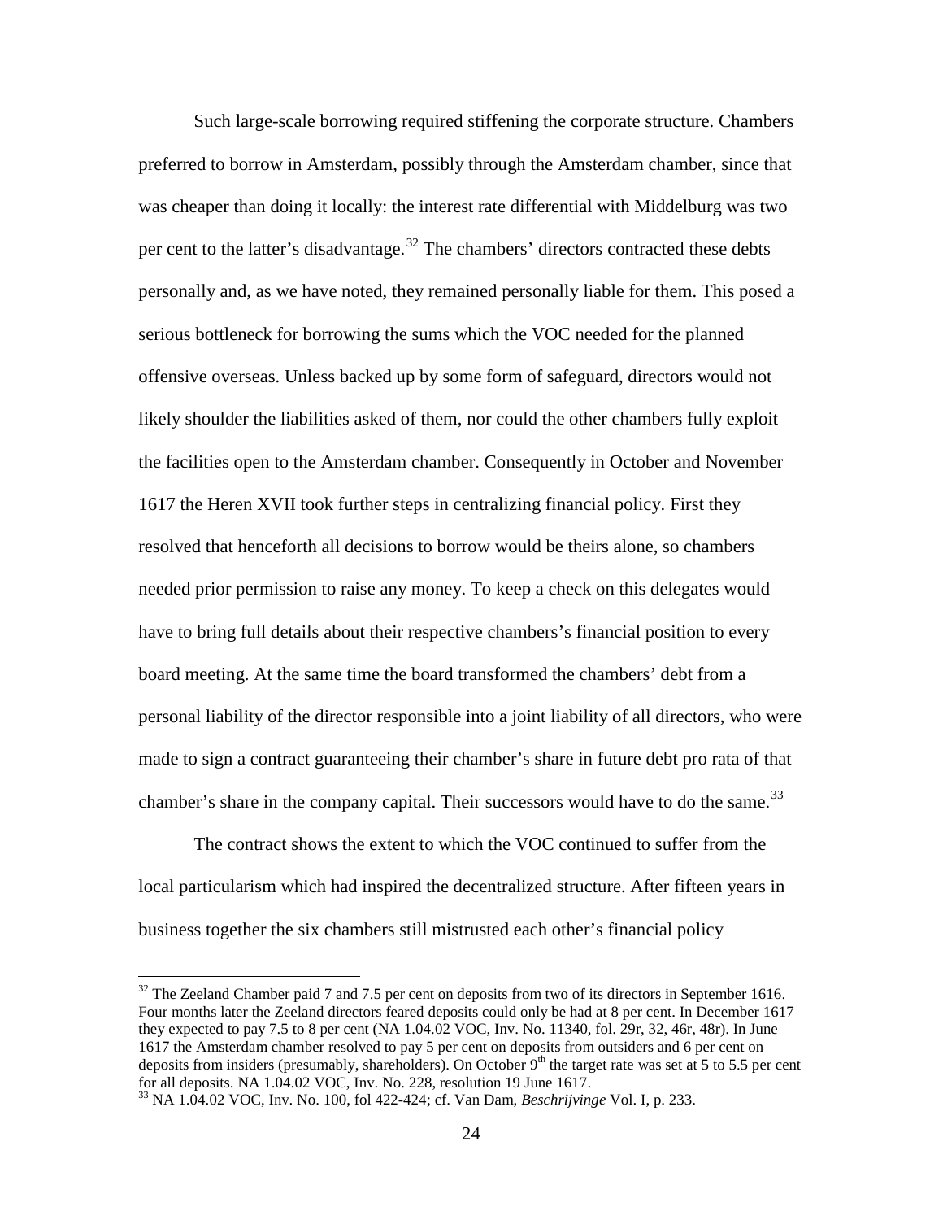Such large-scale borrowing required stiffening the corporate structure. Chambers preferred to borrow in Amsterdam, possibly through the Amsterdam chamber, since that was cheaper than doing it locally: the interest rate differential with Middelburg was two per cent to the latter's disadvantage.[32] The chambers' directors contracted these debts personally and, as we have noted, they remained personally liable for them. This posed a serious bottleneck for borrowing the sums which the VOC needed for the planned offensive overseas. Unless backed up by some form of safeguard, directors would not likely shoulder the liabilities asked of them, nor could the other chambers fully exploit the facilities open to the Amsterdam chamber. Consequently in October and November 1617 the Heren XVII took further steps in centralizing financial policy. First they resolved that henceforth all decisions to borrow would be theirs alone, so chambers needed prior permission to raise any money. To keep a check on this delegates would have to bring full details about their respective chambers's financial position to every board meeting. At the same time the board transformed the chambers' debt from a personal liability of the director responsible into a joint liability of all directors, who were made to sign a contract guaranteeing their chamber's share in future debt pro rata of that chamber's share in the company capital. Their successors would have to do the same.[33]

The contract shows the extent to which the VOC continued to suffer from the local particularism which had inspired the decentralized structure. After fifteen years in business together the six chambers still mistrusted each other's financial policy

---

[32] The Zeeland Chamber paid 7 and 7.5 per cent on deposits from two of its directors in September 1616. Four months later the Zeeland directors feared deposits could only be had at 8 per cent. In December 1617 they expected to pay 7.5 to 8 per cent (NA 1.04.02 VOC, Inv. No. 11340, fol. 29r, 32, 46r, 48r). In June 1617 the Amsterdam chamber resolved to pay 5 per cent on deposits from outsiders and 6 per cent on deposits from insiders (presumably, shareholders). On October 9th the target rate was set at 5 to 5.5 per cent for all deposits. NA 1.04.02 VOC, Inv. No. 228, resolution 19 June 1617.

[33] NA 1.04.02 VOC, Inv. No. 100, fol 422-424; cf. Van Dam, *Beschrijvinge* Vol. I, p. 233.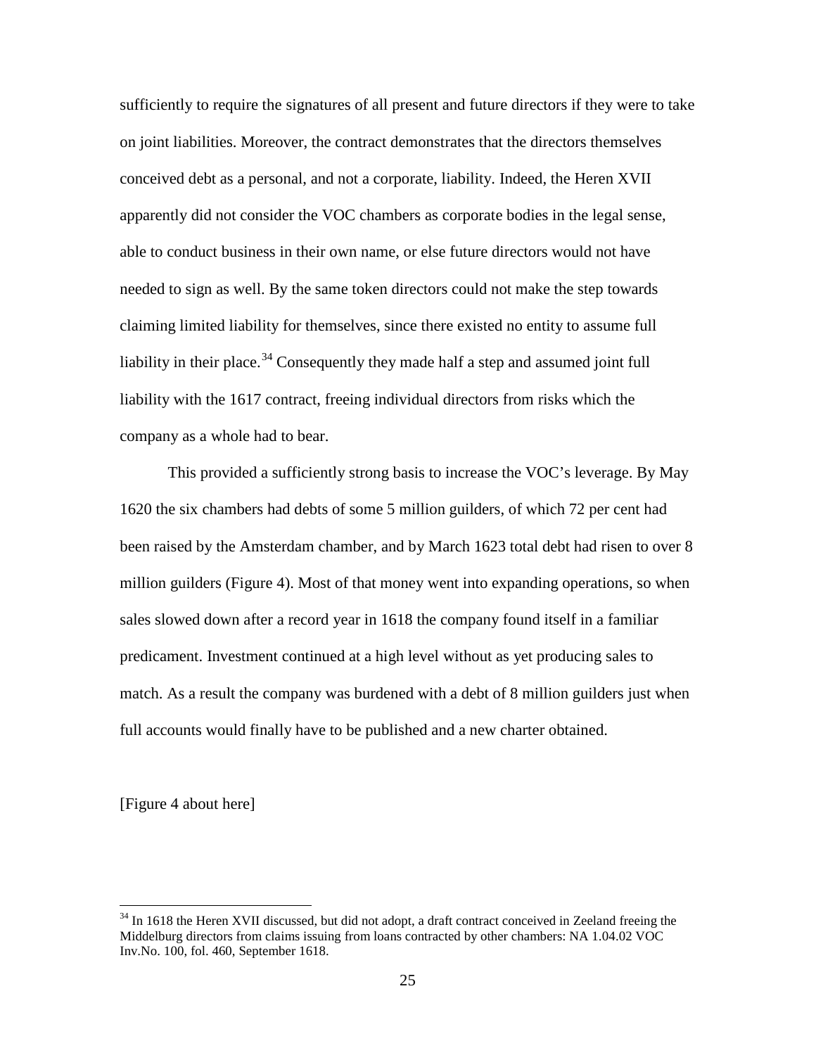sufficiently to require the signatures of all present and future directors if they were to take on joint liabilities. Moreover, the contract demonstrates that the directors themselves conceived debt as a personal, and not a corporate, liability. Indeed, the Heren XVII apparently did not consider the VOC chambers as corporate bodies in the legal sense, able to conduct business in their own name, or else future directors would not have needed to sign as well. By the same token directors could not make the step towards claiming limited liability for themselves, since there existed no entity to assume full liability in their place.[34] Consequently they made half a step and assumed joint full liability with the 1617 contract, freeing individual directors from risks which the company as a whole had to bear.

This provided a sufficiently strong basis to increase the VOC's leverage. By May 1620 the six chambers had debts of some 5 million guilders, of which 72 per cent had been raised by the Amsterdam chamber, and by March 1623 total debt had risen to over 8 million guilders (Figure 4). Most of that money went into expanding operations, so when sales slowed down after a record year in 1618 the company found itself in a familiar predicament. Investment continued at a high level without as yet producing sales to match. As a result the company was burdened with a debt of 8 million guilders just when full accounts would finally have to be published and a new charter obtained.

[Figure 4 about here]

[34] In 1618 the Heren XVII discussed, but did not adopt, a draft contract conceived in Zeeland freeing the Middelburg directors from claims issuing from loans contracted by other chambers: NA 1.04.02 VOC Inv.No. 100, fol. 460, September 1618.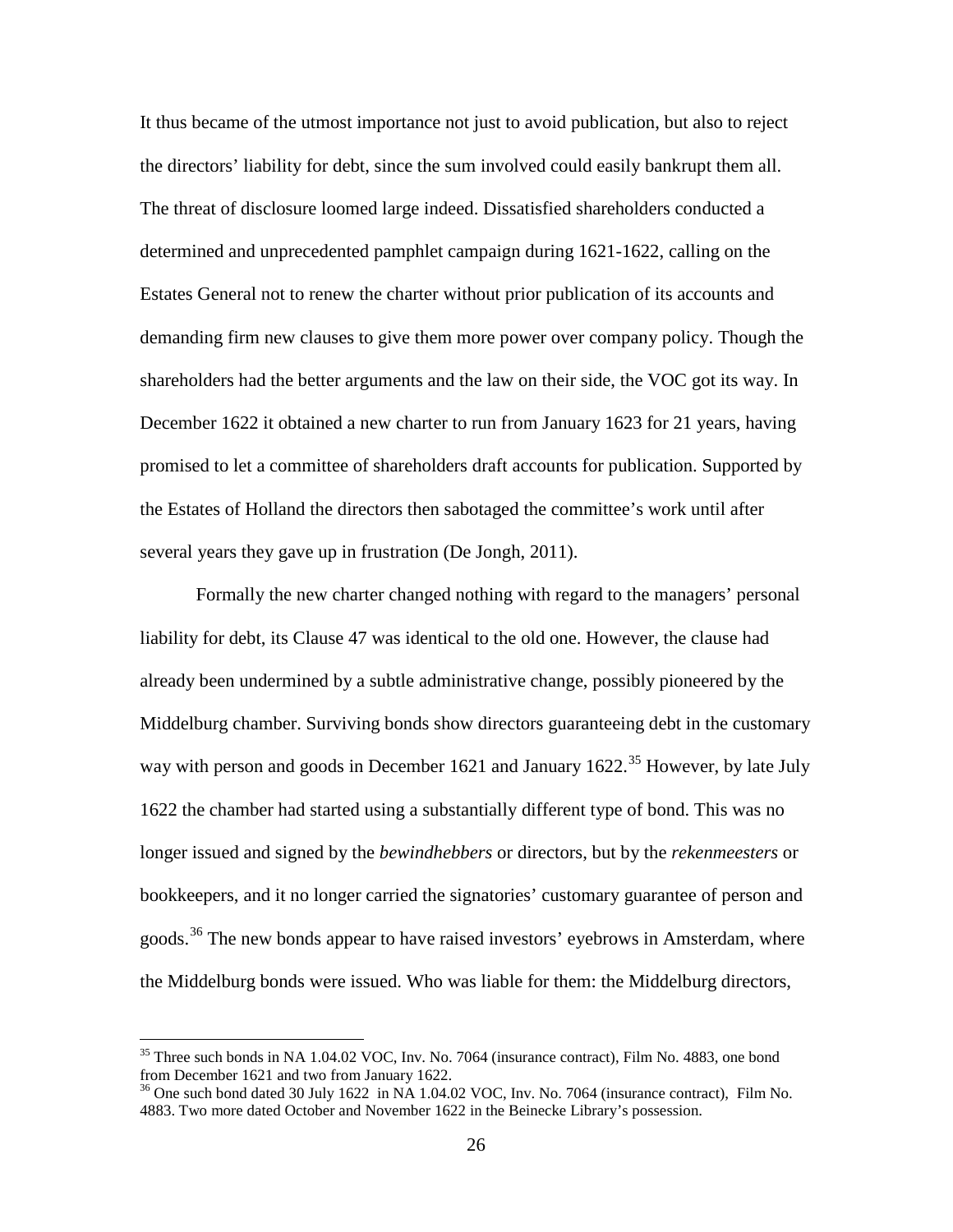It thus became of the utmost importance not just to avoid publication, but also to reject the directors' liability for debt, since the sum involved could easily bankrupt them all. The threat of disclosure loomed large indeed. Dissatisfied shareholders conducted a determined and unprecedented pamphlet campaign during 1621-1622, calling on the Estates General not to renew the charter without prior publication of its accounts and demanding firm new clauses to give them more power over company policy. Though the shareholders had the better arguments and the law on their side, the VOC got its way. In December 1622 it obtained a new charter to run from January 1623 for 21 years, having promised to let a committee of shareholders draft accounts for publication. Supported by the Estates of Holland the directors then sabotaged the committee's work until after several years they gave up in frustration (De Jongh, 2011).

Formally the new charter changed nothing with regard to the managers' personal liability for debt, its Clause 47 was identical to the old one. However, the clause had already been undermined by a subtle administrative change, possibly pioneered by the Middelburg chamber. Surviving bonds show directors guaranteeing debt in the customary way with person and goods in December 1621 and January 1622.[35] However, by late July 1622 the chamber had started using a substantially different type of bond. This was no longer issued and signed by the *bewindhebbers* or directors, but by the *rekenmeesters* or bookkeepers, and it no longer carried the signatories' customary guarantee of person and goods.[36] The new bonds appear to have raised investors' eyebrows in Amsterdam, where the Middelburg bonds were issued. Who was liable for them: the Middelburg directors,

---

[35] Three such bonds in NA 1.04.02 VOC, Inv. No. 7064 (insurance contract), Film No. 4883, one bond from December 1621 and two from January 1622.

[36] One such bond dated 30 July 1622 in NA 1.04.02 VOC, Inv. No. 7064 (insurance contract), Film No. 4883. Two more dated October and November 1622 in the Beinecke Library's possession.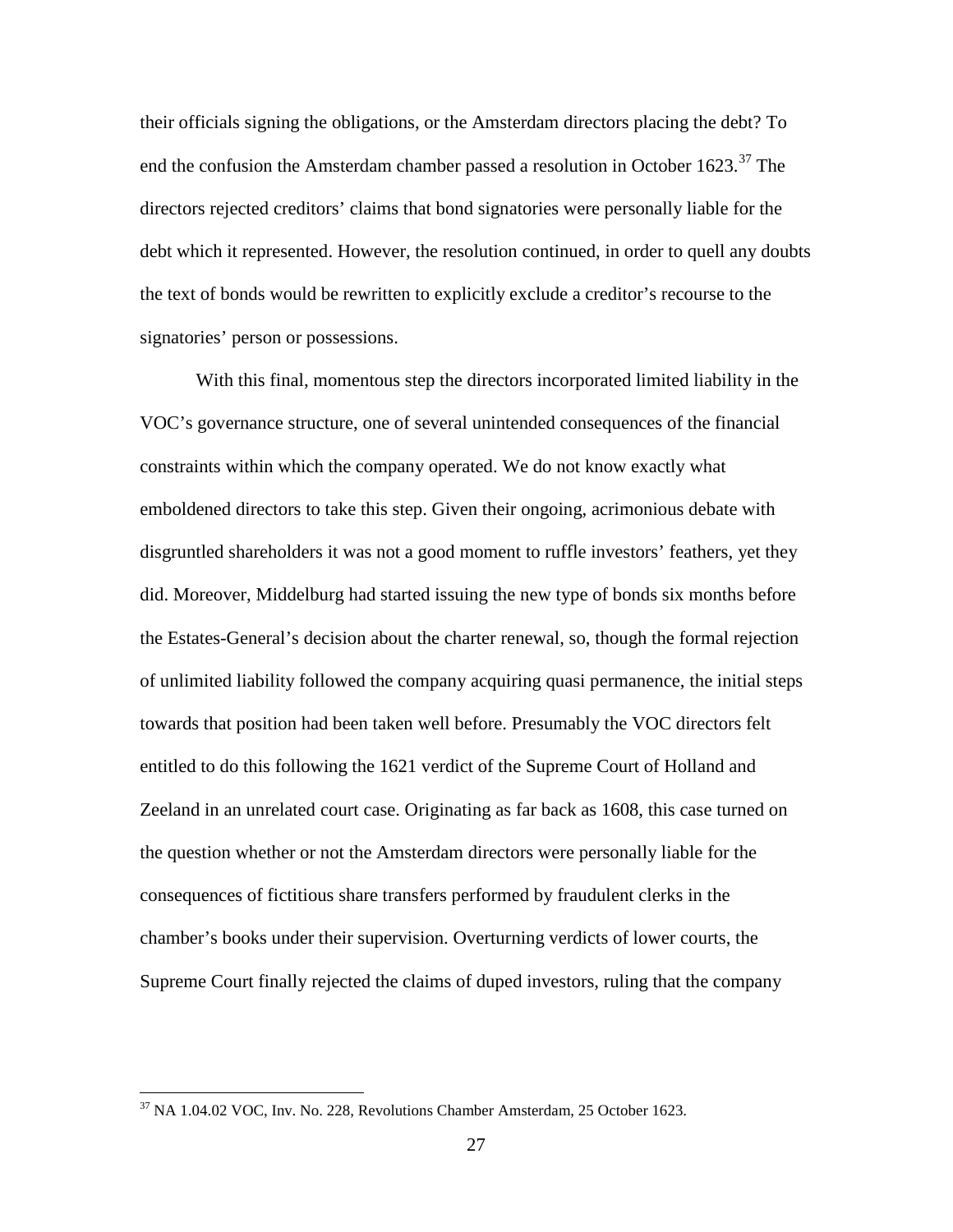their officials signing the obligations, or the Amsterdam directors placing the debt? To end the confusion the Amsterdam chamber passed a resolution in October 1623.[37] The directors rejected creditors' claims that bond signatories were personally liable for the debt which it represented. However, the resolution continued, in order to quell any doubts the text of bonds would be rewritten to explicitly exclude a creditor's recourse to the signatories' person or possessions.

With this final, momentous step the directors incorporated limited liability in the VOC's governance structure, one of several unintended consequences of the financial constraints within which the company operated. We do not know exactly what emboldened directors to take this step. Given their ongoing, acrimonious debate with disgruntled shareholders it was not a good moment to ruffle investors' feathers, yet they did. Moreover, Middelburg had started issuing the new type of bonds six months before the Estates-General's decision about the charter renewal, so, though the formal rejection of unlimited liability followed the company acquiring quasi permanence, the initial steps towards that position had been taken well before. Presumably the VOC directors felt entitled to do this following the 1621 verdict of the Supreme Court of Holland and Zeeland in an unrelated court case. Originating as far back as 1608, this case turned on the question whether or not the Amsterdam directors were personally liable for the consequences of fictitious share transfers performed by fraudulent clerks in the chamber's books under their supervision. Overturning verdicts of lower courts, the Supreme Court finally rejected the claims of duped investors, ruling that the company

[37] NA 1.04.02 VOC, Inv. No. 228, Revolutions Chamber Amsterdam, 25 October 1623.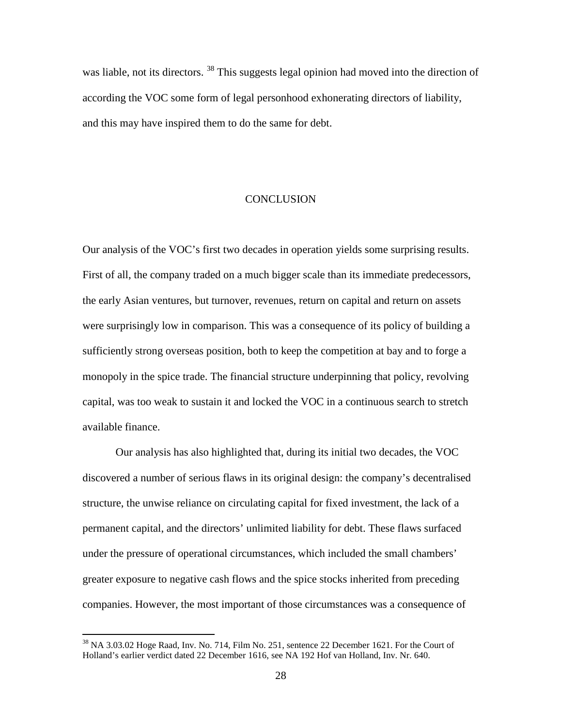was liable, not its directors. [38] This suggests legal opinion had moved into the direction of according the VOC some form of legal personhood exhonerating directors of liability, and this may have inspired them to do the same for debt.

## CONCLUSION

Our analysis of the VOC's first two decades in operation yields some surprising results. First of all, the company traded on a much bigger scale than its immediate predecessors, the early Asian ventures, but turnover, revenues, return on capital and return on assets were surprisingly low in comparison. This was a consequence of its policy of building a sufficiently strong overseas position, both to keep the competition at bay and to forge a monopoly in the spice trade. The financial structure underpinning that policy, revolving capital, was too weak to sustain it and locked the VOC in a continuous search to stretch available finance.

Our analysis has also highlighted that, during its initial two decades, the VOC discovered a number of serious flaws in its original design: the company's decentralised structure, the unwise reliance on circulating capital for fixed investment, the lack of a permanent capital, and the directors' unlimited liability for debt. These flaws surfaced under the pressure of operational circumstances, which included the small chambers' greater exposure to negative cash flows and the spice stocks inherited from preceding companies. However, the most important of those circumstances was a consequence of

[38] NA 3.03.02 Hoge Raad, Inv. No. 714, Film No. 251, sentence 22 December 1621. For the Court of Holland's earlier verdict dated 22 December 1616, see NA 192 Hof van Holland, Inv. Nr. 640.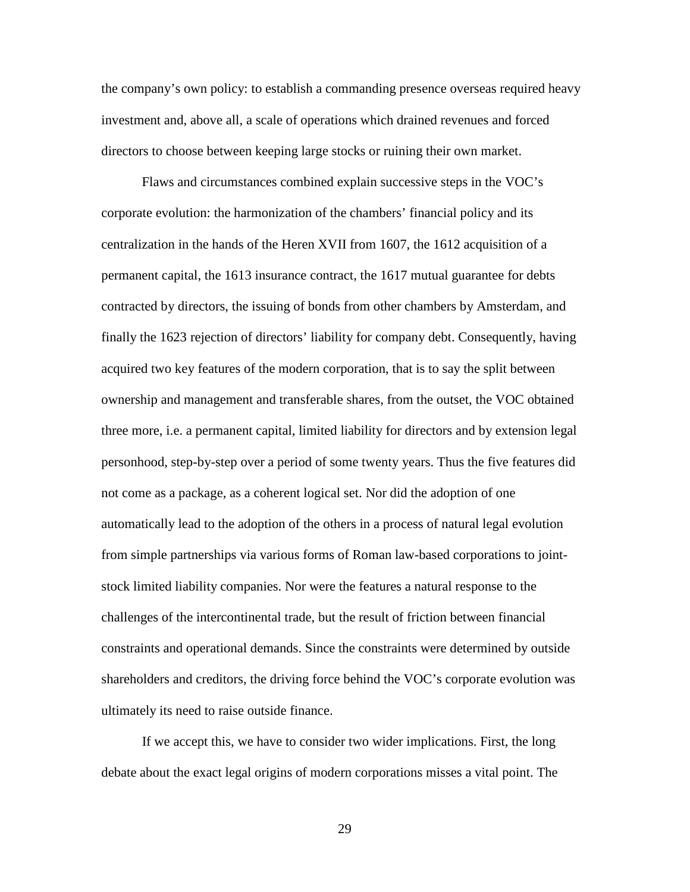the company's own policy: to establish a commanding presence overseas required heavy investment and, above all, a scale of operations which drained revenues and forced directors to choose between keeping large stocks or ruining their own market.

Flaws and circumstances combined explain successive steps in the VOC's corporate evolution: the harmonization of the chambers' financial policy and its centralization in the hands of the Heren XVII from 1607, the 1612 acquisition of a permanent capital, the 1613 insurance contract, the 1617 mutual guarantee for debts contracted by directors, the issuing of bonds from other chambers by Amsterdam, and finally the 1623 rejection of directors' liability for company debt. Consequently, having acquired two key features of the modern corporation, that is to say the split between ownership and management and transferable shares, from the outset, the VOC obtained three more, i.e. a permanent capital, limited liability for directors and by extension legal personhood, step-by-step over a period of some twenty years. Thus the five features did not come as a package, as a coherent logical set. Nor did the adoption of one automatically lead to the adoption of the others in a process of natural legal evolution from simple partnerships via various forms of Roman law-based corporations to joint-stock limited liability companies. Nor were the features a natural response to the challenges of the intercontinental trade, but the result of friction between financial constraints and operational demands. Since the constraints were determined by outside shareholders and creditors, the driving force behind the VOC's corporate evolution was ultimately its need to raise outside finance.

If we accept this, we have to consider two wider implications. First, the long debate about the exact legal origins of modern corporations misses a vital point. The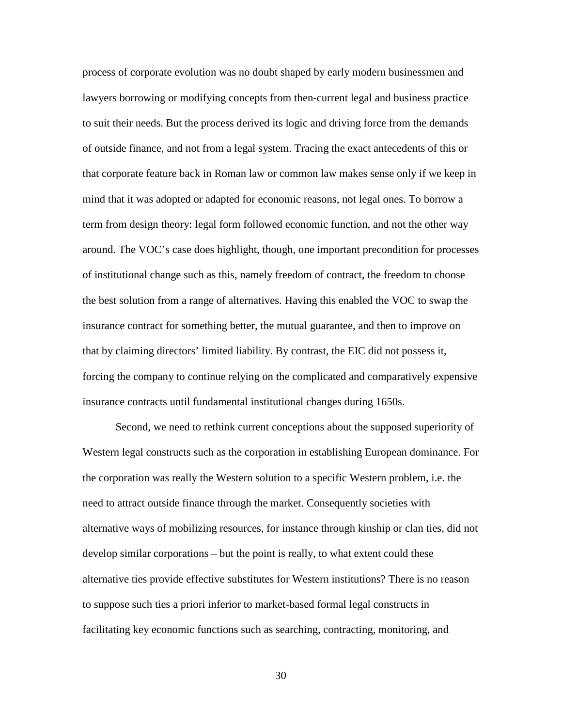process of corporate evolution was no doubt shaped by early modern businessmen and lawyers borrowing or modifying concepts from then-current legal and business practice to suit their needs. But the process derived its logic and driving force from the demands of outside finance, and not from a legal system. Tracing the exact antecedents of this or that corporate feature back in Roman law or common law makes sense only if we keep in mind that it was adopted or adapted for economic reasons, not legal ones. To borrow a term from design theory: legal form followed economic function, and not the other way around. The VOC's case does highlight, though, one important precondition for processes of institutional change such as this, namely freedom of contract, the freedom to choose the best solution from a range of alternatives. Having this enabled the VOC to swap the insurance contract for something better, the mutual guarantee, and then to improve on that by claiming directors' limited liability. By contrast, the EIC did not possess it, forcing the company to continue relying on the complicated and comparatively expensive insurance contracts until fundamental institutional changes during 1650s.

Second, we need to rethink current conceptions about the supposed superiority of Western legal constructs such as the corporation in establishing European dominance. For the corporation was really the Western solution to a specific Western problem, i.e. the need to attract outside finance through the market. Consequently societies with alternative ways of mobilizing resources, for instance through kinship or clan ties, did not develop similar corporations – but the point is really, to what extent could these alternative ties provide effective substitutes for Western institutions? There is no reason to suppose such ties a priori inferior to market-based formal legal constructs in facilitating key economic functions such as searching, contracting, monitoring, and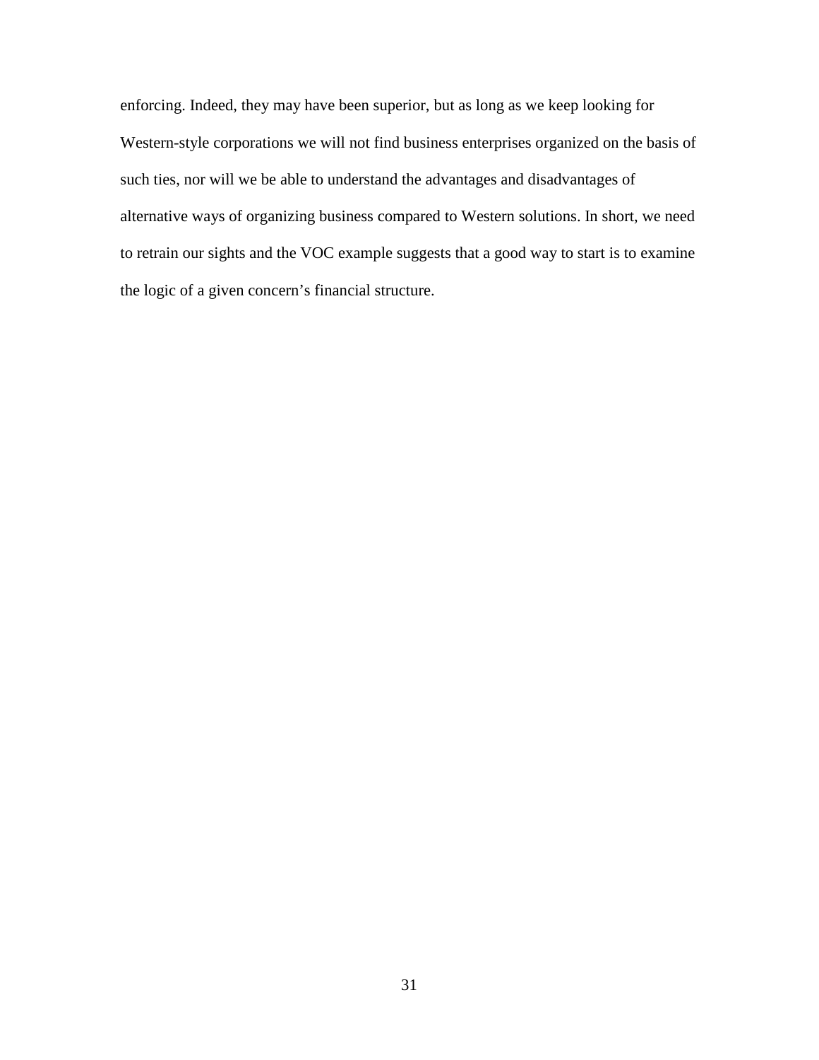enforcing. Indeed, they may have been superior, but as long as we keep looking for Western-style corporations we will not find business enterprises organized on the basis of such ties, nor will we be able to understand the advantages and disadvantages of alternative ways of organizing business compared to Western solutions. In short, we need to retrain our sights and the VOC example suggests that a good way to start is to examine the logic of a given concern's financial structure.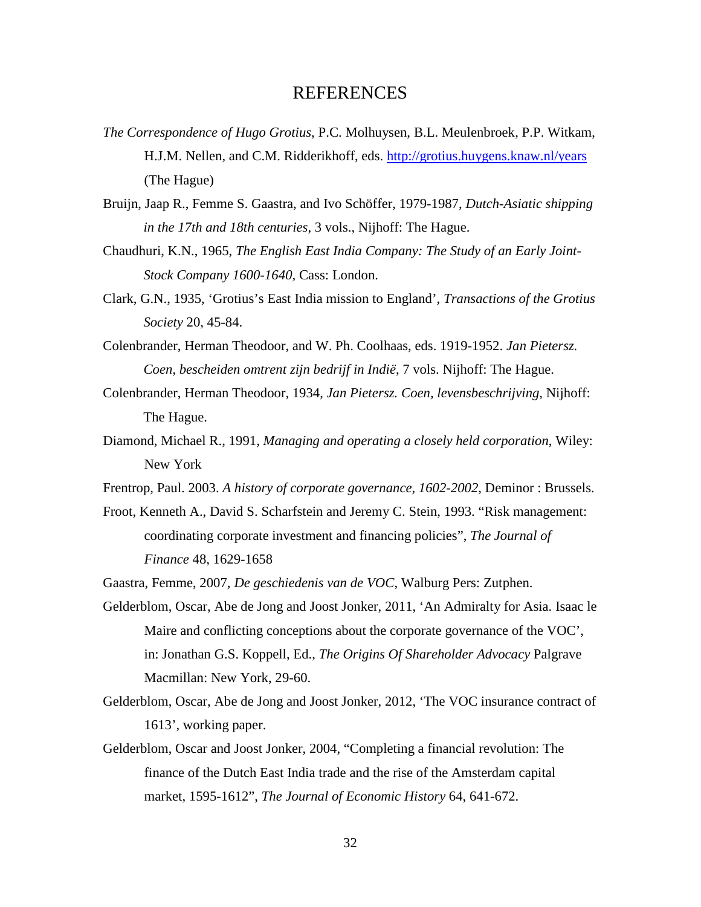# REFERENCES

*The Correspondence of Hugo Grotius*, P.C. Molhuysen, B.L. Meulenbroek, P.P. Witkam, H.J.M. Nellen, and C.M. Ridderikhoff, eds. http://grotius.huygens.knaw.nl/years (The Hague)

Bruijn, Jaap R., Femme S. Gaastra, and Ivo Schöffer, 1979-1987, *Dutch-Asiatic shipping in the 17th and 18th centuries*, 3 vols., Nijhoff: The Hague.

Chaudhuri, K.N., 1965, *The English East India Company: The Study of an Early Joint-Stock Company 1600-1640,* Cass: London.

Clark, G.N., 1935, 'Grotius's East India mission to England', *Transactions of the Grotius Society* 20, 45-84.

Colenbrander, Herman Theodoor, and W. Ph. Coolhaas, eds. 1919-1952. *Jan Pietersz. Coen, bescheiden omtrent zijn bedrijf in Indië*, 7 vols. Nijhoff: The Hague.

Colenbrander, Herman Theodoor, 1934, *Jan Pietersz. Coen, levensbeschrijving*, Nijhoff: The Hague.

Diamond, Michael R., 1991, *Managing and operating a closely held corporation*, Wiley: New York

Frentrop, Paul. 2003. *A history of corporate governance, 1602-2002*, Deminor : Brussels.

Froot, Kenneth A., David S. Scharfstein and Jeremy C. Stein, 1993. "Risk management: coordinating corporate investment and financing policies", *The Journal of Finance* 48, 1629-1658

Gaastra, Femme, 2007, *De geschiedenis van de VOC*, Walburg Pers: Zutphen.

Gelderblom, Oscar, Abe de Jong and Joost Jonker, 2011, 'An Admiralty for Asia. Isaac le Maire and conflicting conceptions about the corporate governance of the VOC', in: Jonathan G.S. Koppell, Ed., *The Origins Of Shareholder Advocacy* Palgrave Macmillan: New York, 29-60.

Gelderblom, Oscar, Abe de Jong and Joost Jonker, 2012, 'The VOC insurance contract of 1613', working paper.

Gelderblom, Oscar and Joost Jonker, 2004, "Completing a financial revolution: The finance of the Dutch East India trade and the rise of the Amsterdam capital market, 1595-1612", *The Journal of Economic History* 64, 641-672.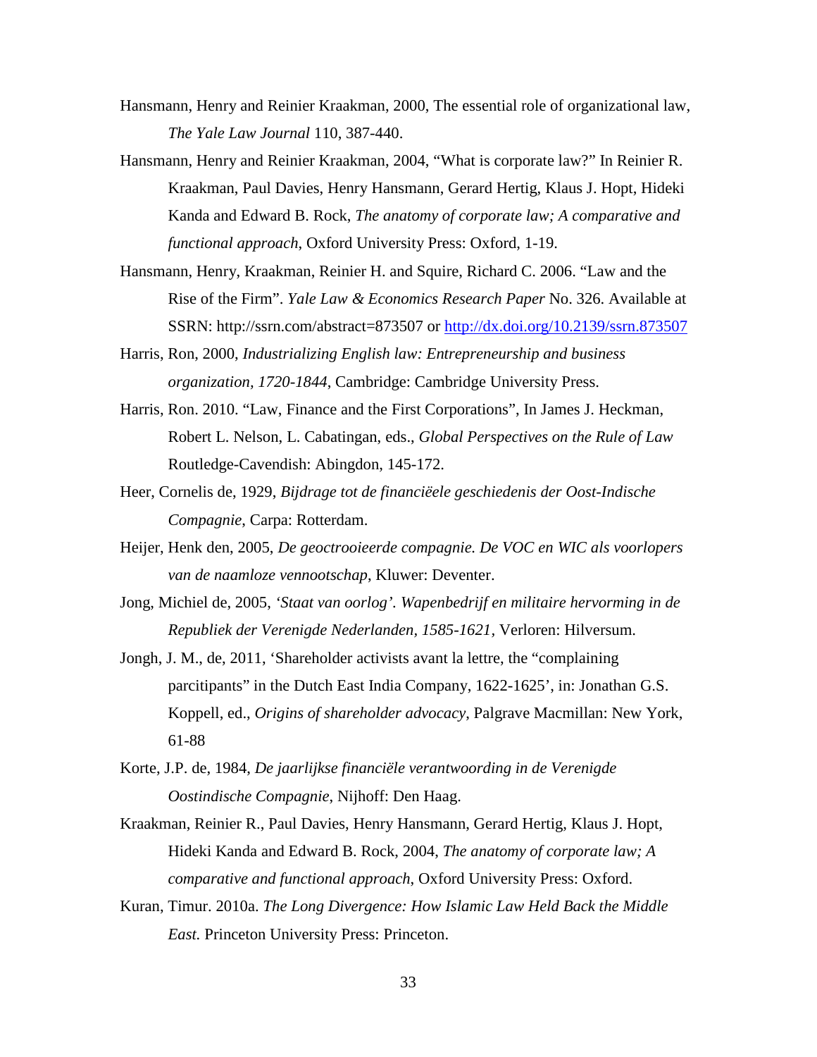Hansmann, Henry and Reinier Kraakman, 2000, The essential role of organizational law, *The Yale Law Journal* 110, 387-440.

Hansmann, Henry and Reinier Kraakman, 2004, "What is corporate law?" In Reinier R. Kraakman, Paul Davies, Henry Hansmann, Gerard Hertig, Klaus J. Hopt, Hideki Kanda and Edward B. Rock, *The anatomy of corporate law; A comparative and functional approach*, Oxford University Press: Oxford, 1-19.

Hansmann, Henry, Kraakman, Reinier H. and Squire, Richard C. 2006. "Law and the Rise of the Firm". *Yale Law & Economics Research Paper* No. 326. Available at SSRN: http://ssrn.com/abstract=873507 or [http://dx.doi.org/10.2139/ssrn.873507](http://dx.doi.org/10.2139/ssrn.873507)

Harris, Ron, 2000, *Industrializing English law: Entrepreneurship and business organization, 1720-1844*, Cambridge: Cambridge University Press.

Harris, Ron. 2010. "Law, Finance and the First Corporations", In James J. Heckman, Robert L. Nelson, L. Cabatingan, eds., *Global Perspectives on the Rule of Law* Routledge-Cavendish: Abingdon, 145-172.

Heer, Cornelis de, 1929, *Bijdrage tot de financiëele geschiedenis der Oost-Indische Compagnie*, Carpa: Rotterdam.

Heijer, Henk den, 2005, *De geoctrooieerde compagnie. De VOC en WIC als voorlopers van de naamloze vennootschap*, Kluwer: Deventer.

Jong, Michiel de, 2005, *'Staat van oorlog'. Wapenbedrijf en militaire hervorming in de Republiek der Verenigde Nederlanden, 1585-1621*, Verloren: Hilversum.

Jongh, J. M., de, 2011, 'Shareholder activists avant la lettre, the "complaining parcitipants" in the Dutch East India Company, 1622-1625', in: Jonathan G.S. Koppell, ed., *Origins of shareholder advocacy*, Palgrave Macmillan: New York, 61-88

Korte, J.P. de, 1984, *De jaarlijkse financiële verantwoording in de Verenigde Oostindische Compagnie*, Nijhoff: Den Haag.

Kraakman, Reinier R., Paul Davies, Henry Hansmann, Gerard Hertig, Klaus J. Hopt, Hideki Kanda and Edward B. Rock, 2004, *The anatomy of corporate law; A comparative and functional approach*, Oxford University Press: Oxford.

Kuran, Timur. 2010a. *The Long Divergence: How Islamic Law Held Back the Middle East.* Princeton University Press: Princeton.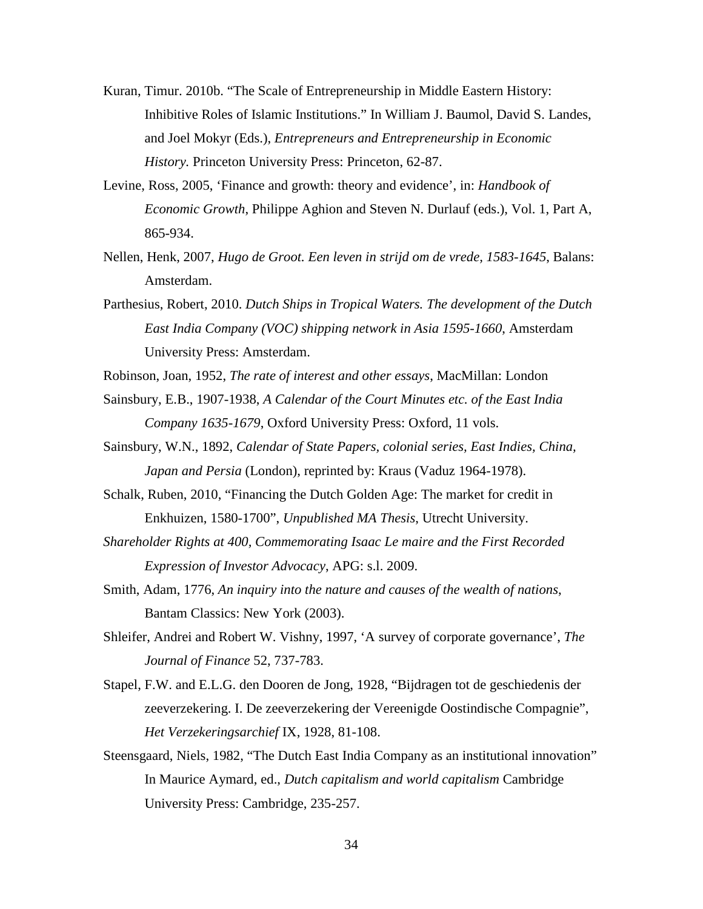Kuran, Timur. 2010b. "The Scale of Entrepreneurship in Middle Eastern History: Inhibitive Roles of Islamic Institutions." In William J. Baumol, David S. Landes, and Joel Mokyr (Eds.), *Entrepreneurs and Entrepreneurship in Economic History.* Princeton University Press: Princeton, 62-87.

Levine, Ross, 2005, 'Finance and growth: theory and evidence', in: *Handbook of Economic Growth*, Philippe Aghion and Steven N. Durlauf (eds.), Vol. 1, Part A, 865-934.

Nellen, Henk, 2007, *Hugo de Groot. Een leven in strijd om de vrede, 1583-1645*, Balans: Amsterdam.

Parthesius, Robert, 2010. *Dutch Ships in Tropical Waters. The development of the Dutch East India Company (VOC) shipping network in Asia 1595-1660*, Amsterdam University Press: Amsterdam.

Robinson, Joan, 1952, *The rate of interest and other essays*, MacMillan: London

Sainsbury, E.B., 1907-1938, *A Calendar of the Court Minutes etc. of the East India Company 1635-1679*, Oxford University Press: Oxford, 11 vols.

Sainsbury, W.N., 1892, *Calendar of State Papers, colonial series, East Indies, China, Japan and Persia* (London), reprinted by: Kraus (Vaduz 1964-1978).

Schalk, Ruben, 2010, "Financing the Dutch Golden Age: The market for credit in Enkhuizen, 1580-1700", *Unpublished MA Thesis*, Utrecht University.

*Shareholder Rights at 400, Commemorating Isaac Le maire and the First Recorded Expression of Investor Advocacy*, APG: s.l. 2009.

Smith, Adam, 1776, *An inquiry into the nature and causes of the wealth of nations*, Bantam Classics: New York (2003).

Shleifer, Andrei and Robert W. Vishny, 1997, 'A survey of corporate governance', *The Journal of Finance* 52, 737-783.

Stapel, F.W. and E.L.G. den Dooren de Jong, 1928, "Bijdragen tot de geschiedenis der zeeverzekering. I. De zeeverzekering der Vereenigde Oostindische Compagnie", *Het Verzekeringsarchief* IX, 1928, 81-108.

Steensgaard, Niels, 1982, "The Dutch East India Company as an institutional innovation" In Maurice Aymard, ed., *Dutch capitalism and world capitalism* Cambridge University Press: Cambridge, 235-257.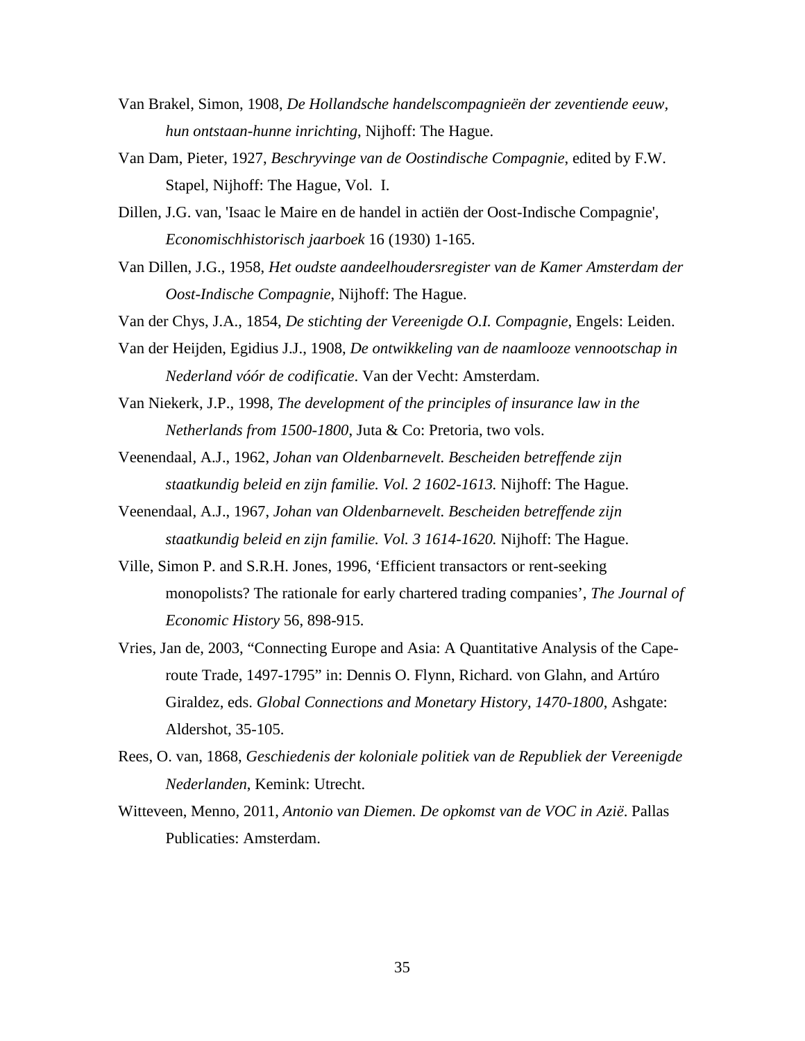Van Brakel, Simon, 1908, *De Hollandsche handelscompagnieën der zeventiende eeuw, hun ontstaan-hunne inrichting*, Nijhoff: The Hague.

Van Dam, Pieter, 1927, *Beschryvinge van de Oostindische Compagnie*, edited by F.W. Stapel, Nijhoff: The Hague, Vol. I.

Dillen, J.G. van, 'Isaac le Maire en de handel in actiën der Oost-Indische Compagnie', *Economischhistorisch jaarboek* 16 (1930) 1-165.

Van Dillen, J.G., 1958, *Het oudste aandeelhoudersregister van de Kamer Amsterdam der Oost-Indische Compagnie*, Nijhoff: The Hague.

Van der Chys, J.A., 1854, *De stichting der Vereenigde O.I. Compagnie*, Engels: Leiden.

Van der Heijden, Egidius J.J., 1908, *De ontwikkeling van de naamlooze vennootschap in Nederland vóór de codificatie*. Van der Vecht: Amsterdam.

Van Niekerk, J.P., 1998, *The development of the principles of insurance law in the Netherlands from 1500-1800*, Juta & Co: Pretoria, two vols.

Veenendaal, A.J., 1962, *Johan van Oldenbarnevelt. Bescheiden betreffende zijn staatkundig beleid en zijn familie. Vol. 2 1602-1613.* Nijhoff: The Hague.

Veenendaal, A.J., 1967, *Johan van Oldenbarnevelt. Bescheiden betreffende zijn staatkundig beleid en zijn familie. Vol. 3 1614-1620.* Nijhoff: The Hague.

Ville, Simon P. and S.R.H. Jones, 1996, 'Efficient transactors or rent-seeking monopolists? The rationale for early chartered trading companies', *The Journal of Economic History* 56, 898-915.

Vries, Jan de, 2003, "Connecting Europe and Asia: A Quantitative Analysis of the Cape-route Trade, 1497-1795" in: Dennis O. Flynn, Richard. von Glahn, and Artúro Giraldez, eds. *Global Connections and Monetary History, 1470-1800*, Ashgate: Aldershot, 35-105.

Rees, O. van, 1868, *Geschiedenis der koloniale politiek van de Republiek der Vereenigde Nederlanden*, Kemink: Utrecht.

Witteveen, Menno, 2011, *Antonio van Diemen. De opkomst van de VOC in Azië*. Pallas Publicaties: Amsterdam.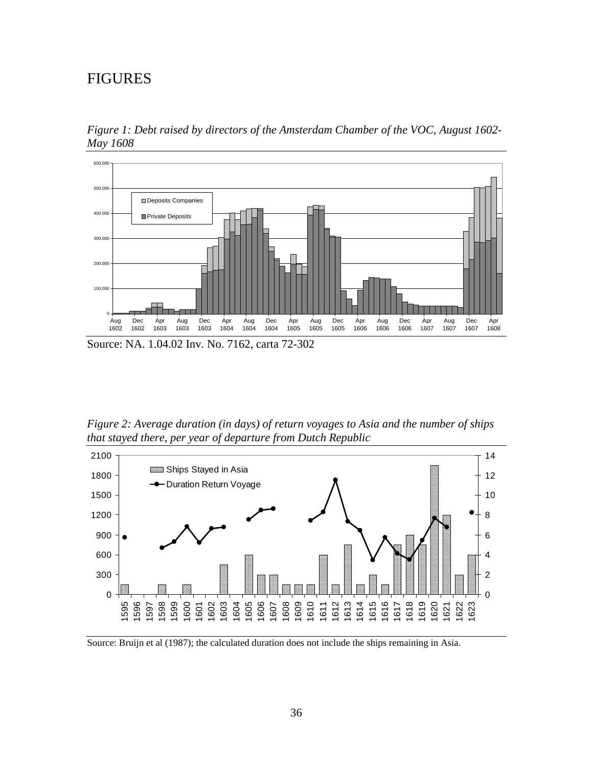# FIGURES

*Figure 1: Debt raised by directors of the Amsterdam Chamber of the VOC, August 1602-May 1608*

Source: NA. 1.04.02 Inv. No. 7162, carta 72-302

*Figure 2: Average duration (in days) of return voyages to Asia and the number of ships that stayed there, per year of departure from Dutch Republic*

Source: Bruijn et al (1987); the calculated duration does not include the ships remaining in Asia.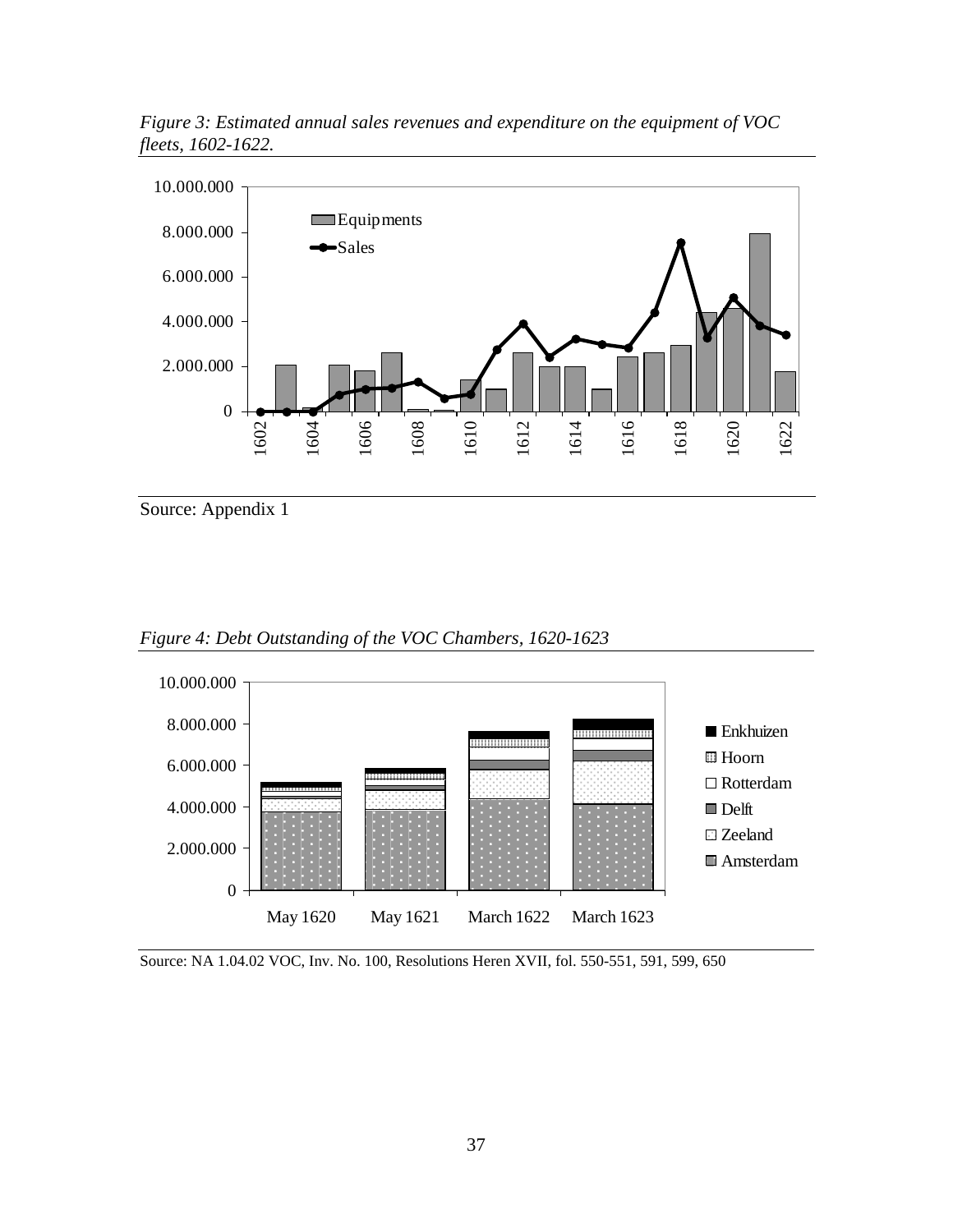*Figure 3: Estimated annual sales revenues and expenditure on the equipment of VOC fleets, 1602-1622.*

Source: Appendix 1

*Figure 4: Debt Outstanding of the VOC Chambers, 1620-1623*

Source: NA 1.04.02 VOC, Inv. No. 100, Resolutions Heren XVII, fol. 550-551, 591, 599, 650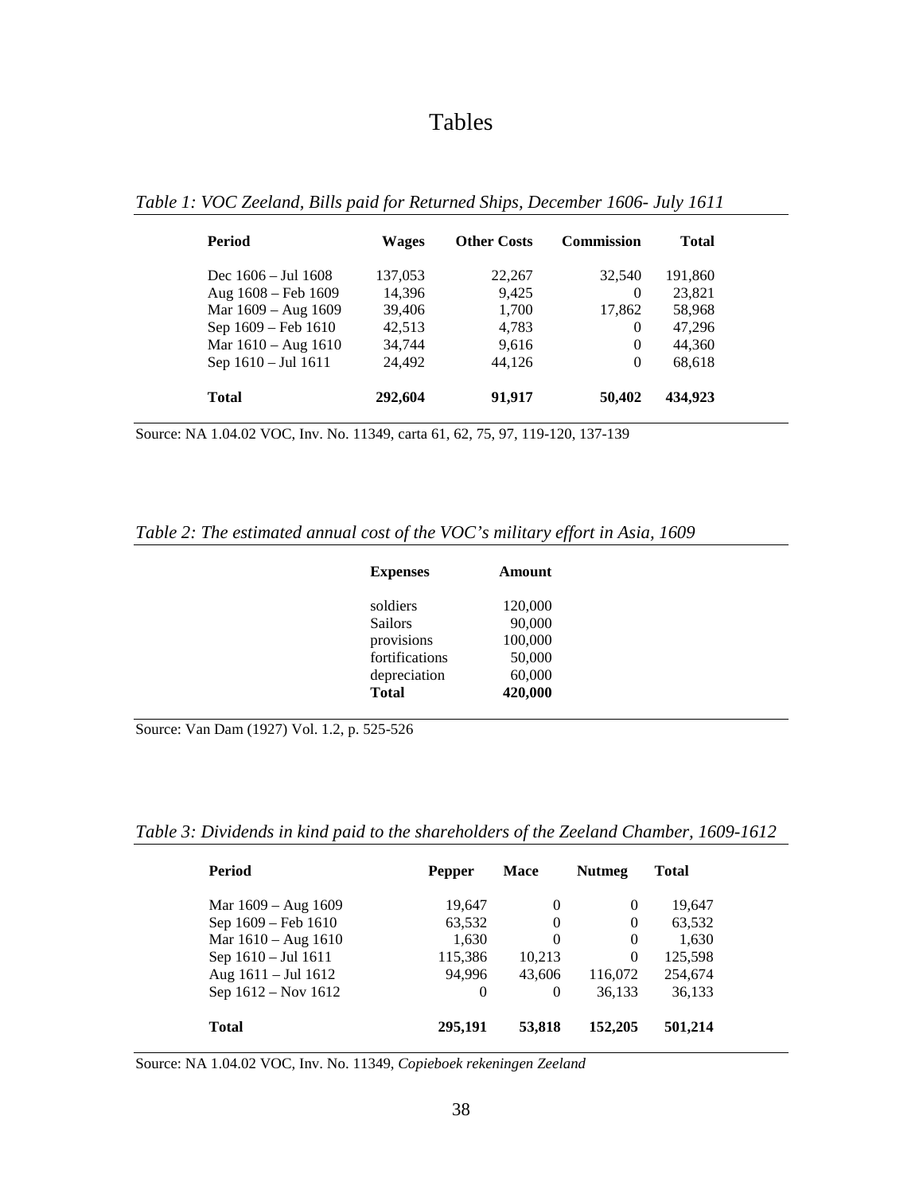# Tables

*Table 1: VOC Zeeland, Bills paid for Returned Ships, December 1606- July 1611*

| **Period** | **Wages** | **Other Costs** | **Commission** | **Total** |
|---|---|---|---|---|
| Dec 1606 – Jul 1608 | 137,053 | 22,267 | 32,540 | 191,860 |
| Aug 1608 – Feb 1609 | 14,396 | 9,425 | 0 | 23,821 |
| Mar 1609 – Aug 1609 | 39,406 | 1,700 | 17,862 | 58,968 |
| Sep 1609 – Feb 1610 | 42,513 | 4,783 | 0 | 47,296 |
| Mar 1610 – Aug 1610 | 34,744 | 9,616 | 0 | 44,360 |
| Sep 1610 – Jul 1611 | 24,492 | 44,126 | 0 | 68,618 |
| **Total** | **292,604** | **91,917** | **50,402** | **434,923** |

Source: NA 1.04.02 VOC, Inv. No. 11349, carta 61, 62, 75, 97, 119-120, 137-139

*Table 2: The estimated annual cost of the VOC's military effort in Asia, 1609*

| **Expenses** | **Amount** |
|---|---|
| soldiers | 120,000 |
| Sailors | 90,000 |
| provisions | 100,000 |
| fortifications | 50,000 |
| depreciation | 60,000 |
| **Total** | **420,000** |

Source: Van Dam (1927) Vol. 1.2, p. 525-526

*Table 3: Dividends in kind paid to the shareholders of the Zeeland Chamber, 1609-1612*

| **Period** | **Pepper** | **Mace** | **Nutmeg** | **Total** |
|---|---|---|---|---|
| Mar 1609 – Aug 1609 | 19,647 | 0 | 0 | 19,647 |
| Sep 1609 – Feb 1610 | 63,532 | 0 | 0 | 63,532 |
| Mar 1610 – Aug 1610 | 1,630 | 0 | 0 | 1,630 |
| Sep 1610 – Jul 1611 | 115,386 | 10,213 | 0 | 125,598 |
| Aug 1611 – Jul 1612 | 94,996 | 43,606 | 116,072 | 254,674 |
| Sep 1612 – Nov 1612 | 0 | 0 | 36,133 | 36,133 |
| **Total** | **295,191** | **53,818** | **152,205** | **501,214** |

Source: NA 1.04.02 VOC, Inv. No. 11349, *Copieboek rekeningen Zeeland*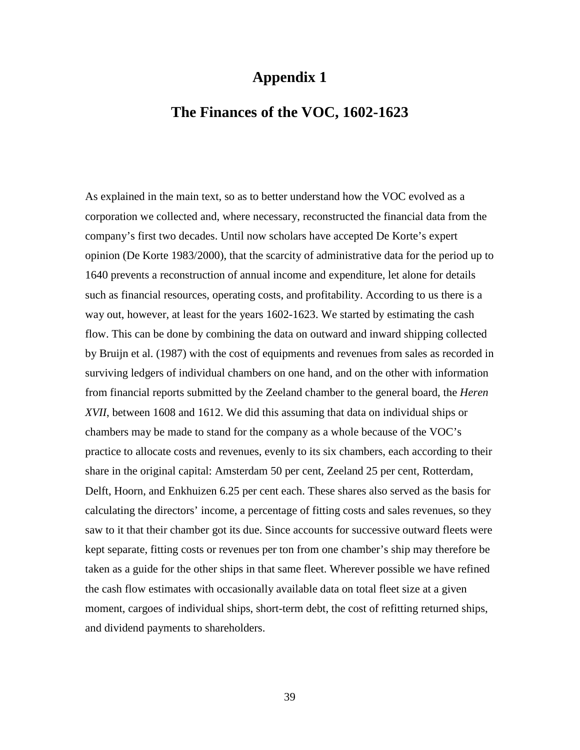# Appendix 1

## The Finances of the VOC, 1602-1623

As explained in the main text, so as to better understand how the VOC evolved as a corporation we collected and, where necessary, reconstructed the financial data from the company's first two decades. Until now scholars have accepted De Korte's expert opinion (De Korte 1983/2000), that the scarcity of administrative data for the period up to 1640 prevents a reconstruction of annual income and expenditure, let alone for details such as financial resources, operating costs, and profitability. According to us there is a way out, however, at least for the years 1602-1623. We started by estimating the cash flow. This can be done by combining the data on outward and inward shipping collected by Bruijn et al. (1987) with the cost of equipments and revenues from sales as recorded in surviving ledgers of individual chambers on one hand, and on the other with information from financial reports submitted by the Zeeland chamber to the general board, the *Heren XVII*, between 1608 and 1612. We did this assuming that data on individual ships or chambers may be made to stand for the company as a whole because of the VOC's practice to allocate costs and revenues, evenly to its six chambers, each according to their share in the original capital: Amsterdam 50 per cent, Zeeland 25 per cent, Rotterdam, Delft, Hoorn, and Enkhuizen 6.25 per cent each. These shares also served as the basis for calculating the directors' income, a percentage of fitting costs and sales revenues, so they saw to it that their chamber got its due. Since accounts for successive outward fleets were kept separate, fitting costs or revenues per ton from one chamber's ship may therefore be taken as a guide for the other ships in that same fleet. Wherever possible we have refined the cash flow estimates with occasionally available data on total fleet size at a given moment, cargoes of individual ships, short-term debt, the cost of refitting returned ships, and dividend payments to shareholders.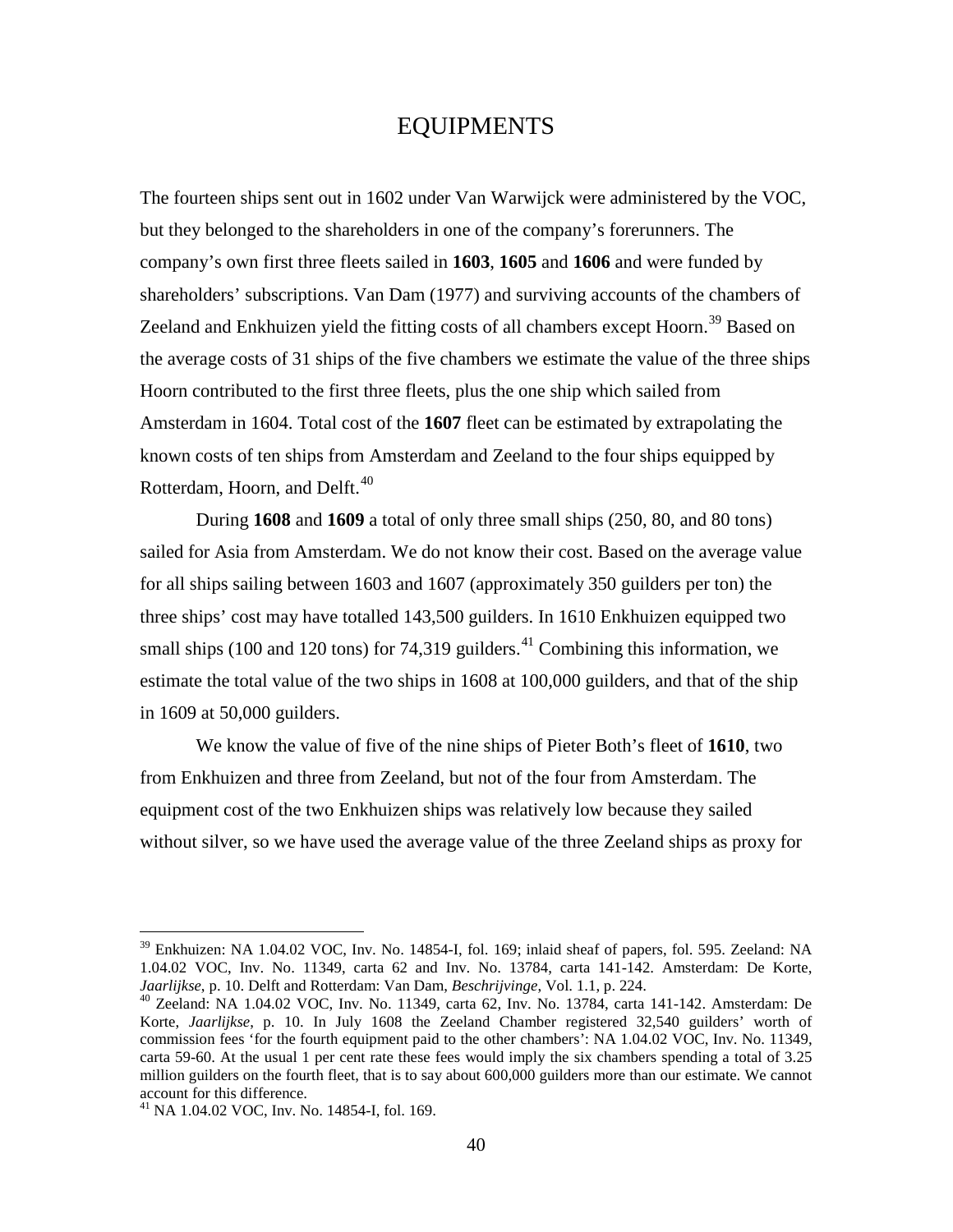# EQUIPMENTS

The fourteen ships sent out in 1602 under Van Warwijck were administered by the VOC, but they belonged to the shareholders in one of the company's forerunners. The company's own first three fleets sailed in **1603**, **1605** and **1606** and were funded by shareholders' subscriptions. Van Dam (1977) and surviving accounts of the chambers of Zeeland and Enkhuizen yield the fitting costs of all chambers except Hoorn.[39] Based on the average costs of 31 ships of the five chambers we estimate the value of the three ships Hoorn contributed to the first three fleets, plus the one ship which sailed from Amsterdam in 1604. Total cost of the **1607** fleet can be estimated by extrapolating the known costs of ten ships from Amsterdam and Zeeland to the four ships equipped by Rotterdam, Hoorn, and Delft.[40]

During **1608** and **1609** a total of only three small ships (250, 80, and 80 tons) sailed for Asia from Amsterdam. We do not know their cost. Based on the average value for all ships sailing between 1603 and 1607 (approximately 350 guilders per ton) the three ships' cost may have totalled 143,500 guilders. In 1610 Enkhuizen equipped two small ships (100 and 120 tons) for 74,319 guilders.[41] Combining this information, we estimate the total value of the two ships in 1608 at 100,000 guilders, and that of the ship in 1609 at 50,000 guilders.

We know the value of five of the nine ships of Pieter Both's fleet of **1610**, two from Enkhuizen and three from Zeeland, but not of the four from Amsterdam. The equipment cost of the two Enkhuizen ships was relatively low because they sailed without silver, so we have used the average value of the three Zeeland ships as proxy for

---

[39] Enkhuizen: NA 1.04.02 VOC, Inv. No. 14854-I, fol. 169; inlaid sheaf of papers, fol. 595. Zeeland: NA 1.04.02 VOC, Inv. No. 11349, carta 62 and Inv. No. 13784, carta 141-142. Amsterdam: De Korte, *Jaarlijkse*, p. 10. Delft and Rotterdam: Van Dam, *Beschrijvinge*, Vol. 1.1, p. 224.

[40] Zeeland: NA 1.04.02 VOC, Inv. No. 11349, carta 62, Inv. No. 13784, carta 141-142. Amsterdam: De Korte, *Jaarlijkse*, p. 10. In July 1608 the Zeeland Chamber registered 32,540 guilders' worth of commission fees 'for the fourth equipment paid to the other chambers': NA 1.04.02 VOC, Inv. No. 11349, carta 59-60. At the usual 1 per cent rate these fees would imply the six chambers spending a total of 3.25 million guilders on the fourth fleet, that is to say about 600,000 guilders more than our estimate. We cannot account for this difference.

[41] NA 1.04.02 VOC, Inv. No. 14854-I, fol. 169.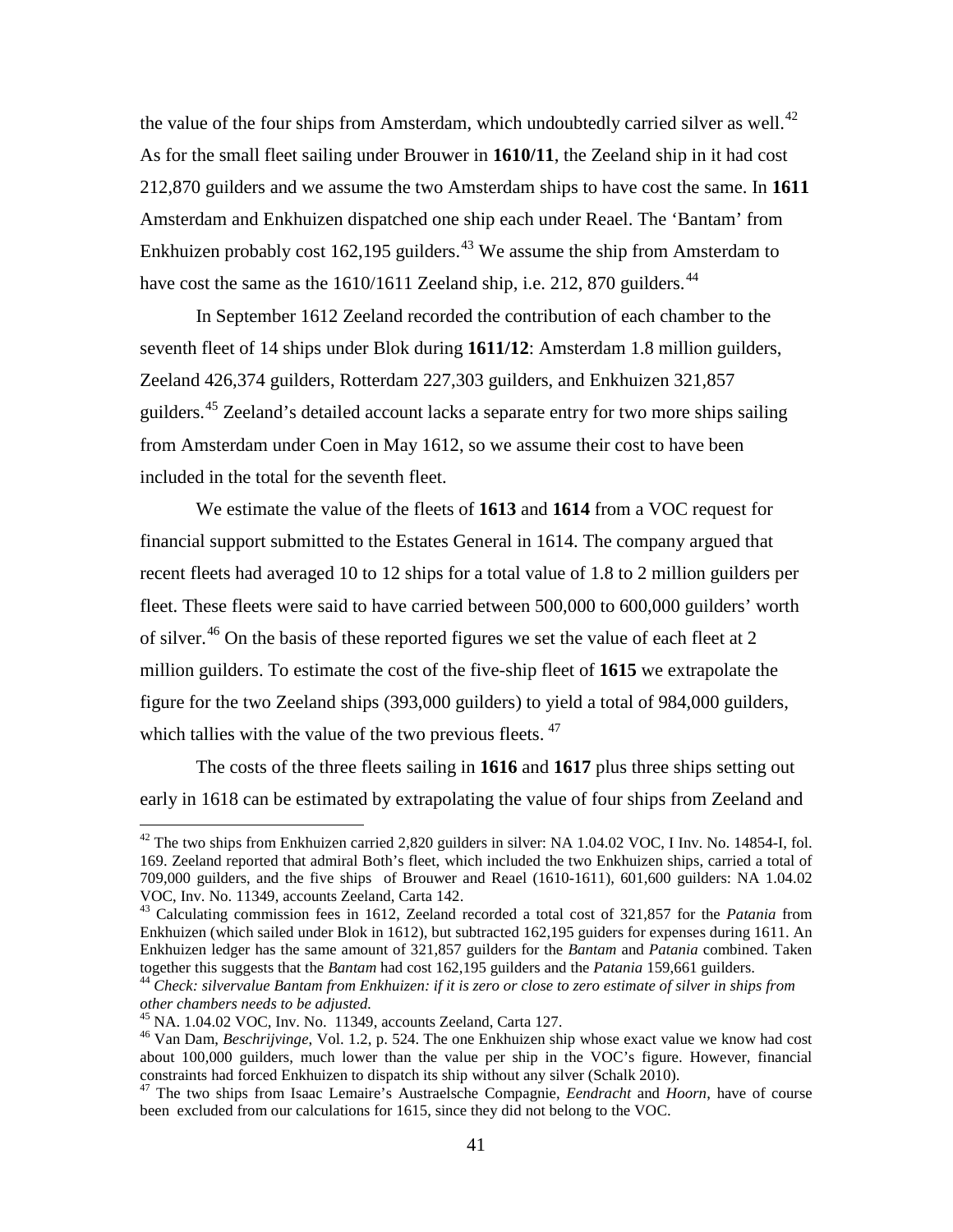the value of the four ships from Amsterdam, which undoubtedly carried silver as well.[42] As for the small fleet sailing under Brouwer in **1610/11**, the Zeeland ship in it had cost 212,870 guilders and we assume the two Amsterdam ships to have cost the same. In **1611** Amsterdam and Enkhuizen dispatched one ship each under Reael. The 'Bantam' from Enkhuizen probably cost 162,195 guilders.[43] We assume the ship from Amsterdam to have cost the same as the 1610/1611 Zeeland ship, i.e. 212, 870 guilders.[44]

In September 1612 Zeeland recorded the contribution of each chamber to the seventh fleet of 14 ships under Blok during **1611/12**: Amsterdam 1.8 million guilders, Zeeland 426,374 guilders, Rotterdam 227,303 guilders, and Enkhuizen 321,857 guilders.[45] Zeeland's detailed account lacks a separate entry for two more ships sailing from Amsterdam under Coen in May 1612, so we assume their cost to have been included in the total for the seventh fleet.

We estimate the value of the fleets of **1613** and **1614** from a VOC request for financial support submitted to the Estates General in 1614. The company argued that recent fleets had averaged 10 to 12 ships for a total value of 1.8 to 2 million guilders per fleet. These fleets were said to have carried between 500,000 to 600,000 guilders' worth of silver.[46] On the basis of these reported figures we set the value of each fleet at 2 million guilders. To estimate the cost of the five-ship fleet of **1615** we extrapolate the figure for the two Zeeland ships (393,000 guilders) to yield a total of 984,000 guilders, which tallies with the value of the two previous fleets.[47]

The costs of the three fleets sailing in **1616** and **1617** plus three ships setting out early in 1618 can be estimated by extrapolating the value of four ships from Zeeland and

---

[42] The two ships from Enkhuizen carried 2,820 guilders in silver: NA 1.04.02 VOC, I Inv. No. 14854-I, fol. 169. Zeeland reported that admiral Both's fleet, which included the two Enkhuizen ships, carried a total of 709,000 guilders, and the five ships of Brouwer and Reael (1610-1611), 601,600 guilders: NA 1.04.02 VOC, Inv. No. 11349, accounts Zeeland, Carta 142.

[43] Calculating commission fees in 1612, Zeeland recorded a total cost of 321,857 for the *Patania* from Enkhuizen (which sailed under Blok in 1612), but subtracted 162,195 guiders for expenses during 1611. An Enkhuizen ledger has the same amount of 321,857 guilders for the *Bantam* and *Patania* combined. Taken together this suggests that the *Bantam* had cost 162,195 guilders and the *Patania* 159,661 guilders.

[44] *Check: silvervalue Bantam from Enkhuizen: if it is zero or close to zero estimate of silver in ships from other chambers needs to be adjusted.*

[45] NA. 1.04.02 VOC, Inv. No. 11349, accounts Zeeland, Carta 127.

[46] Van Dam, *Beschrijvinge*, Vol. 1.2, p. 524. The one Enkhuizen ship whose exact value we know had cost about 100,000 guilders, much lower than the value per ship in the VOC's figure. However, financial constraints had forced Enkhuizen to dispatch its ship without any silver (Schalk 2010).

[47] The two ships from Isaac Lemaire's Austraelsche Compagnie, *Eendracht* and *Hoorn*, have of course been excluded from our calculations for 1615, since they did not belong to the VOC.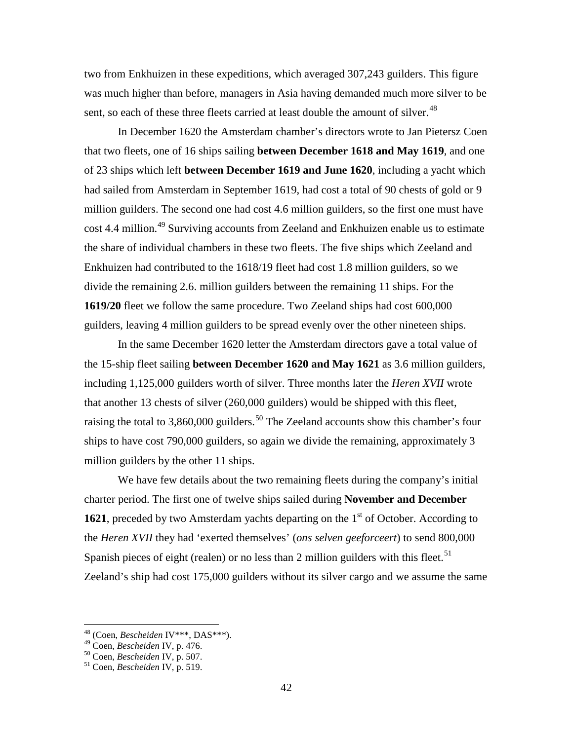two from Enkhuizen in these expeditions, which averaged 307,243 guilders. This figure was much higher than before, managers in Asia having demanded much more silver to be sent, so each of these three fleets carried at least double the amount of silver.[48]

In December 1620 the Amsterdam chamber's directors wrote to Jan Pietersz Coen that two fleets, one of 16 ships sailing **between December 1618 and May 1619**, and one of 23 ships which left **between December 1619 and June 1620**, including a yacht which had sailed from Amsterdam in September 1619, had cost a total of 90 chests of gold or 9 million guilders. The second one had cost 4.6 million guilders, so the first one must have cost 4.4 million.[49] Surviving accounts from Zeeland and Enkhuizen enable us to estimate the share of individual chambers in these two fleets. The five ships which Zeeland and Enkhuizen had contributed to the 1618/19 fleet had cost 1.8 million guilders, so we divide the remaining 2.6. million guilders between the remaining 11 ships. For the **1619/20** fleet we follow the same procedure. Two Zeeland ships had cost 600,000 guilders, leaving 4 million guilders to be spread evenly over the other nineteen ships.

In the same December 1620 letter the Amsterdam directors gave a total value of the 15-ship fleet sailing **between December 1620 and May 1621** as 3.6 million guilders, including 1,125,000 guilders worth of silver. Three months later the *Heren XVII* wrote that another 13 chests of silver (260,000 guilders) would be shipped with this fleet, raising the total to 3,860,000 guilders.[50] The Zeeland accounts show this chamber's four ships to have cost 790,000 guilders, so again we divide the remaining, approximately 3 million guilders by the other 11 ships.

We have few details about the two remaining fleets during the company's initial charter period. The first one of twelve ships sailed during **November and December 1621**, preceded by two Amsterdam yachts departing on the 1st of October. According to the *Heren XVII* they had 'exerted themselves' (*ons selven geeforceert*) to send 800,000 Spanish pieces of eight (realen) or no less than 2 million guilders with this fleet.[51] Zeeland's ship had cost 175,000 guilders without its silver cargo and we assume the same

[48] (Coen, *Bescheiden* IV***, DAS***).
[49] Coen, *Bescheiden* IV, p. 476.
[50] Coen, *Bescheiden* IV, p. 507.
[51] Coen, *Bescheiden* IV, p. 519.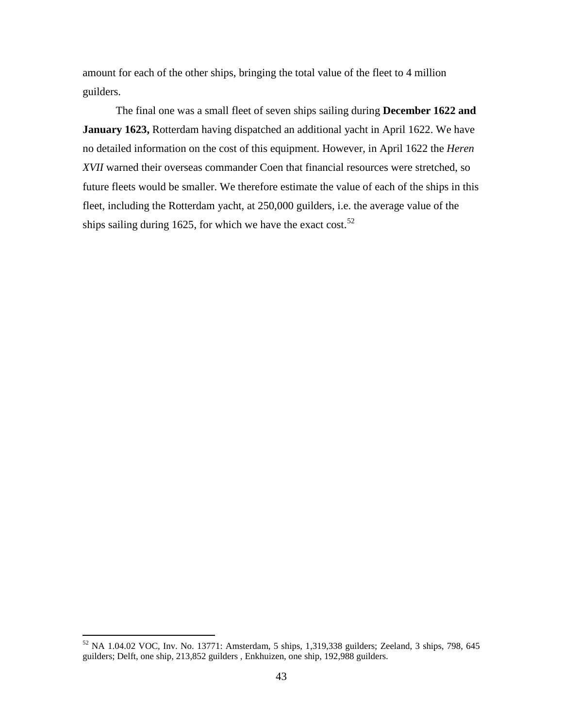amount for each of the other ships, bringing the total value of the fleet to 4 million guilders.

The final one was a small fleet of seven ships sailing during **December 1622 and January 1623,** Rotterdam having dispatched an additional yacht in April 1622. We have no detailed information on the cost of this equipment. However, in April 1622 the *Heren XVII* warned their overseas commander Coen that financial resources were stretched, so future fleets would be smaller. We therefore estimate the value of each of the ships in this fleet, including the Rotterdam yacht, at 250,000 guilders, i.e. the average value of the ships sailing during 1625, for which we have the exact cost.[52]

---

[52] NA 1.04.02 VOC, Inv. No. 13771: Amsterdam, 5 ships, 1,319,338 guilders; Zeeland, 3 ships, 798, 645 guilders; Delft, one ship, 213,852 guilders , Enkhuizen, one ship, 192,988 guilders.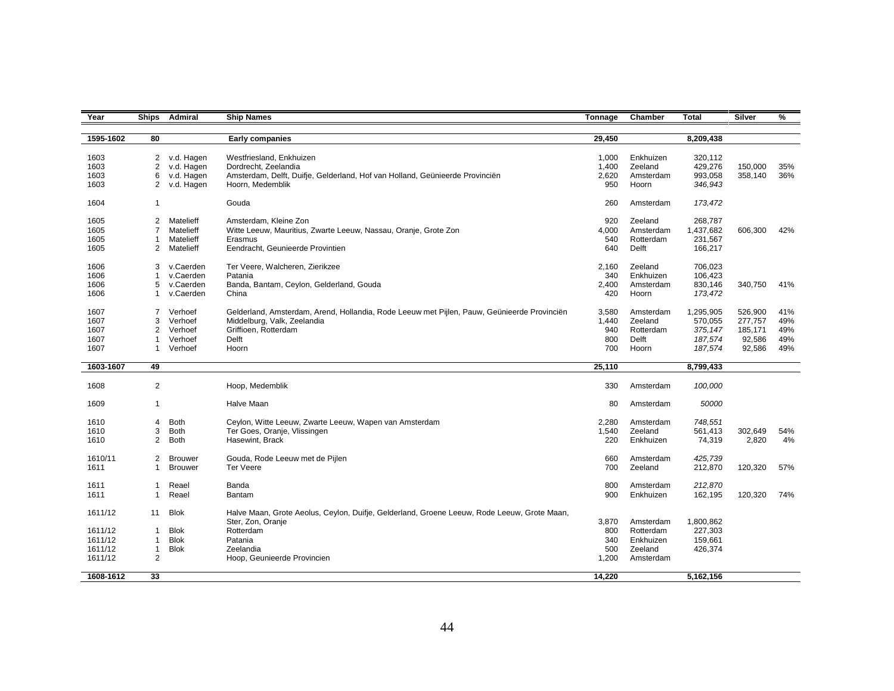| Year | Ships | Admiral | Ship Names | Tonnage | Chamber | Total | Silver | % |
|---|---|---|---|---|---|---|---|---|
| **1595-1602** | **80** | | **Early companies** | **29,450** | | **8,209,438** | | |
| 1603 | 2 | v.d. Hagen | Westfriesland, Enkhuizen | 1,000 | Enkhuizen | 320,112 | | |
| 1603 | 2 | v.d. Hagen | Dordrecht, Zeelandia | 1,400 | Zeeland | 429,276 | 150,000 | 35% |
| 1603 | 6 | v.d. Hagen | Amsterdam, Delft, Duifje, Gelderland, Hof van Holland, Geünieerde Provinciën | 2,620 | Amsterdam | 993,058 | 358,140 | 36% |
| 1603 | 2 | v.d. Hagen | Hoorn, Medemblik | 950 | Hoorn | *346,943* | | |
| 1604 | 1 | | Gouda | 260 | Amsterdam | *173,472* | | |
| 1605 | 2 | Matelieff | Amsterdam, Kleine Zon | 920 | Zeeland | 268,787 | | |
| 1605 | 7 | Matelieff | Witte Leeuw, Mauritius, Zwarte Leeuw, Nassau, Oranje, Grote Zon | 4,000 | Amsterdam | 1,437,682 | 606,300 | 42% |
| 1605 | 1 | Matelieff | Erasmus | 540 | Rotterdam | 231,567 | | |
| 1605 | 2 | Matelieff | Eendracht, Geunieerde Provintien | 640 | Delft | 166,217 | | |
| 1606 | 3 | v.Caerden | Ter Veere, Walcheren, Zierikzee | 2,160 | Zeeland | 706,023 | | |
| 1606 | 1 | v.Caerden | Patania | 340 | Enkhuizen | 106,423 | | |
| 1606 | 5 | v.Caerden | Banda, Bantam, Ceylon, Gelderland, Gouda | 2,400 | Amsterdam | 830,146 | 340,750 | 41% |
| 1606 | 1 | v.Caerden | China | 420 | Hoorn | *173,472* | | |
| 1607 | 7 | Verhoef | Gelderland, Amsterdam, Arend, Hollandia, Rode Leeuw met Pijlen, Pauw, Geünieerde Provinciën | 3,580 | Amsterdam | 1,295,905 | 526,900 | 41% |
| 1607 | 3 | Verhoef | Middelburg, Valk, Zeelandia | 1,440 | Zeeland | 570,055 | 277,757 | 49% |
| 1607 | 2 | Verhoef | Griffioen, Rotterdam | 940 | Rotterdam | *375,147* | 185,171 | 49% |
| 1607 | 1 | Verhoef | Delft | 800 | Delft | *187,574* | 92,586 | 49% |
| 1607 | 1 | Verhoef | Hoorn | 700 | Hoorn | *187,574* | 92,586 | 49% |
| **1603-1607** | **49** | | | **25,110** | | ***8,799,433*** | | |
| 1608 | 2 | | Hoop, Medemblik | 330 | Amsterdam | *100,000* | | |
| 1609 | 1 | | Halve Maan | 80 | Amsterdam | *50000* | | |
| 1610 | 4 | Both | Ceylon, Witte Leeuw, Zwarte Leeuw, Wapen van Amsterdam | 2,280 | Amsterdam | *748,551* | | |
| 1610 | 3 | Both | Ter Goes, Oranje, Vlissingen | 1,540 | Zeeland | 561,413 | 302,649 | 54% |
| 1610 | 2 | Both | Hasewint, Brack | 220 | Enkhuizen | 74,319 | 2,820 | 4% |
| 1610/11 | 2 | Brouwer | Gouda, Rode Leeuw met de Pijlen | 660 | Amsterdam | *425,739* | | |
| 1611 | 1 | Brouwer | Ter Veere | 700 | Zeeland | 212,870 | 120,320 | 57% |
| 1611 | 1 | Reael | Banda | 800 | Amsterdam | *212,870* | | |
| 1611 | 1 | Reael | Bantam | 900 | Enkhuizen | 162,195 | 120,320 | 74% |
| 1611/12 | 11 | Blok | Halve Maan, Grote Aeolus, Ceylon, Duifje, Gelderland, Groene Leeuw, Rode Leeuw, Grote Maan, Ster, Zon, Oranje | 3,870 | Amsterdam | 1,800,862 | | |
| 1611/12 | 1 | Blok | Rotterdam | 800 | Rotterdam | 227,303 | | |
| 1611/12 | 1 | Blok | Patania | 340 | Enkhuizen | 159,661 | | |
| 1611/12 | 1 | Blok | Zeelandia | 500 | Zeeland | 426,374 | | |
| 1611/12 | 2 | | Hoop, Geunieerde Provincien | 1,200 | Amsterdam | | | |
| **1608-1612** | **33** | | | **14,220** | | **5,162,156** | | |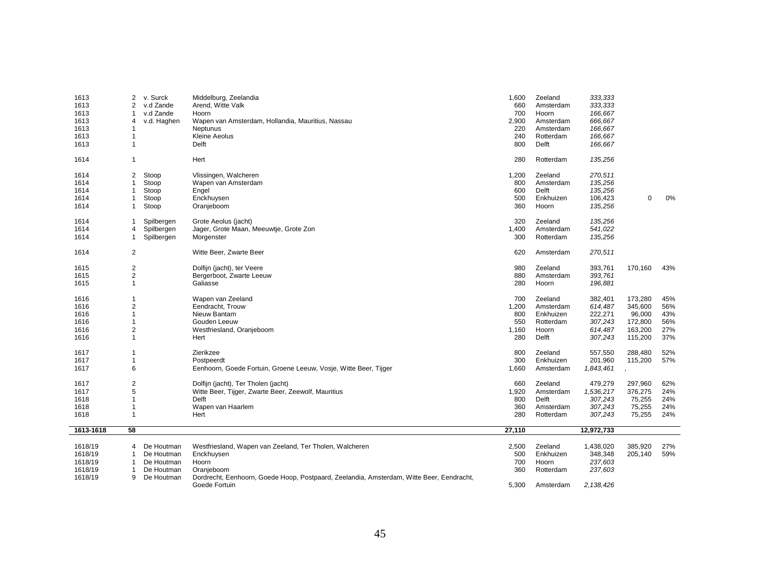| | | | | | | | | |
|---|---|---|---|---|---|---|---|---|
| 1613 | 2 | v. Surck | Middelburg, Zeelandia | 1,600 | Zeeland | *333,333* | | |
| 1613 | 2 | v.d Zande | Arend, Witte Valk | 660 | Amsterdam | *333,333* | | |
| 1613 | 1 | v.d Zande | Hoorn | 700 | Hoorn | *166,667* | | |
| 1613 | 4 | v.d. Haghen | Wapen van Amsterdam, Hollandia, Mauritius, Nassau | 2,900 | Amsterdam | *666,667* | | |
| 1613 | 1 | | Neptunus | 220 | Amsterdam | *166,667* | | |
| 1613 | 1 | | Kleine Aeolus | 240 | Rotterdam | *166,667* | | |
| 1613 | 1 | | Delft | 800 | Delft | *166,667* | | |
| | | | | | | | | |
| 1614 | 1 | | Hert | 280 | Rotterdam | *135,256* | | |
| | | | | | | | | |
| 1614 | 2 | Stoop | Vlissingen, Walcheren | 1,200 | Zeeland | *270,511* | | |
| 1614 | 1 | Stoop | Wapen van Amsterdam | 800 | Amsterdam | *135,256* | | |
| 1614 | 1 | Stoop | Engel | 600 | Delft | *135,256* | | |
| 1614 | 1 | Stoop | Enckhuysen | 500 | Enkhuizen | 106,423 | 0 | 0% |
| 1614 | 1 | Stoop | Oranjeboom | 360 | Hoorn | *135,256* | | |
| | | | | | | | | |
| 1614 | 1 | Spilbergen | Grote Aeolus (jacht) | 320 | Zeeland | *135,256* | | |
| 1614 | 4 | Spilbergen | Jager, Grote Maan, Meeuwtje, Grote Zon | 1,400 | Amsterdam | *541,022* | | |
| 1614 | 1 | Spilbergen | Morgenster | 300 | Rotterdam | *135,256* | | |
| | | | | | | | | |
| 1614 | 2 | | Witte Beer, Zwarte Beer | 620 | Amsterdam | *270,511* | | |
| | | | | | | | | |
| 1615 | 2 | | Dolfijn (jacht), ter Veere | 980 | Zeeland | 393,761 | 170,160 | 43% |
| 1615 | 2 | | Bergerboot, Zwarte Leeuw | 880 | Amsterdam | *393,761* | | |
| 1615 | 1 | | Galiasse | 280 | Hoorn | *196,881* | | |
| | | | | | | | | |
| 1616 | 1 | | Wapen van Zeeland | 700 | Zeeland | 382,401 | 173,280 | 45% |
| 1616 | 2 | | Eendracht, Trouw | 1,200 | Amsterdam | *614,487* | 345,600 | 56% |
| 1616 | 1 | | Nieuw Bantam | 800 | Enkhuizen | 222,271 | 96,000 | 43% |
| 1616 | 1 | | Gouden Leeuw | 550 | Rotterdam | *307,243* | 172,800 | 56% |
| 1616 | 2 | | Westfriesland, Oranjeboom | 1,160 | Hoorn | *614,487* | 163,200 | 27% |
| 1616 | 1 | | Hert | 280 | Delft | *307,243* | 115,200 | 37% |
| | | | | | | | | |
| 1617 | 1 | | Zierikzee | 800 | Zeeland | 557,550 | 288,480 | 52% |
| 1617 | 1 | | Postpeerdt | 300 | Enkhuizen | 201,960 | 115,200 | 57% |
| 1617 | 6 | | Eenhoorn, Goede Fortuin, Groene Leeuw, Vosje, Witte Beer, Tijger | 1,660 | Amsterdam | *1,843,461* | , | |
| | | | | | | | | |
| 1617 | 2 | | Dolfijn (jacht), Ter Tholen (jacht) | 660 | Zeeland | 479,279 | 297,960 | 62% |
| 1617 | 5 | | Witte Beer, Tijger, Zwarte Beer, Zeewolf, Mauritius | 1,920 | Amsterdam | *1,536,217* | 376,275 | 24% |
| 1618 | 1 | | Delft | 800 | Delft | *307,243* | 75,255 | 24% |
| 1618 | 1 | | Wapen van Haarlem | 360 | Amsterdam | *307,243* | 75,255 | 24% |
| 1618 | 1 | | Hert | 280 | Rotterdam | *307,243* | 75,255 | 24% |
| **1613-1618** | **58** | | | **27,110** | | **12,972,733** | | |
| | | | | | | | | |
| 1618/19 | 4 | De Houtman | Westfriesland, Wapen van Zeeland, Ter Tholen, Walcheren | 2,500 | Zeeland | 1,438,020 | 385,920 | 27% |
| 1618/19 | 1 | De Houtman | Enckhuysen | 500 | Enkhuizen | 348,348 | 205,140 | 59% |
| 1618/19 | 1 | De Houtman | Hoorn | 700 | Hoorn | *237,603* | | |
| 1618/19 | 1 | De Houtman | Oranjeboom | 360 | Rotterdam | *237,603* | | |
| 1618/19 | 9 | De Houtman | Dordrecht, Eenhoorn, Goede Hoop, Postpaard, Zeelandia, Amsterdam, Witte Beer, Eendracht, Goede Fortuin | 5,300 | Amsterdam | *2,138,426* | | |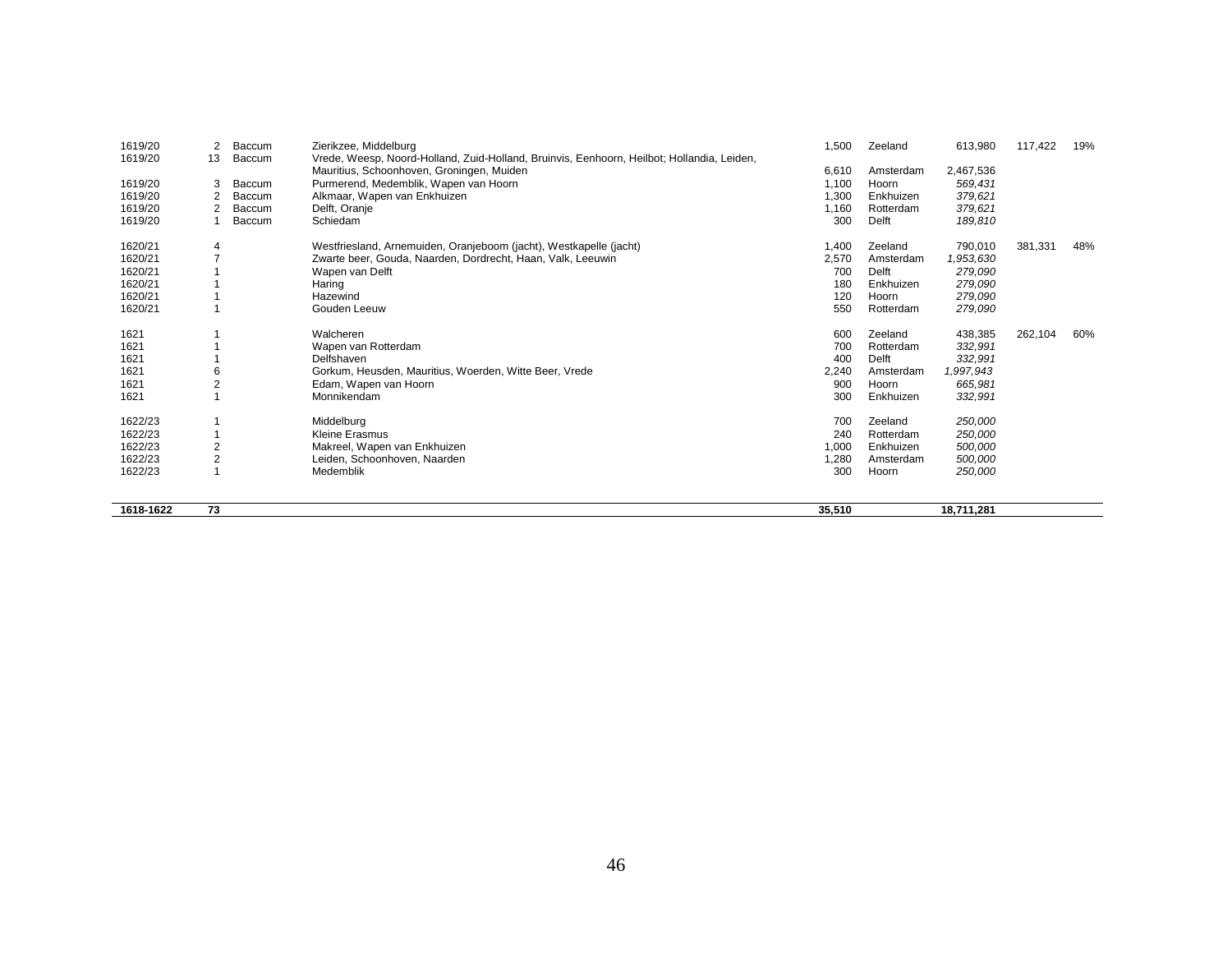| | | | | | | | | |
|---|---|---|---|---|---|---|---|---|
| 1619/20 | 2 | Baccum | Zierikzee, Middelburg | 1,500 | Zeeland | 613,980 | 117,422 | 19% |
| 1619/20 | 13 | Baccum | Vrede, Weesp, Noord-Holland, Zuid-Holland, Bruinvis, Eenhoorn, Heilbot; Hollandia, Leiden, Mauritius, Schoonhoven, Groningen, Muiden | 6,610 | Amsterdam | 2,467,536 | | |
| 1619/20 | 3 | Baccum | Purmerend, Medemblik, Wapen van Hoorn | 1,100 | Hoorn | *569,431* | | |
| 1619/20 | 2 | Baccum | Alkmaar, Wapen van Enkhuizen | 1,300 | Enkhuizen | *379,621* | | |
| 1619/20 | 2 | Baccum | Delft, Oranje | 1,160 | Rotterdam | *379,621* | | |
| 1619/20 | 1 | Baccum | Schiedam | 300 | Delft | *189,810* | | |
| | | | | | | | | |
| 1620/21 | 4 | | Westfriesland, Arnemuiden, Oranjeboom (jacht), Westkapelle (jacht) | 1,400 | Zeeland | 790,010 | 381,331 | 48% |
| 1620/21 | 7 | | Zwarte beer, Gouda, Naarden, Dordrecht, Haan, Valk, Leeuwin | 2,570 | Amsterdam | *1,953,630* | | |
| 1620/21 | 1 | | Wapen van Delft | 700 | Delft | *279,090* | | |
| 1620/21 | 1 | | Haring | 180 | Enkhuizen | *279,090* | | |
| 1620/21 | 1 | | Hazewind | 120 | Hoorn | *279,090* | | |
| 1620/21 | 1 | | Gouden Leeuw | 550 | Rotterdam | *279,090* | | |
| | | | | | | | | |
| 1621 | 1 | | Walcheren | 600 | Zeeland | 438,385 | 262,104 | 60% |
| 1621 | 1 | | Wapen van Rotterdam | 700 | Rotterdam | *332,991* | | |
| 1621 | 1 | | Delfshaven | 400 | Delft | *332,991* | | |
| 1621 | 6 | | Gorkum, Heusden, Mauritius, Woerden, Witte Beer, Vrede | 2,240 | Amsterdam | *1,997,943* | | |
| 1621 | 2 | | Edam, Wapen van Hoorn | 900 | Hoorn | *665,981* | | |
| 1621 | 1 | | Monnikendam | 300 | Enkhuizen | *332,991* | | |
| | | | | | | | | |
| 1622/23 | 1 | | Middelburg | 700 | Zeeland | *250,000* | | |
| 1622/23 | 1 | | Kleine Erasmus | 240 | Rotterdam | *250,000* | | |
| 1622/23 | 2 | | Makreel, Wapen van Enkhuizen | 1,000 | Enkhuizen | *500,000* | | |
| 1622/23 | 2 | | Leiden, Schoonhoven, Naarden | 1,280 | Amsterdam | *500,000* | | |
| 1622/23 | 1 | | Medemblik | 300 | Hoorn | *250,000* | | |
| | | | | | | | | |
| **1618-1622** | **73** | | | **35,510** | | **18,711,281** | | |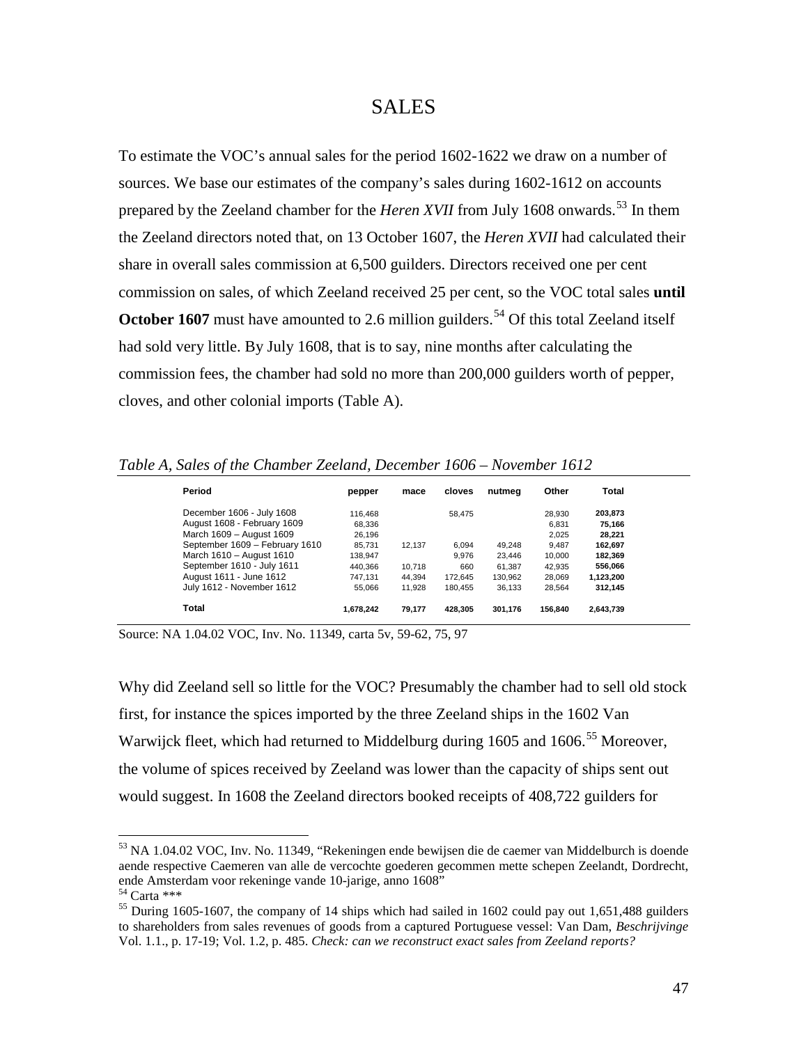# SALES

To estimate the VOC's annual sales for the period 1602-1622 we draw on a number of sources. We base our estimates of the company's sales during 1602-1612 on accounts prepared by the Zeeland chamber for the *Heren XVII* from July 1608 onwards.[53] In them the Zeeland directors noted that, on 13 October 1607, the *Heren XVII* had calculated their share in overall sales commission at 6,500 guilders. Directors received one per cent commission on sales, of which Zeeland received 25 per cent, so the VOC total sales **until October 1607** must have amounted to 2.6 million guilders.[54] Of this total Zeeland itself had sold very little. By July 1608, that is to say, nine months after calculating the commission fees, the chamber had sold no more than 200,000 guilders worth of pepper, cloves, and other colonial imports (Table A).

*Table A, Sales of the Chamber Zeeland, December 1606 – November 1612*

| Period | pepper | mace | cloves | nutmeg | Other | Total |
|---|---|---|---|---|---|---|
| December 1606 - July 1608 | 116,468 | | 58,475 | | 28,930 | **203,873** |
| August 1608 - February 1609 | 68,336 | | | | 6,831 | **75,166** |
| March 1609 – August 1609 | 26,196 | | | | 2,025 | **28,221** |
| September 1609 – February 1610 | 85,731 | 12,137 | 6,094 | 49,248 | 9,487 | **162,697** |
| March 1610 – August 1610 | 138,947 | | 9,976 | 23,446 | 10,000 | **182,369** |
| September 1610 - July 1611 | 440,366 | 10,718 | 660 | 61,387 | 42,935 | **556,066** |
| August 1611 - June 1612 | 747,131 | 44,394 | 172,645 | 130,962 | 28,069 | **1,123,200** |
| July 1612 - November 1612 | 55,066 | 11,928 | 180,455 | 36,133 | 28,564 | **312,145** |
| **Total** | **1,678,242** | **79,177** | **428,305** | **301,176** | **156,840** | **2,643,739** |

Source: NA 1.04.02 VOC, Inv. No. 11349, carta 5v, 59-62, 75, 97

Why did Zeeland sell so little for the VOC? Presumably the chamber had to sell old stock first, for instance the spices imported by the three Zeeland ships in the 1602 Van Warwijck fleet, which had returned to Middelburg during 1605 and 1606.[55] Moreover, the volume of spices received by Zeeland was lower than the capacity of ships sent out would suggest. In 1608 the Zeeland directors booked receipts of 408,722 guilders for

---

[53] NA 1.04.02 VOC, Inv. No. 11349, "Rekeningen ende bewijsen die de caemer van Middelburch is doende aende respective Caemeren van alle de vercochte goederen gecommen mette schepen Zeelandt, Dordrecht, ende Amsterdam voor rekeninge vande 10-jarige, anno 1608"

[54] Carta ***

[55] During 1605-1607, the company of 14 ships which had sailed in 1602 could pay out 1,651,488 guilders to shareholders from sales revenues of goods from a captured Portuguese vessel: Van Dam, *Beschrijvinge* Vol. 1.1., p. 17-19; Vol. 1.2, p. 485. *Check: can we reconstruct exact sales from Zeeland reports?*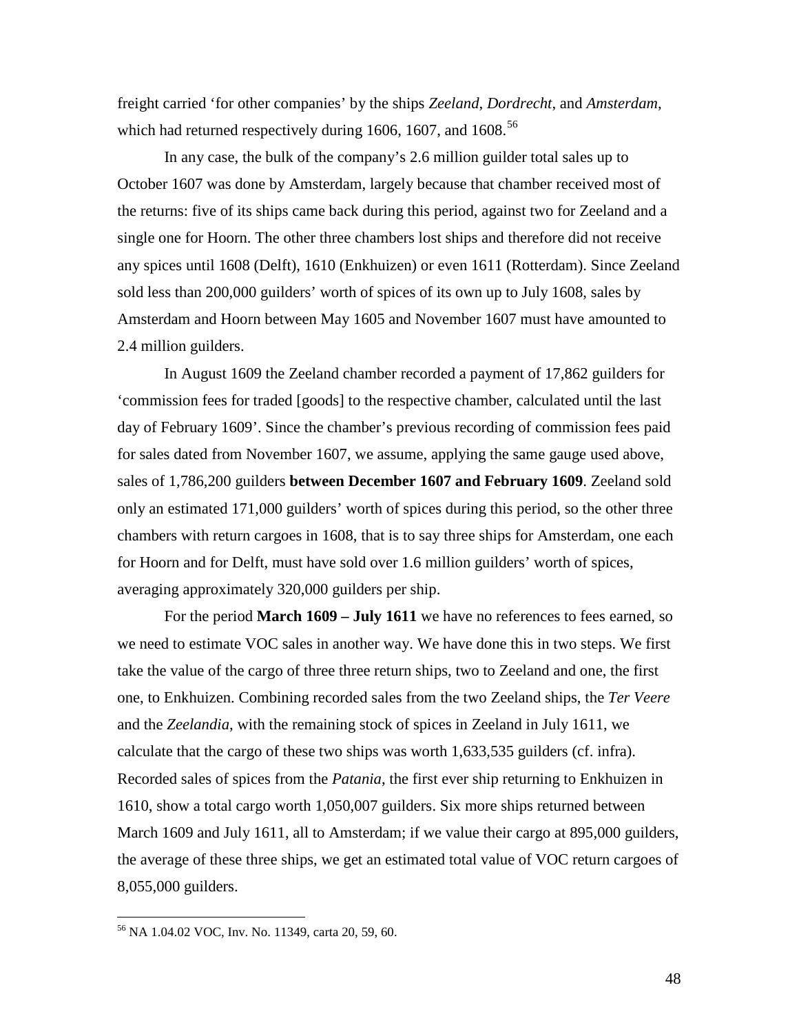freight carried 'for other companies' by the ships *Zeeland*, *Dordrecht*, and *Amsterdam*, which had returned respectively during 1606, 1607, and 1608.[56]

In any case, the bulk of the company's 2.6 million guilder total sales up to October 1607 was done by Amsterdam, largely because that chamber received most of the returns: five of its ships came back during this period, against two for Zeeland and a single one for Hoorn. The other three chambers lost ships and therefore did not receive any spices until 1608 (Delft), 1610 (Enkhuizen) or even 1611 (Rotterdam). Since Zeeland sold less than 200,000 guilders' worth of spices of its own up to July 1608, sales by Amsterdam and Hoorn between May 1605 and November 1607 must have amounted to 2.4 million guilders.

In August 1609 the Zeeland chamber recorded a payment of 17,862 guilders for 'commission fees for traded [goods] to the respective chamber, calculated until the last day of February 1609'. Since the chamber's previous recording of commission fees paid for sales dated from November 1607, we assume, applying the same gauge used above, sales of 1,786,200 guilders **between December 1607 and February 1609**. Zeeland sold only an estimated 171,000 guilders' worth of spices during this period, so the other three chambers with return cargoes in 1608, that is to say three ships for Amsterdam, one each for Hoorn and for Delft, must have sold over 1.6 million guilders' worth of spices, averaging approximately 320,000 guilders per ship.

For the period **March 1609 – July 1611** we have no references to fees earned, so we need to estimate VOC sales in another way. We have done this in two steps. We first take the value of the cargo of three three return ships, two to Zeeland and one, the first one, to Enkhuizen. Combining recorded sales from the two Zeeland ships, the *Ter Veere* and the *Zeelandia*, with the remaining stock of spices in Zeeland in July 1611, we calculate that the cargo of these two ships was worth 1,633,535 guilders (cf. infra). Recorded sales of spices from the *Patania*, the first ever ship returning to Enkhuizen in 1610, show a total cargo worth 1,050,007 guilders. Six more ships returned between March 1609 and July 1611, all to Amsterdam; if we value their cargo at 895,000 guilders, the average of these three ships, we get an estimated total value of VOC return cargoes of 8,055,000 guilders.

[56] NA 1.04.02 VOC, Inv. No. 11349, carta 20, 59, 60.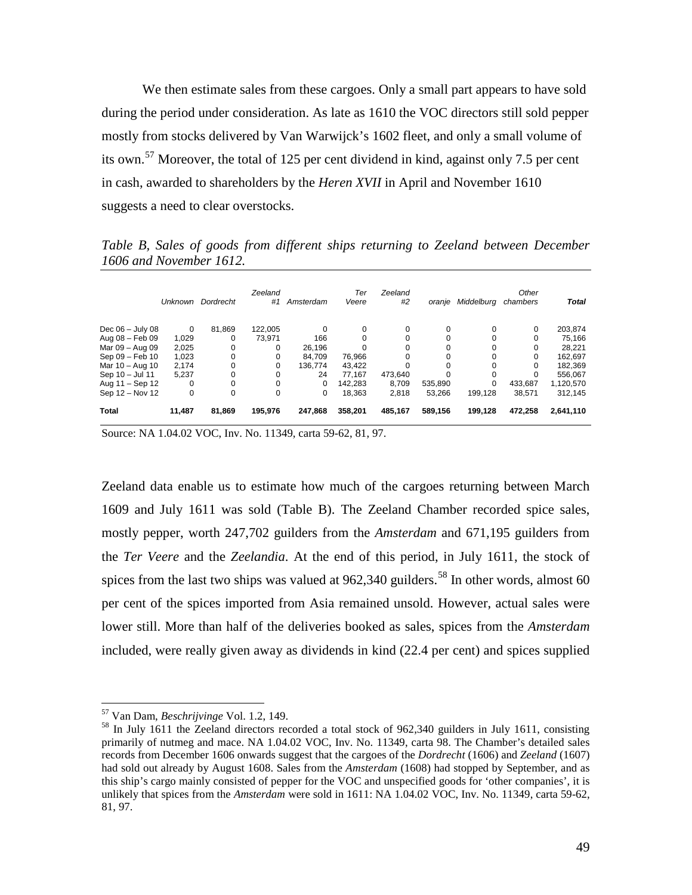We then estimate sales from these cargoes. Only a small part appears to have sold during the period under consideration. As late as 1610 the VOC directors still sold pepper mostly from stocks delivered by Van Warwijck's 1602 fleet, and only a small volume of its own.[57] Moreover, the total of 125 per cent dividend in kind, against only 7.5 per cent in cash, awarded to shareholders by the *Heren XVII* in April and November 1610 suggests a need to clear overstocks.

*Table B, Sales of goods from different ships returning to Zeeland between December 1606 and November 1612.*

| | Unknown | Dordrecht | Zeeland #1 | Amsterdam | Ter Veere | Zeeland #2 | oranje | Middelburg | Other chambers | **Total** |
|---|---|---|---|---|---|---|---|---|---|---|
| Dec 06 – July 08 | 0 | 81,869 | 122,005 | 0 | 0 | 0 | 0 | 0 | 0 | 203,874 |
| Aug 08 – Feb 09 | 1,029 | 0 | 73,971 | 166 | 0 | 0 | 0 | 0 | 0 | 75,166 |
| Mar 09 – Aug 09 | 2,025 | 0 | 0 | 26,196 | 0 | 0 | 0 | 0 | 0 | 28,221 |
| Sep 09 – Feb 10 | 1,023 | 0 | 0 | 84,709 | 76,966 | 0 | 0 | 0 | 0 | 162,697 |
| Mar 10 – Aug 10 | 2,174 | 0 | 0 | 136,774 | 43,422 | 0 | 0 | 0 | 0 | 182,369 |
| Sep 10 – Jul 11 | 5,237 | 0 | 0 | 24 | 77,167 | 473,640 | 0 | 0 | 0 | 556,067 |
| Aug 11 – Sep 12 | 0 | 0 | 0 | 0 | 142,283 | 8,709 | 535,890 | 0 | 433,687 | 1,120,570 |
| Sep 12 – Nov 12 | 0 | 0 | 0 | 0 | 18,363 | 2,818 | 53,266 | 199,128 | 38,571 | 312,145 |
| **Total** | **11,487** | **81,869** | **195,976** | **247,868** | **358,201** | **485,167** | **589,156** | **199,128** | **472,258** | **2,641,110** |

Source: NA 1.04.02 VOC, Inv. No. 11349, carta 59-62, 81, 97.

Zeeland data enable us to estimate how much of the cargoes returning between March 1609 and July 1611 was sold (Table B). The Zeeland Chamber recorded spice sales, mostly pepper, worth 247,702 guilders from the *Amsterdam* and 671,195 guilders from the *Ter Veere* and the *Zeelandia*. At the end of this period, in July 1611, the stock of spices from the last two ships was valued at 962,340 guilders.[58] In other words, almost 60 per cent of the spices imported from Asia remained unsold. However, actual sales were lower still. More than half of the deliveries booked as sales, spices from the *Amsterdam* included, were really given away as dividends in kind (22.4 per cent) and spices supplied

[57] Van Dam, *Beschrijvinge* Vol. 1.2, 149.

[58] In July 1611 the Zeeland directors recorded a total stock of 962,340 guilders in July 1611, consisting primarily of nutmeg and mace. NA 1.04.02 VOC, Inv. No. 11349, carta 98. The Chamber's detailed sales records from December 1606 onwards suggest that the cargoes of the *Dordrecht* (1606) and *Zeeland* (1607) had sold out already by August 1608. Sales from the *Amsterdam* (1608) had stopped by September, and as this ship's cargo mainly consisted of pepper for the VOC and unspecified goods for 'other companies', it is unlikely that spices from the *Amsterdam* were sold in 1611: NA 1.04.02 VOC, Inv. No. 11349, carta 59-62, 81, 97.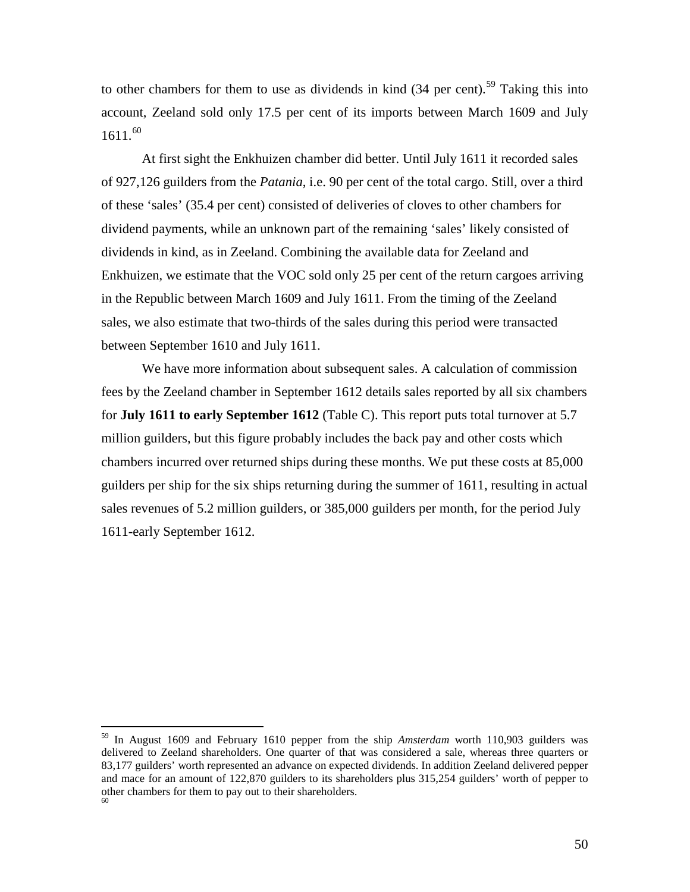to other chambers for them to use as dividends in kind (34 per cent).[59] Taking this into account, Zeeland sold only 17.5 per cent of its imports between March 1609 and July 1611.[60]

At first sight the Enkhuizen chamber did better. Until July 1611 it recorded sales of 927,126 guilders from the *Patania*, i.e. 90 per cent of the total cargo. Still, over a third of these 'sales' (35.4 per cent) consisted of deliveries of cloves to other chambers for dividend payments, while an unknown part of the remaining 'sales' likely consisted of dividends in kind, as in Zeeland. Combining the available data for Zeeland and Enkhuizen, we estimate that the VOC sold only 25 per cent of the return cargoes arriving in the Republic between March 1609 and July 1611. From the timing of the Zeeland sales, we also estimate that two-thirds of the sales during this period were transacted between September 1610 and July 1611.

We have more information about subsequent sales. A calculation of commission fees by the Zeeland chamber in September 1612 details sales reported by all six chambers for **July 1611 to early September 1612** (Table C). This report puts total turnover at 5.7 million guilders, but this figure probably includes the back pay and other costs which chambers incurred over returned ships during these months. We put these costs at 85,000 guilders per ship for the six ships returning during the summer of 1611, resulting in actual sales revenues of 5.2 million guilders, or 385,000 guilders per month, for the period July 1611-early September 1612.

---

[59] In August 1609 and February 1610 pepper from the ship *Amsterdam* worth 110,903 guilders was delivered to Zeeland shareholders. One quarter of that was considered a sale, whereas three quarters or 83,177 guilders' worth represented an advance on expected dividends. In addition Zeeland delivered pepper and mace for an amount of 122,870 guilders to its shareholders plus 315,254 guilders' worth of pepper to other chambers for them to pay out to their shareholders.

[60]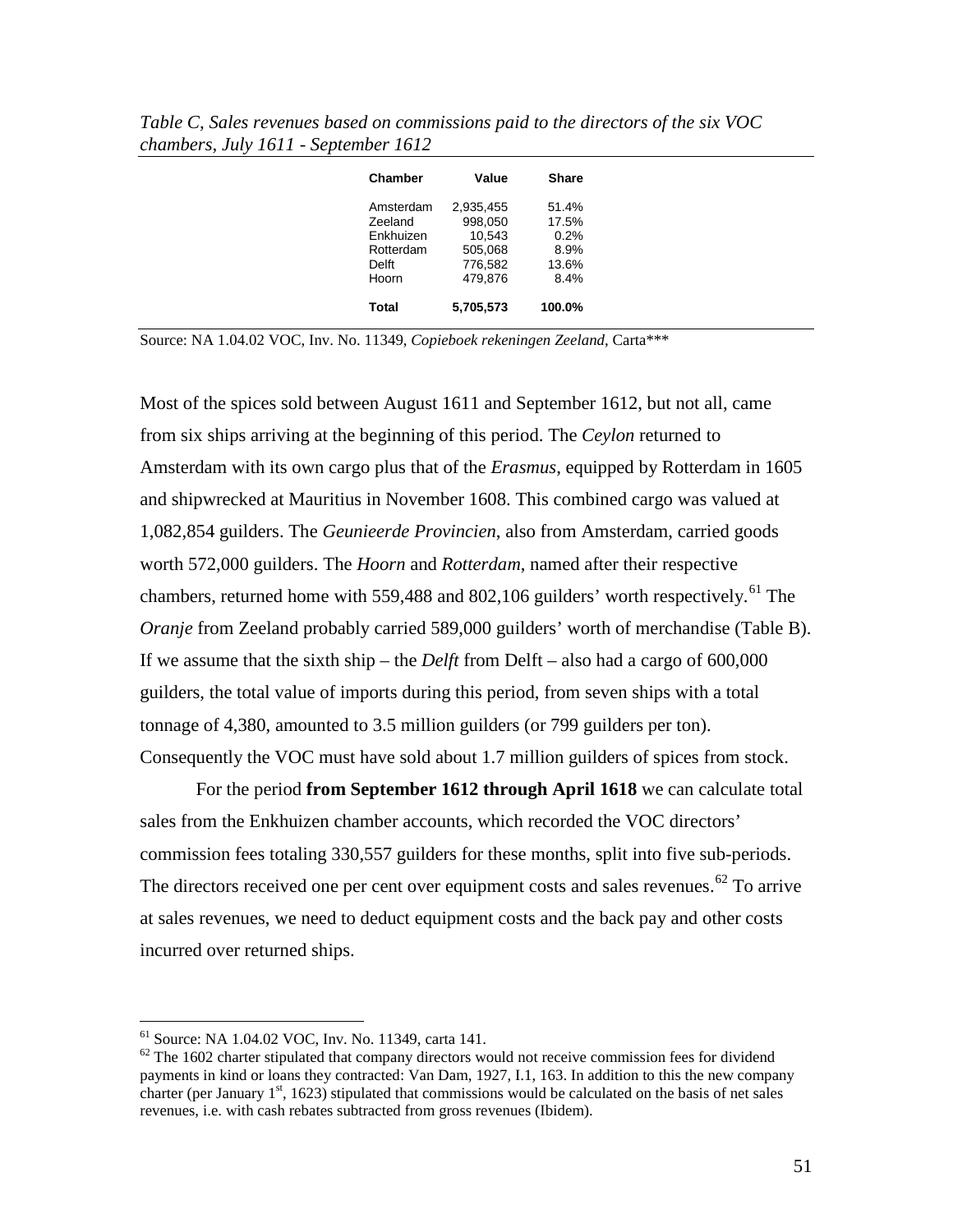*Table C, Sales revenues based on commissions paid to the directors of the six VOC chambers, July 1611 - September 1612*

| Chamber | Value | Share |
|---|---|---|
| Amsterdam | 2,935,455 | 51.4% |
| Zeeland | 998,050 | 17.5% |
| Enkhuizen | 10,543 | 0.2% |
| Rotterdam | 505,068 | 8.9% |
| Delft | 776,582 | 13.6% |
| Hoorn | 479,876 | 8.4% |
| **Total** | **5,705,573** | **100.0%** |

Source: NA 1.04.02 VOC, Inv. No. 11349, *Copieboek rekeningen Zeeland*, Carta***

Most of the spices sold between August 1611 and September 1612, but not all, came from six ships arriving at the beginning of this period. The *Ceylon* returned to Amsterdam with its own cargo plus that of the *Erasmus*, equipped by Rotterdam in 1605 and shipwrecked at Mauritius in November 1608. This combined cargo was valued at 1,082,854 guilders. The *Geunieerde Provincien*, also from Amsterdam, carried goods worth 572,000 guilders. The *Hoorn* and *Rotterdam*, named after their respective chambers, returned home with 559,488 and 802,106 guilders' worth respectively.[61] The *Oranje* from Zeeland probably carried 589,000 guilders' worth of merchandise (Table B). If we assume that the sixth ship – the *Delft* from Delft – also had a cargo of 600,000 guilders, the total value of imports during this period, from seven ships with a total tonnage of 4,380, amounted to 3.5 million guilders (or 799 guilders per ton). Consequently the VOC must have sold about 1.7 million guilders of spices from stock.

For the period **from September 1612 through April 1618** we can calculate total sales from the Enkhuizen chamber accounts, which recorded the VOC directors' commission fees totaling 330,557 guilders for these months, split into five sub-periods. The directors received one per cent over equipment costs and sales revenues.[62] To arrive at sales revenues, we need to deduct equipment costs and the back pay and other costs incurred over returned ships.

---

[61] Source: NA 1.04.02 VOC, Inv. No. 11349, carta 141.

[62] The 1602 charter stipulated that company directors would not receive commission fees for dividend payments in kind or loans they contracted: Van Dam, 1927, I.1, 163. In addition to this the new company charter (per January 1st, 1623) stipulated that commissions would be calculated on the basis of net sales revenues, i.e. with cash rebates subtracted from gross revenues (Ibidem).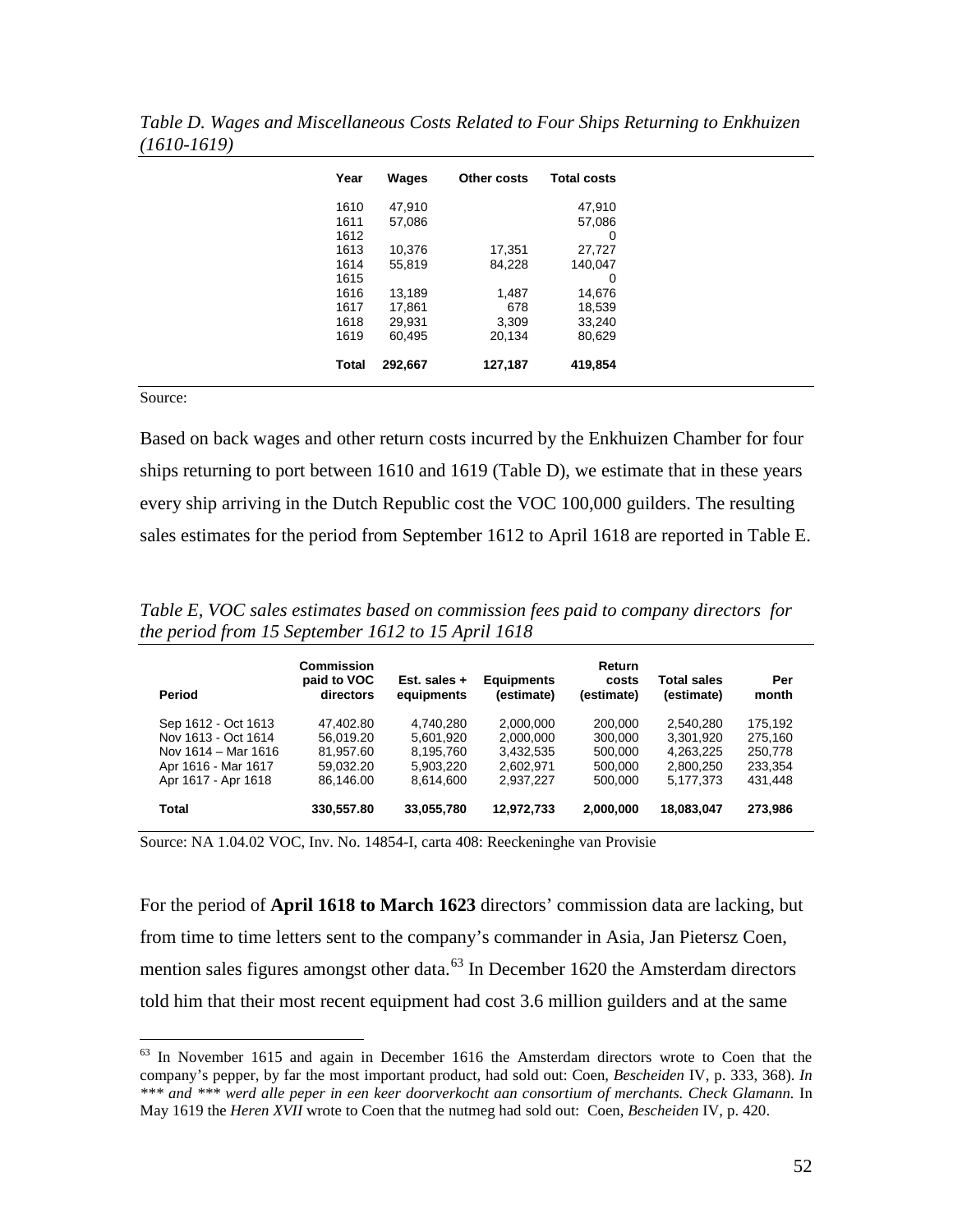*Table D. Wages and Miscellaneous Costs Related to Four Ships Returning to Enkhuizen (1610-1619)*

| Year | Wages | Other costs | Total costs |
|---|---|---|---|
| 1610 | 47,910 | | 47,910 |
| 1611 | 57,086 | | 57,086 |
| 1612 | | | 0 |
| 1613 | 10,376 | 17,351 | 27,727 |
| 1614 | 55,819 | 84,228 | 140,047 |
| 1615 | | | 0 |
| 1616 | 13,189 | 1,487 | 14,676 |
| 1617 | 17,861 | 678 | 18,539 |
| 1618 | 29,931 | 3,309 | 33,240 |
| 1619 | 60,495 | 20,134 | 80,629 |
| **Total** | **292,667** | **127,187** | **419,854** |

Source:

Based on back wages and other return costs incurred by the Enkhuizen Chamber for four ships returning to port between 1610 and 1619 (Table D), we estimate that in these years every ship arriving in the Dutch Republic cost the VOC 100,000 guilders. The resulting sales estimates for the period from September 1612 to April 1618 are reported in Table E.

*Table E, VOC sales estimates based on commission fees paid to company directors for the period from 15 September 1612 to 15 April 1618*

| Period | Commission paid to VOC directors | Est. sales + equipments | Equipments (estimate) | Return costs (estimate) | Total sales (estimate) | Per month |
|---|---|---|---|---|---|---|
| Sep 1612 - Oct 1613 | 47,402.80 | 4,740,280 | 2,000,000 | 200,000 | 2,540,280 | 175,192 |
| Nov 1613 - Oct 1614 | 56,019.20 | 5,601,920 | 2,000,000 | 300,000 | 3,301,920 | 275,160 |
| Nov 1614 – Mar 1616 | 81,957.60 | 8,195,760 | 3,432,535 | 500,000 | 4,263,225 | 250,778 |
| Apr 1616 - Mar 1617 | 59,032.20 | 5,903,220 | 2,602,971 | 500,000 | 2,800,250 | 233,354 |
| Apr 1617 - Apr 1618 | 86,146.00 | 8,614,600 | 2,937,227 | 500,000 | 5,177,373 | 431,448 |
| **Total** | **330,557.80** | **33,055,780** | **12,972,733** | **2,000,000** | **18,083,047** | **273,986** |

Source: NA 1.04.02 VOC, Inv. No. 14854-I, carta 408: Reeckeninghe van Provisie

For the period of **April 1618 to March 1623** directors' commission data are lacking, but from time to time letters sent to the company's commander in Asia, Jan Pietersz Coen, mention sales figures amongst other data.[63] In December 1620 the Amsterdam directors told him that their most recent equipment had cost 3.6 million guilders and at the same

[63] In November 1615 and again in December 1616 the Amsterdam directors wrote to Coen that the company's pepper, by far the most important product, had sold out: Coen, *Bescheiden* IV, p. 333, 368). *In *** and *** werd alle peper in een keer doorverkocht aan consortium of merchants. Check Glamann.* In May 1619 the *Heren XVII* wrote to Coen that the nutmeg had sold out: Coen, *Bescheiden* IV, p. 420.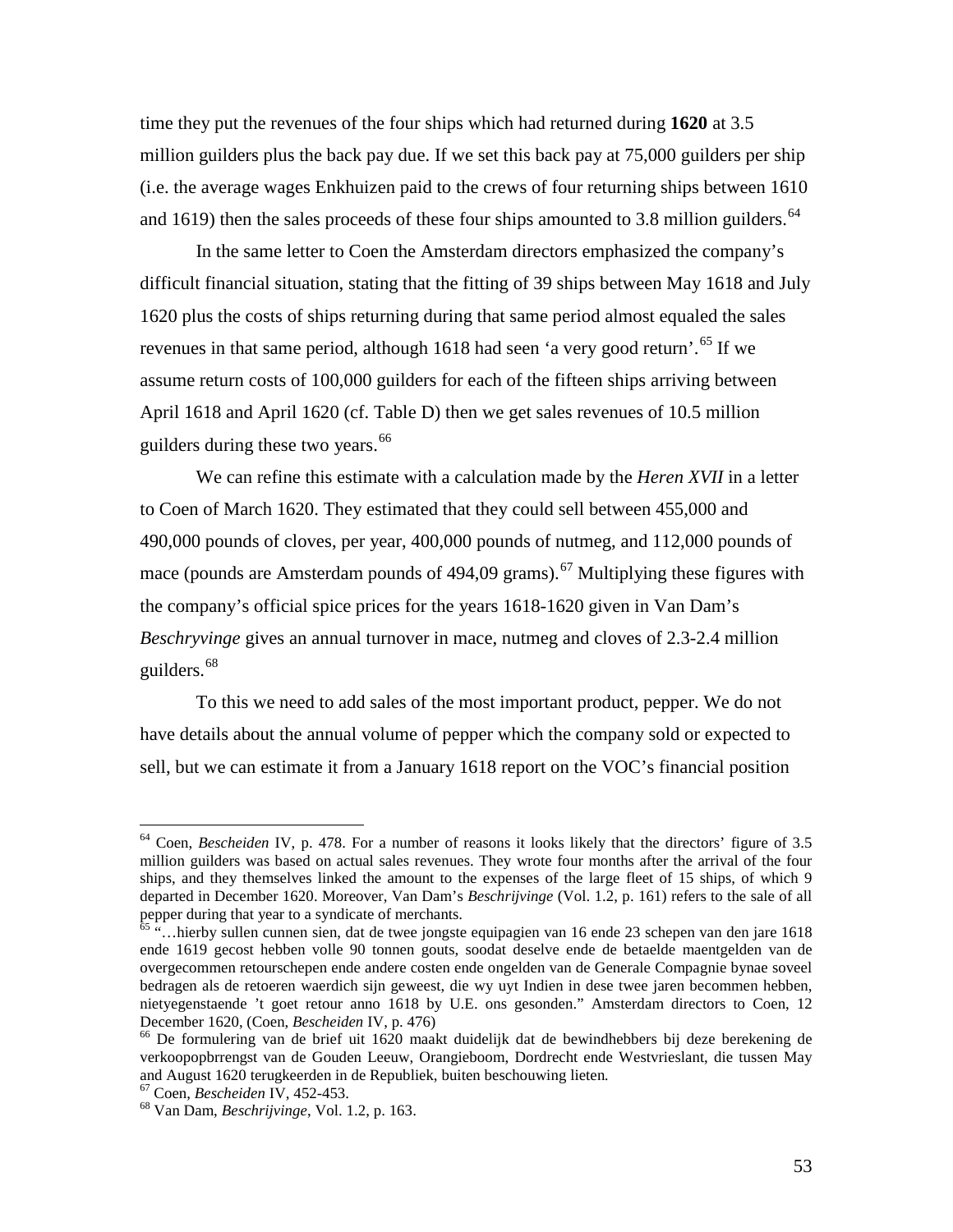time they put the revenues of the four ships which had returned during **1620** at 3.5 million guilders plus the back pay due. If we set this back pay at 75,000 guilders per ship (i.e. the average wages Enkhuizen paid to the crews of four returning ships between 1610 and 1619) then the sales proceeds of these four ships amounted to 3.8 million guilders.[64]

In the same letter to Coen the Amsterdam directors emphasized the company's difficult financial situation, stating that the fitting of 39 ships between May 1618 and July 1620 plus the costs of ships returning during that same period almost equaled the sales revenues in that same period, although 1618 had seen 'a very good return'.[65] If we assume return costs of 100,000 guilders for each of the fifteen ships arriving between April 1618 and April 1620 (cf. Table D) then we get sales revenues of 10.5 million guilders during these two years.[66]

We can refine this estimate with a calculation made by the *Heren XVII* in a letter to Coen of March 1620. They estimated that they could sell between 455,000 and 490,000 pounds of cloves, per year, 400,000 pounds of nutmeg, and 112,000 pounds of mace (pounds are Amsterdam pounds of 494,09 grams).[67] Multiplying these figures with the company's official spice prices for the years 1618-1620 given in Van Dam's *Beschryvinge* gives an annual turnover in mace, nutmeg and cloves of 2.3-2.4 million guilders.[68]

To this we need to add sales of the most important product, pepper. We do not have details about the annual volume of pepper which the company sold or expected to sell, but we can estimate it from a January 1618 report on the VOC's financial position

---

[64] Coen, *Bescheiden* IV, p. 478. For a number of reasons it looks likely that the directors' figure of 3.5 million guilders was based on actual sales revenues. They wrote four months after the arrival of the four ships, and they themselves linked the amount to the expenses of the large fleet of 15 ships, of which 9 departed in December 1620. Moreover, Van Dam's *Beschrijvinge* (Vol. 1.2, p. 161) refers to the sale of all pepper during that year to a syndicate of merchants.

[65] "…hierby sullen cunnen sien, dat de twee jongste equipagien van 16 ende 23 schepen van den jare 1618 ende 1619 gecost hebben volle 90 tonnen gouts, soodat deselve ende de betaelde maentgelden van de overgecommen retourschepen ende andere costen ende ongelden van de Generale Compagnie bynae soveel bedragen als de retoeren waerdich sijn geweest, die wy uyt Indien in dese twee jaren becommen hebben, nietyegenstaende 't goet retour anno 1618 by U.E. ons gesonden." Amsterdam directors to Coen, 12 December 1620, (Coen, *Bescheiden* IV, p. 476)

[66] De formulering van de brief uit 1620 maakt duidelijk dat de bewindhebbers bij deze berekening de verkoopopbrrengst van de Gouden Leeuw, Orangieboom, Dordrecht ende Westvrieslant, die tussen May and August 1620 terugkeerden in de Republiek, buiten beschouwing lieten.

[67] Coen, *Bescheiden* IV, 452-453.

[68] Van Dam, *Beschrijvinge*, Vol. 1.2, p. 163.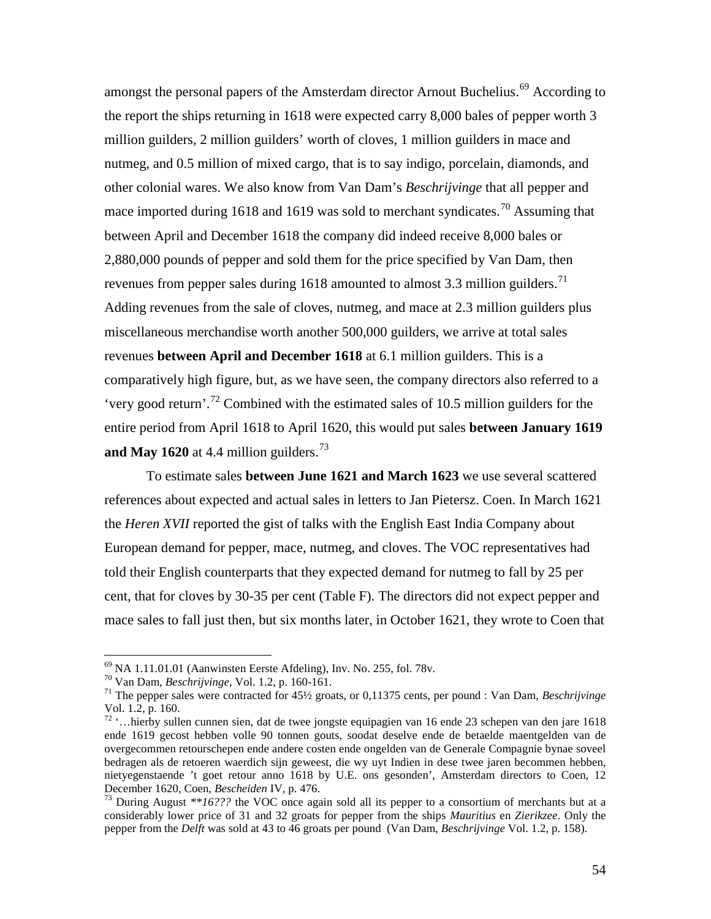amongst the personal papers of the Amsterdam director Arnout Buchelius.[69] According to the report the ships returning in 1618 were expected carry 8,000 bales of pepper worth 3 million guilders, 2 million guilders' worth of cloves, 1 million guilders in mace and nutmeg, and 0.5 million of mixed cargo, that is to say indigo, porcelain, diamonds, and other colonial wares. We also know from Van Dam's *Beschrijvinge* that all pepper and mace imported during 1618 and 1619 was sold to merchant syndicates.[70] Assuming that between April and December 1618 the company did indeed receive 8,000 bales or 2,880,000 pounds of pepper and sold them for the price specified by Van Dam, then revenues from pepper sales during 1618 amounted to almost 3.3 million guilders.[71] Adding revenues from the sale of cloves, nutmeg, and mace at 2.3 million guilders plus miscellaneous merchandise worth another 500,000 guilders, we arrive at total sales revenues **between April and December 1618** at 6.1 million guilders. This is a comparatively high figure, but, as we have seen, the company directors also referred to a 'very good return'.[72] Combined with the estimated sales of 10.5 million guilders for the entire period from April 1618 to April 1620, this would put sales **between January 1619 and May 1620** at 4.4 million guilders.[73]

To estimate sales **between June 1621 and March 1623** we use several scattered references about expected and actual sales in letters to Jan Pietersz. Coen. In March 1621 the *Heren XVII* reported the gist of talks with the English East India Company about European demand for pepper, mace, nutmeg, and cloves. The VOC representatives had told their English counterparts that they expected demand for nutmeg to fall by 25 per cent, that for cloves by 30-35 per cent (Table F). The directors did not expect pepper and mace sales to fall just then, but six months later, in October 1621, they wrote to Coen that

---

[69] NA 1.11.01.01 (Aanwinsten Eerste Afdeling), Inv. No. 255, fol. 78v.

[70] Van Dam, *Beschrijvinge*, Vol. 1.2, p. 160-161.

[71] The pepper sales were contracted for 45½ groats, or 0,11375 cents, per pound : Van Dam, *Beschrijvinge* Vol. 1.2, p. 160.

[72] '…hierby sullen cunnen sien, dat de twee jongste equipagien van 16 ende 23 schepen van den jare 1618 ende 1619 gecost hebben volle 90 tonnen gouts, soodat deselve ende de betaelde maentgelden van de overgecommen retourschepen ende andere costen ende ongelden van de Generale Compagnie bynae soveel bedragen als de retoeren waerdich sijn geweest, die wy uyt Indien in dese twee jaren becommen hebben, nietyegenstaende 't goet retour anno 1618 by U.E. ons gesonden', Amsterdam directors to Coen, 12 December 1620, Coen, *Bescheiden* IV, p. 476.

[73] During August ***16???* the VOC once again sold all its pepper to a consortium of merchants but at a considerably lower price of 31 and 32 groats for pepper from the ships *Mauritius* en *Zierikzee*. Only the pepper from the *Delft* was sold at 43 to 46 groats per pound (Van Dam, *Beschrijvinge* Vol. 1.2, p. 158).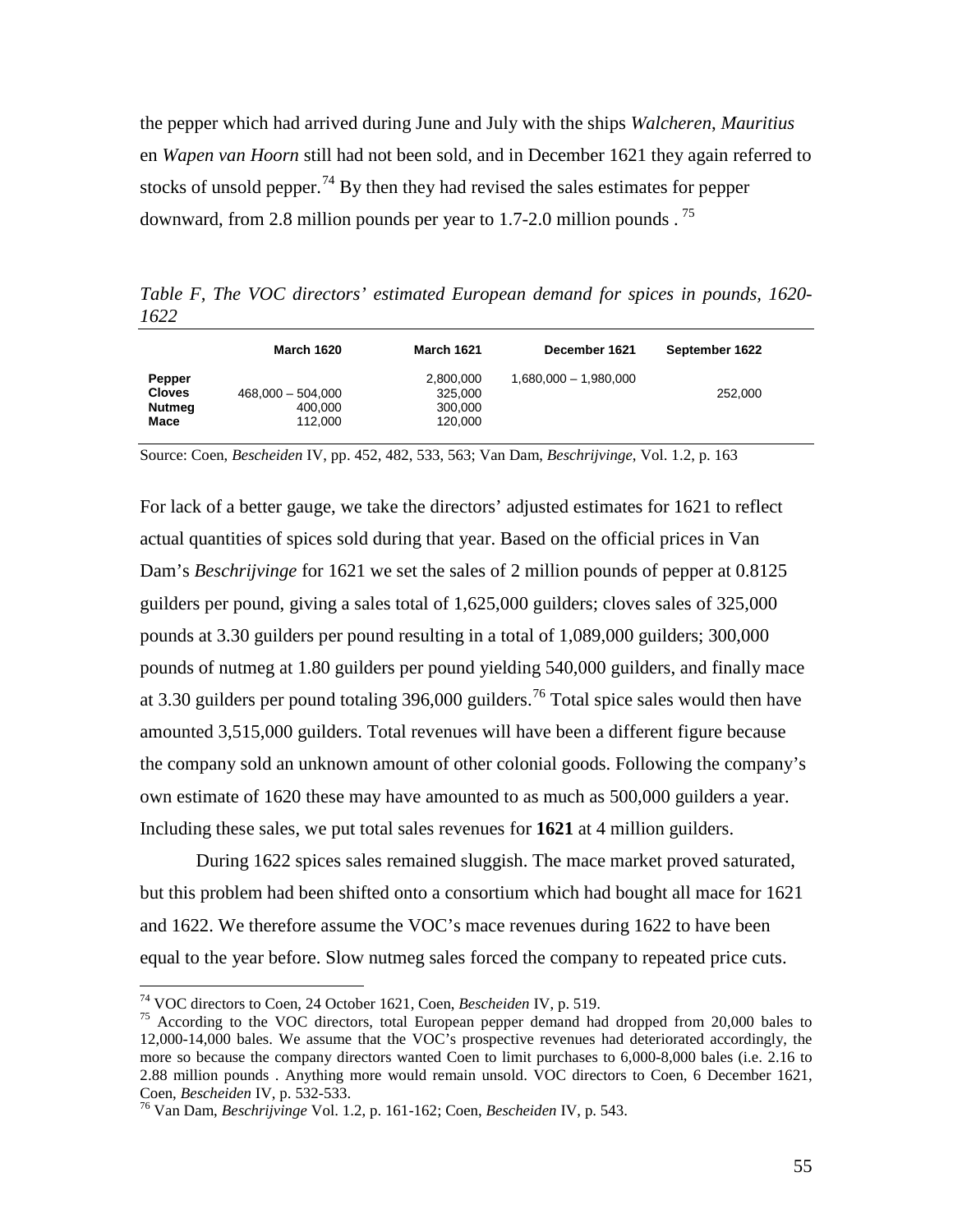the pepper which had arrived during June and July with the ships *Walcheren*, *Mauritius* en *Wapen van Hoorn* still had not been sold, and in December 1621 they again referred to stocks of unsold pepper.[74] By then they had revised the sales estimates for pepper downward, from 2.8 million pounds per year to 1.7-2.0 million pounds .[75]

*Table F, The VOC directors' estimated European demand for spices in pounds, 1620-1622*

| | March 1620 | March 1621 | December 1621 | September 1622 |
|---|---|---|---|---|
| **Pepper** | | 2,800,000 | 1,680,000 – 1,980,000 | |
| **Cloves** | 468,000 – 504,000 | 325,000 | | 252,000 |
| **Nutmeg** | 400,000 | 300,000 | | |
| **Mace** | 112,000 | 120,000 | | |

Source: Coen, *Bescheiden* IV, pp. 452, 482, 533, 563; Van Dam, *Beschrijvinge*, Vol. 1.2, p. 163

For lack of a better gauge, we take the directors' adjusted estimates for 1621 to reflect actual quantities of spices sold during that year. Based on the official prices in Van Dam's *Beschrijvinge* for 1621 we set the sales of 2 million pounds of pepper at 0.8125 guilders per pound, giving a sales total of 1,625,000 guilders; cloves sales of 325,000 pounds at 3.30 guilders per pound resulting in a total of 1,089,000 guilders; 300,000 pounds of nutmeg at 1.80 guilders per pound yielding 540,000 guilders, and finally mace at 3.30 guilders per pound totaling 396,000 guilders.[76] Total spice sales would then have amounted 3,515,000 guilders. Total revenues will have been a different figure because the company sold an unknown amount of other colonial goods. Following the company's own estimate of 1620 these may have amounted to as much as 500,000 guilders a year. Including these sales, we put total sales revenues for **1621** at 4 million guilders.

During 1622 spices sales remained sluggish. The mace market proved saturated, but this problem had been shifted onto a consortium which had bought all mace for 1621 and 1622. We therefore assume the VOC's mace revenues during 1622 to have been equal to the year before. Slow nutmeg sales forced the company to repeated price cuts.

[74] VOC directors to Coen, 24 October 1621, Coen, *Bescheiden* IV, p. 519.

[75] According to the VOC directors, total European pepper demand had dropped from 20,000 bales to 12,000-14,000 bales. We assume that the VOC's prospective revenues had deteriorated accordingly, the more so because the company directors wanted Coen to limit purchases to 6,000-8,000 bales (i.e. 2.16 to 2.88 million pounds . Anything more would remain unsold. VOC directors to Coen, 6 December 1621, Coen, *Bescheiden* IV, p. 532-533.

[76] Van Dam, *Beschrijvinge* Vol. 1.2, p. 161-162; Coen, *Bescheiden* IV, p. 543.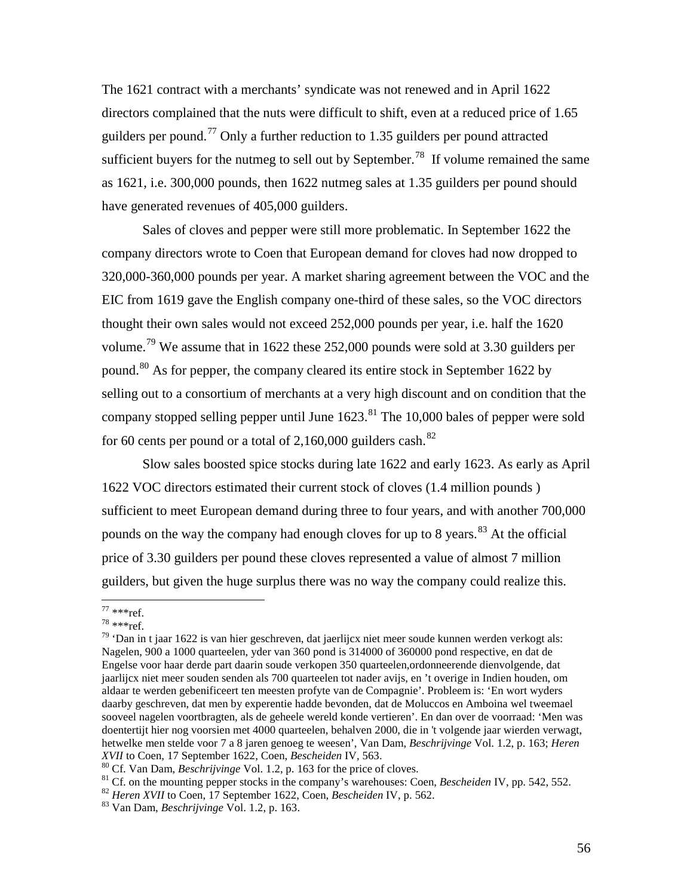The 1621 contract with a merchants' syndicate was not renewed and in April 1622 directors complained that the nuts were difficult to shift, even at a reduced price of 1.65 guilders per pound.[77] Only a further reduction to 1.35 guilders per pound attracted sufficient buyers for the nutmeg to sell out by September.[78] If volume remained the same as 1621, i.e. 300,000 pounds, then 1622 nutmeg sales at 1.35 guilders per pound should have generated revenues of 405,000 guilders.

Sales of cloves and pepper were still more problematic. In September 1622 the company directors wrote to Coen that European demand for cloves had now dropped to 320,000-360,000 pounds per year. A market sharing agreement between the VOC and the EIC from 1619 gave the English company one-third of these sales, so the VOC directors thought their own sales would not exceed 252,000 pounds per year, i.e. half the 1620 volume.[79] We assume that in 1622 these 252,000 pounds were sold at 3.30 guilders per pound.[80] As for pepper, the company cleared its entire stock in September 1622 by selling out to a consortium of merchants at a very high discount and on condition that the company stopped selling pepper until June 1623.[81] The 10,000 bales of pepper were sold for 60 cents per pound or a total of 2,160,000 guilders cash.[82]

Slow sales boosted spice stocks during late 1622 and early 1623. As early as April 1622 VOC directors estimated their current stock of cloves (1.4 million pounds ) sufficient to meet European demand during three to four years, and with another 700,000 pounds on the way the company had enough cloves for up to 8 years.[83] At the official price of 3.30 guilders per pound these cloves represented a value of almost 7 million guilders, but given the huge surplus there was no way the company could realize this.

---

[77] ***ref.

[78] ***ref.

[79] 'Dan in t jaar 1622 is van hier geschreven, dat jaerlijcx niet meer soude kunnen werden verkogt als: Nagelen, 900 a 1000 quarteelen, yder van 360 pond is 314000 of 360000 pond respective, en dat de Engelse voor haar derde part daarin soude verkopen 350 quarteelen,ordonneerende dienvolgende, dat jaarlijcx niet meer souden senden als 700 quarteelen tot nader avijs, en 't overige in Indien houden, om aldaar te werden gebenificeert ten meesten profyte van de Compagnie'. Probleem is: 'En wort wyders daarby geschreven, dat men by experientie hadde bevonden, dat de Moluccos en Amboina wel tweemael sooveel nagelen voortbragten, als de geheele wereld konde vertieren'. En dan over de voorraad: 'Men was doentertijt hier nog voorsien met 4000 quarteelen, behalven 2000, die in 't volgende jaar wierden verwagt, hetwelke men stelde voor 7 a 8 jaren genoeg te weesen', Van Dam, *Beschrijvinge* Vol. 1.2, p. 163; *Heren XVII* to Coen, 17 September 1622, Coen, *Bescheiden* IV, 563.

[80] Cf. Van Dam, *Beschrijvinge* Vol. 1.2, p. 163 for the price of cloves.

[81] Cf. on the mounting pepper stocks in the company's warehouses: Coen, *Bescheiden* IV, pp. 542, 552.

[82] *Heren XVII* to Coen, 17 September 1622, Coen, *Bescheiden* IV, p. 562.

[83] Van Dam, *Beschrijvinge* Vol. 1.2, p. 163.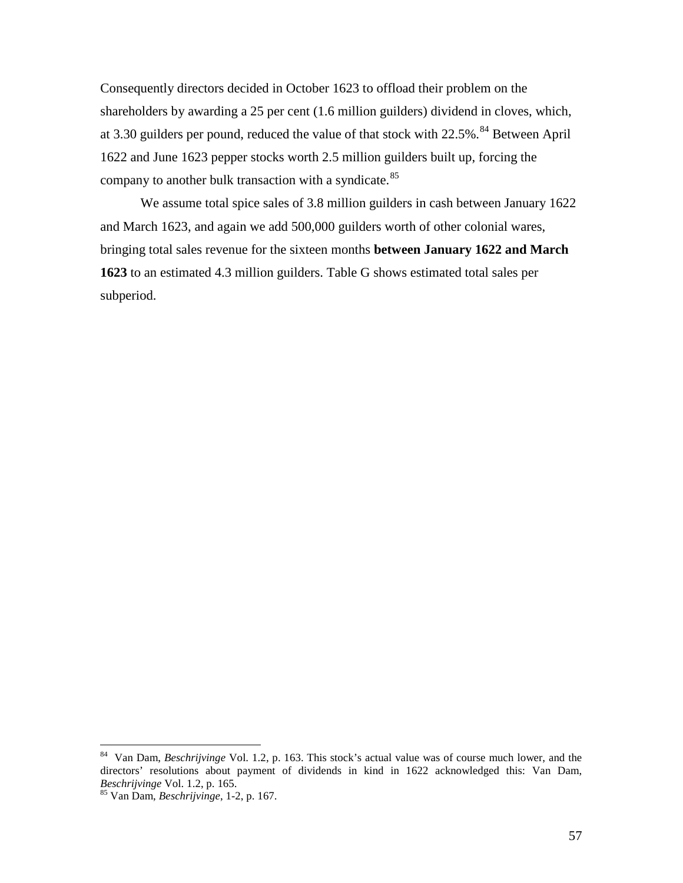Consequently directors decided in October 1623 to offload their problem on the shareholders by awarding a 25 per cent (1.6 million guilders) dividend in cloves, which, at 3.30 guilders per pound, reduced the value of that stock with 22.5%.[84] Between April 1622 and June 1623 pepper stocks worth 2.5 million guilders built up, forcing the company to another bulk transaction with a syndicate.[85]

We assume total spice sales of 3.8 million guilders in cash between January 1622 and March 1623, and again we add 500,000 guilders worth of other colonial wares, bringing total sales revenue for the sixteen months **between January 1622 and March 1623** to an estimated 4.3 million guilders. Table G shows estimated total sales per subperiod.

---

[84] Van Dam, *Beschrijvinge* Vol. 1.2, p. 163. This stock's actual value was of course much lower, and the directors' resolutions about payment of dividends in kind in 1622 acknowledged this: Van Dam, *Beschrijvinge* Vol. 1.2, p. 165.

[85] Van Dam, *Beschrijvinge*, 1-2, p. 167.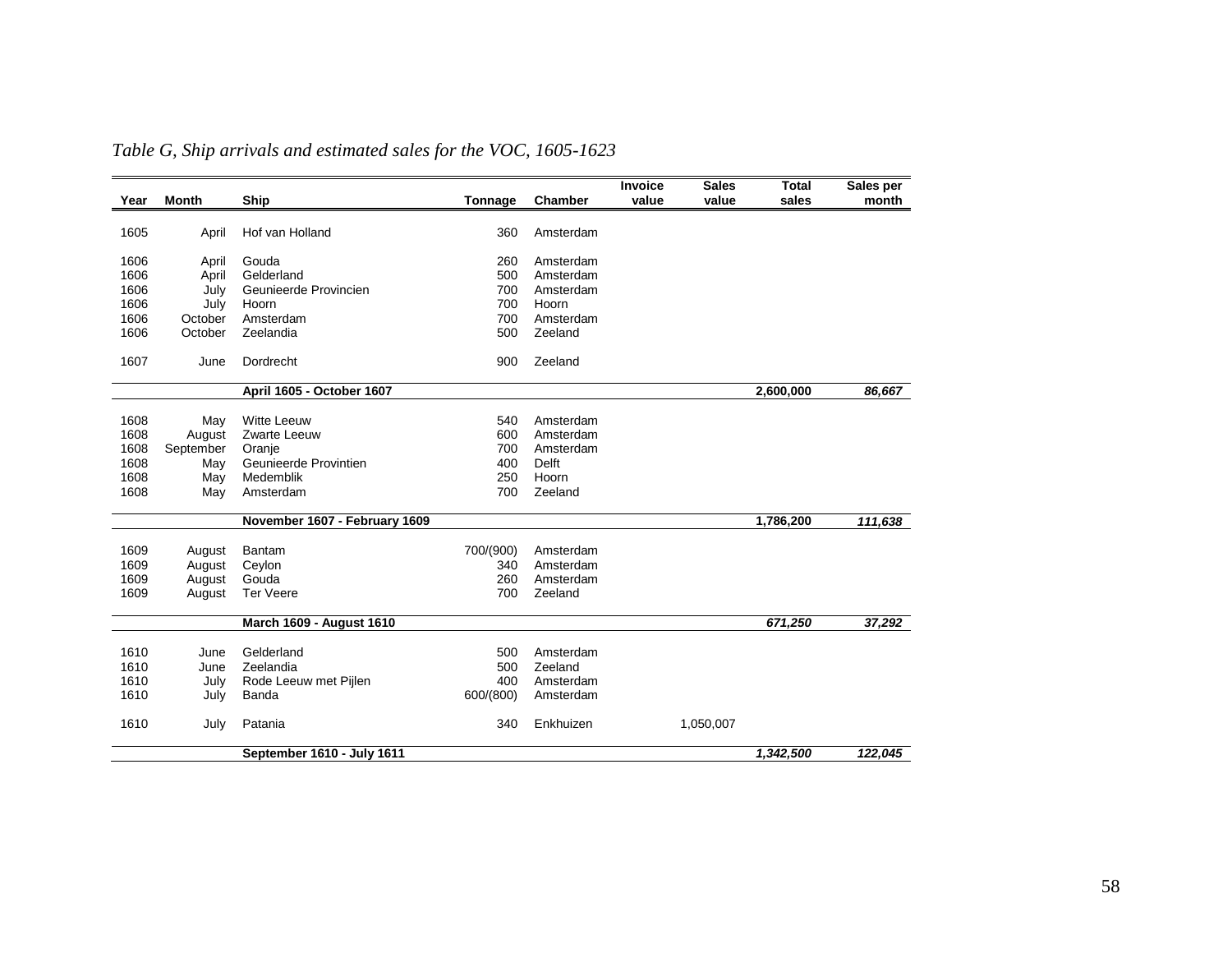*Table G, Ship arrivals and estimated sales for the VOC, 1605-1623*

| Year | Month | Ship | Tonnage | Chamber | Invoice value | Sales value | Total sales | Sales per month |
|---|---|---|---|---|---|---|---|---|
| 1605 | April | Hof van Holland | 360 | Amsterdam | | | | |
| 1606 | April | Gouda | 260 | Amsterdam | | | | |
| 1606 | April | Gelderland | 500 | Amsterdam | | | | |
| 1606 | July | Geunieerde Provincien | 700 | Amsterdam | | | | |
| 1606 | July | Hoorn | 700 | Hoorn | | | | |
| 1606 | October | Amsterdam | 700 | Amsterdam | | | | |
| 1606 | October | Zeelandia | 500 | Zeeland | | | | |
| 1607 | June | Dordrecht | 900 | Zeeland | | | | |
| | | **April 1605 - October 1607** | | | | | **2,600,000** | ***86,667*** |
| 1608 | May | Witte Leeuw | 540 | Amsterdam | | | | |
| 1608 | August | Zwarte Leeuw | 600 | Amsterdam | | | | |
| 1608 | September | Oranje | 700 | Amsterdam | | | | |
| 1608 | May | Geunieerde Provintien | 400 | Delft | | | | |
| 1608 | May | Medemblik | 250 | Hoorn | | | | |
| 1608 | May | Amsterdam | 700 | Zeeland | | | | |
| | | **November 1607 - February 1609** | | | | | **1,786,200** | ***111,638*** |
| 1609 | August | Bantam | 700/(900) | Amsterdam | | | | |
| 1609 | August | Ceylon | 340 | Amsterdam | | | | |
| 1609 | August | Gouda | 260 | Amsterdam | | | | |
| 1609 | August | Ter Veere | 700 | Zeeland | | | | |
| | | **March 1609 - August 1610** | | | | | ***671,250*** | ***37,292*** |
| 1610 | June | Gelderland | 500 | Amsterdam | | | | |
| 1610 | June | Zeelandia | 500 | Zeeland | | | | |
| 1610 | July | Rode Leeuw met Pijlen | 400 | Amsterdam | | | | |
| 1610 | July | Banda | 600/(800) | Amsterdam | | | | |
| 1610 | July | Patania | 340 | Enkhuizen | | 1,050,007 | | |
| | | **September 1610 - July 1611** | | | | | ***1,342,500*** | ***122,045*** |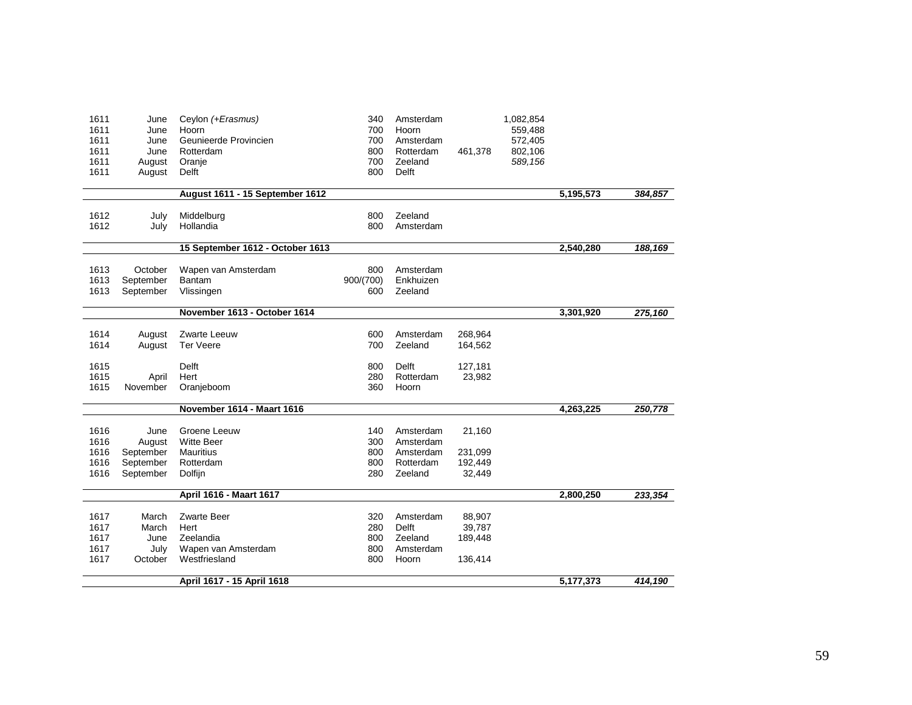| | | | | | | | | |
|---|---|---|---|---|---|---|---|---|
| 1611 | June | Ceylon *(+Erasmus)* | 340 | Amsterdam | | 1,082,854 | | |
| 1611 | June | Hoorn | 700 | Hoorn | | 559,488 | | |
| 1611 | June | Geunieerde Provincien | 700 | Amsterdam | | 572,405 | | |
| 1611 | June | Rotterdam | 800 | Rotterdam | 461,378 | 802,106 | | |
| 1611 | August | Oranje | 700 | Zeeland | | *589,156* | | |
| 1611 | August | Delft | 800 | Delft | | | | |
| | | **August 1611 - 15 September 1612** | | | | | **5,195,573** | ***384,857*** |
| 1612 | July | Middelburg | 800 | Zeeland | | | | |
| 1612 | July | Hollandia | 800 | Amsterdam | | | | |
| | | **15 September 1612 - October 1613** | | | | | **2,540,280** | ***188,169*** |
| 1613 | October | Wapen van Amsterdam | 800 | Amsterdam | | | | |
| 1613 | September | Bantam | 900/(700) | Enkhuizen | | | | |
| 1613 | September | Vlissingen | 600 | Zeeland | | | | |
| | | **November 1613 - October 1614** | | | | | **3,301,920** | ***275,160*** |
| 1614 | August | Zwarte Leeuw | 600 | Amsterdam | 268,964 | | | |
| 1614 | August | Ter Veere | 700 | Zeeland | 164,562 | | | |
| 1615 | | Delft | 800 | Delft | 127,181 | | | |
| 1615 | April | Hert | 280 | Rotterdam | 23,982 | | | |
| 1615 | November | Oranjeboom | 360 | Hoorn | | | | |
| | | **November 1614 - Maart 1616** | | | | | **4,263,225** | ***250,778*** |
| 1616 | June | Groene Leeuw | 140 | Amsterdam | 21,160 | | | |
| 1616 | August | Witte Beer | 300 | Amsterdam | | | | |
| 1616 | September | Mauritius | 800 | Amsterdam | 231,099 | | | |
| 1616 | September | Rotterdam | 800 | Rotterdam | 192,449 | | | |
| 1616 | September | Dolfijn | 280 | Zeeland | 32,449 | | | |
| | | **April 1616 - Maart 1617** | | | | | **2,800,250** | ***233,354*** |
| 1617 | March | Zwarte Beer | 320 | Amsterdam | 88,907 | | | |
| 1617 | March | Hert | 280 | Delft | 39,787 | | | |
| 1617 | June | Zeelandia | 800 | Zeeland | 189,448 | | | |
| 1617 | July | Wapen van Amsterdam | 800 | Amsterdam | | | | |
| 1617 | October | Westfriesland | 800 | Hoorn | 136,414 | | | |
| | | **April 1617 - 15 April 1618** | | | | | **5,177,373** | ***414,190*** |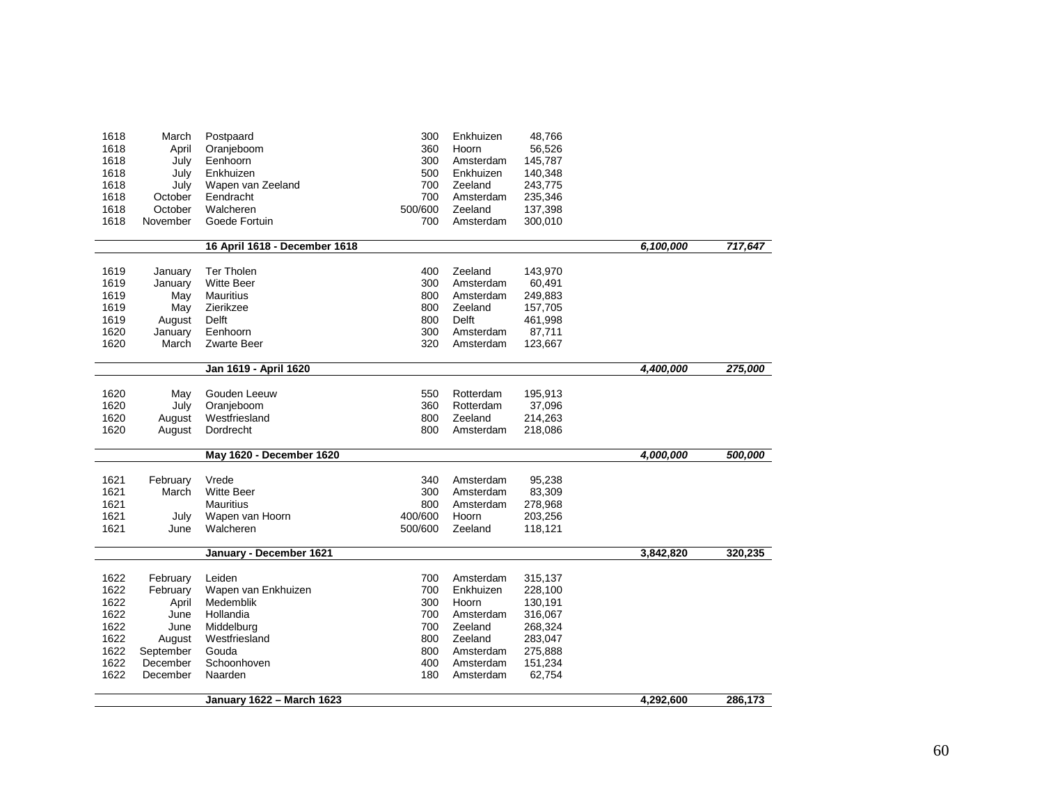| | | | | | | | |
|---|---|---|---|---|---|---|---|
| 1618 | March | Postpaard | 300 | Enkhuizen | 48,766 | | |
| 1618 | April | Oranjeboom | 360 | Hoorn | 56,526 | | |
| 1618 | July | Eenhoorn | 300 | Amsterdam | 145,787 | | |
| 1618 | July | Enkhuizen | 500 | Enkhuizen | 140,348 | | |
| 1618 | July | Wapen van Zeeland | 700 | Zeeland | 243,775 | | |
| 1618 | October | Eendracht | 700 | Amsterdam | 235,346 | | |
| 1618 | October | Walcheren | 500/600 | Zeeland | 137,398 | | |
| 1618 | November | Goede Fortuin | 700 | Amsterdam | 300,010 | | |
| | | **16 April 1618 - December 1618** | | | | ***6,100,000*** | ***717,647*** |
| 1619 | January | Ter Tholen | 400 | Zeeland | 143,970 | | |
| 1619 | January | Witte Beer | 300 | Amsterdam | 60,491 | | |
| 1619 | May | Mauritius | 800 | Amsterdam | 249,883 | | |
| 1619 | May | Zierikzee | 800 | Zeeland | 157,705 | | |
| 1619 | August | Delft | 800 | Delft | 461,998 | | |
| 1620 | January | Eenhoorn | 300 | Amsterdam | 87,711 | | |
| 1620 | March | Zwarte Beer | 320 | Amsterdam | 123,667 | | |
| | | **Jan 1619 - April 1620** | | | | ***4,400,000*** | ***275,000*** |
| 1620 | May | Gouden Leeuw | 550 | Rotterdam | 195,913 | | |
| 1620 | July | Oranjeboom | 360 | Rotterdam | 37,096 | | |
| 1620 | August | Westfriesland | 800 | Zeeland | 214,263 | | |
| 1620 | August | Dordrecht | 800 | Amsterdam | 218,086 | | |
| | | **May 1620 - December 1620** | | | | ***4,000,000*** | ***500,000*** |
| 1621 | February | Vrede | 340 | Amsterdam | 95,238 | | |
| 1621 | March | Witte Beer | 300 | Amsterdam | 83,309 | | |
| 1621 | | Mauritius | 800 | Amsterdam | 278,968 | | |
| 1621 | July | Wapen van Hoorn | 400/600 | Hoorn | 203,256 | | |
| 1621 | June | Walcheren | 500/600 | Zeeland | 118,121 | | |
| | | **January - December 1621** | | | | **3,842,820** | **320,235** |
| 1622 | February | Leiden | 700 | Amsterdam | 315,137 | | |
| 1622 | February | Wapen van Enkhuizen | 700 | Enkhuizen | 228,100 | | |
| 1622 | April | Medemblik | 300 | Hoorn | 130,191 | | |
| 1622 | June | Hollandia | 700 | Amsterdam | 316,067 | | |
| 1622 | June | Middelburg | 700 | Zeeland | 268,324 | | |
| 1622 | August | Westfriesland | 800 | Zeeland | 283,047 | | |
| 1622 | September | Gouda | 800 | Amsterdam | 275,888 | | |
| 1622 | December | Schoonhoven | 400 | Amsterdam | 151,234 | | |
| 1622 | December | Naarden | 180 | Amsterdam | 62,754 | | |
| | | **January 1622 – March 1623** | | | | **4,292,600** | **286,173** |